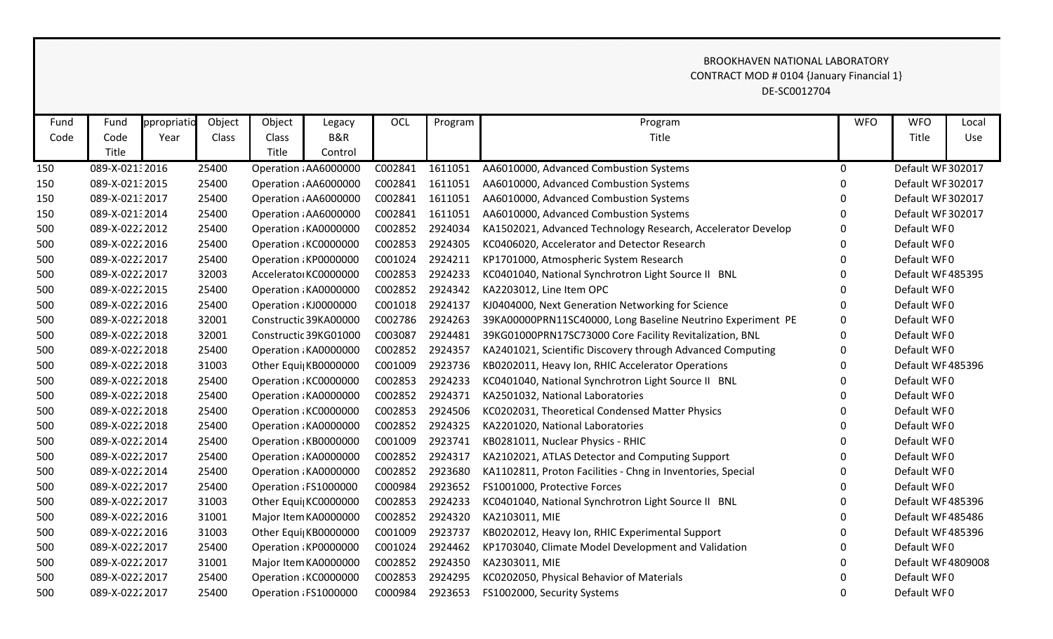BROOKHAVEN NATIONAL LABORATORY
CONTRACT MOD # 0104 {January Financial 1}
DE-SC0012704

| Fund Code | Fund Code Title | ppropriatio Year | Object Class | Object Class Title | Legacy B&R Control | OCL | Program | Program Title | WFO | WFO Title | Local Use |
|---|---|---|---|---|---|---|---|---|---|---|---|
| 150 | 089-X-021: | 2016 | 25400 | Operation : | AA6000000 | C002841 | 1611051 | AA6010000, Advanced Combustion Systems | 0 | Default WF | 302017 |
| 150 | 089-X-021: | 2015 | 25400 | Operation : | AA6000000 | C002841 | 1611051 | AA6010000, Advanced Combustion Systems | 0 | Default WF | 302017 |
| 150 | 089-X-021: | 2017 | 25400 | Operation : | AA6000000 | C002841 | 1611051 | AA6010000, Advanced Combustion Systems | 0 | Default WF | 302017 |
| 150 | 089-X-021: | 2014 | 25400 | Operation : | AA6000000 | C002841 | 1611051 | AA6010000, Advanced Combustion Systems | 0 | Default WF | 302017 |
| 500 | 089-X-022: | 2012 | 25400 | Operation : | KA0000000 | C002852 | 2924034 | KA1502021, Advanced Technology Research, Accelerator Develop | 0 | Default WF | 0 |
| 500 | 089-X-022: | 2016 | 25400 | Operation : | KC0000000 | C002853 | 2924305 | KC0406020, Accelerator and Detector Research | 0 | Default WF | 0 |
| 500 | 089-X-022: | 2017 | 25400 | Operation : | KP0000000 | C001024 | 2924211 | KP1701000, Atmospheric System Research | 0 | Default WF | 0 |
| 500 | 089-X-022: | 2017 | 32003 | Accelerator | KC0000000 | C002853 | 2924233 | KC0401040, National Synchrotron Light Source II BNL | 0 | Default WF | 485395 |
| 500 | 089-X-022: | 2015 | 25400 | Operation : | KA0000000 | C002852 | 2924342 | KA2203012, Line Item OPC | 0 | Default WF | 0 |
| 500 | 089-X-022: | 2016 | 25400 | Operation : | KJ0000000 | C001018 | 2924137 | KJ0404000, Next Generation Networking for Science | 0 | Default WF | 0 |
| 500 | 089-X-022: | 2018 | 32001 | Constructic | 39KA00000 | C002786 | 2924263 | 39KA00000PRN11SC40000, Long Baseline Neutrino Experiment PE | 0 | Default WF | 0 |
| 500 | 089-X-022: | 2018 | 32001 | Constructic | 39KG01000 | C003087 | 2924481 | 39KG01000PRN17SC73000 Core Facility Revitalization, BNL | 0 | Default WF | 0 |
| 500 | 089-X-022: | 2018 | 25400 | Operation : | KA0000000 | C002852 | 2924357 | KA2401021, Scientific Discovery through Advanced Computing | 0 | Default WF | 0 |
| 500 | 089-X-022: | 2018 | 31003 | Other Equi | KB0000000 | C001009 | 2923736 | KB0202011, Heavy Ion, RHIC Accelerator Operations | 0 | Default WF | 485396 |
| 500 | 089-X-022: | 2018 | 25400 | Operation : | KC0000000 | C002853 | 2924233 | KC0401040, National Synchrotron Light Source II BNL | 0 | Default WF | 0 |
| 500 | 089-X-022: | 2018 | 25400 | Operation : | KA0000000 | C002852 | 2924371 | KA2501032, National Laboratories | 0 | Default WF | 0 |
| 500 | 089-X-022: | 2018 | 25400 | Operation : | KC0000000 | C002853 | 2924506 | KC0202031, Theoretical Condensed Matter Physics | 0 | Default WF | 0 |
| 500 | 089-X-022: | 2018 | 25400 | Operation : | KA0000000 | C002852 | 2924325 | KA2201020, National Laboratories | 0 | Default WF | 0 |
| 500 | 089-X-022: | 2014 | 25400 | Operation : | KB0000000 | C001009 | 2923741 | KB0281011, Nuclear Physics - RHIC | 0 | Default WF | 0 |
| 500 | 089-X-022: | 2017 | 25400 | Operation : | KA0000000 | C002852 | 2924317 | KA2102021, ATLAS Detector and Computing Support | 0 | Default WF | 0 |
| 500 | 089-X-022: | 2014 | 25400 | Operation : | KA0000000 | C002852 | 2923680 | KA1102811, Proton Facilities - Chng in Inventories, Special | 0 | Default WF | 0 |
| 500 | 089-X-022: | 2017 | 25400 | Operation : | FS1000000 | C000984 | 2923652 | FS1001000, Protective Forces | 0 | Default WF | 0 |
| 500 | 089-X-022: | 2017 | 31003 | Other Equi | KC0000000 | C002853 | 2924233 | KC0401040, National Synchrotron Light Source II BNL | 0 | Default WF | 485396 |
| 500 | 089-X-022: | 2016 | 31001 | Major Item | KA0000000 | C002852 | 2924320 | KA2103011, MIE | 0 | Default WF | 485486 |
| 500 | 089-X-022: | 2016 | 31003 | Other Equi | KB0000000 | C001009 | 2923737 | KB0202012, Heavy Ion, RHIC Experimental Support | 0 | Default WF | 485396 |
| 500 | 089-X-022: | 2017 | 25400 | Operation : | KP0000000 | C001024 | 2924462 | KP1703040, Climate Model Development and Validation | 0 | Default WF | 0 |
| 500 | 089-X-022: | 2017 | 31001 | Major Item | KA0000000 | C002852 | 2924350 | KA2303011, MIE | 0 | Default WF | 4809008 |
| 500 | 089-X-022: | 2017 | 25400 | Operation : | KC0000000 | C002853 | 2924295 | KC0202050, Physical Behavior of Materials | 0 | Default WF | 0 |
| 500 | 089-X-022: | 2017 | 25400 | Operation : | FS1000000 | C000984 | 2923653 | FS1002000, Security Systems | 0 | Default WF | 0 |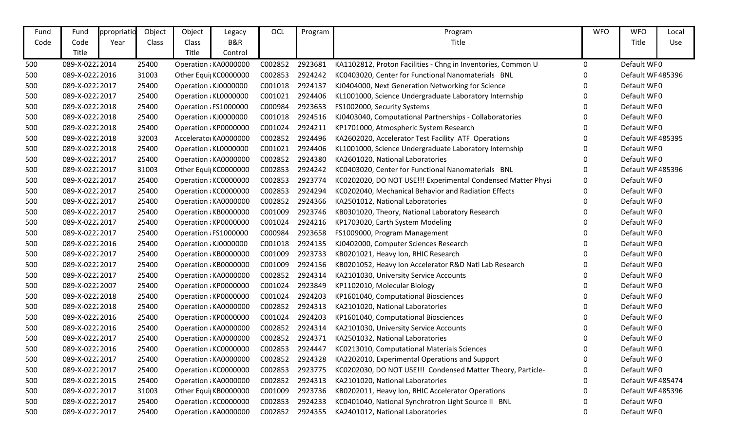| Fund Code | Fund Code Title | ppropriatio Year | Object Class | Object Class Title | Legacy B&R Control | OCL | Program | Program Title | WFO | WFO Title | Local Use |
|---|---|---|---|---|---|---|---|---|---|---|---|
| 500 | 089-X-0222 | 2014 | 25400 | Operation | KA0000000 | C002852 | 2923681 | KA1102812, Proton Facilities - Chng in Inventories, Common U | 0 | Default WF | 0 |
| 500 | 089-X-0222 | 2016 | 31003 | Other Equi | KC0000000 | C002853 | 2924242 | KC0403020, Center for Functional Nanomaterials BNL | 0 | Default WF | 485396 |
| 500 | 089-X-0222 | 2017 | 25400 | Operation | KJ0000000 | C001018 | 2924137 | KJ0404000, Next Generation Networking for Science | 0 | Default WF | 0 |
| 500 | 089-X-0222 | 2017 | 25400 | Operation | KL0000000 | C001021 | 2924406 | KL1001000, Science Undergraduate Laboratory Internship | 0 | Default WF | 0 |
| 500 | 089-X-0222 | 2018 | 25400 | Operation | FS1000000 | C000984 | 2923653 | FS1002000, Security Systems | 0 | Default WF | 0 |
| 500 | 089-X-0222 | 2018 | 25400 | Operation | KJ0000000 | C001018 | 2924516 | KJ0403040, Computational Partnerships - Collaboratories | 0 | Default WF | 0 |
| 500 | 089-X-0222 | 2018 | 25400 | Operation | KP0000000 | C001024 | 2924211 | KP1701000, Atmospheric System Research | 0 | Default WF | 0 |
| 500 | 089-X-0222 | 2018 | 32003 | Accelerator | KA0000000 | C002852 | 2924496 | KA2602020, Accelerator Test Facility ATF Operations | 0 | Default WF | 485395 |
| 500 | 089-X-0222 | 2018 | 25400 | Operation | KL0000000 | C001021 | 2924406 | KL1001000, Science Undergraduate Laboratory Internship | 0 | Default WF | 0 |
| 500 | 089-X-0222 | 2017 | 25400 | Operation | KA0000000 | C002852 | 2924380 | KA2601020, National Laboratories | 0 | Default WF | 0 |
| 500 | 089-X-0222 | 2017 | 31003 | Other Equi | KC0000000 | C002853 | 2924242 | KC0403020, Center for Functional Nanomaterials BNL | 0 | Default WF | 485396 |
| 500 | 089-X-0222 | 2017 | 25400 | Operation | KC0000000 | C002853 | 2923774 | KC0202020, DO NOT USE!!! Experimental Condensed Matter Physi | 0 | Default WF | 0 |
| 500 | 089-X-0222 | 2017 | 25400 | Operation | KC0000000 | C002853 | 2924294 | KC0202040, Mechanical Behavior and Radiation Effects | 0 | Default WF | 0 |
| 500 | 089-X-0222 | 2017 | 25400 | Operation | KA0000000 | C002852 | 2924366 | KA2501012, National Laboratories | 0 | Default WF | 0 |
| 500 | 089-X-0222 | 2017 | 25400 | Operation | KB0000000 | C001009 | 2923746 | KB0301020, Theory, National Laboratory Research | 0 | Default WF | 0 |
| 500 | 089-X-0222 | 2017 | 25400 | Operation | KP0000000 | C001024 | 2924216 | KP1703020, Earth System Modeling | 0 | Default WF | 0 |
| 500 | 089-X-0222 | 2017 | 25400 | Operation | FS1000000 | C000984 | 2923658 | FS1009000, Program Management | 0 | Default WF | 0 |
| 500 | 089-X-0222 | 2016 | 25400 | Operation | KJ0000000 | C001018 | 2924135 | KJ0402000, Computer Sciences Research | 0 | Default WF | 0 |
| 500 | 089-X-0222 | 2017 | 25400 | Operation | KB0000000 | C001009 | 2923733 | KB0201021, Heavy Ion, RHIC Research | 0 | Default WF | 0 |
| 500 | 089-X-0222 | 2017 | 25400 | Operation | KB0000000 | C001009 | 2924156 | KB0201052, Heavy Ion Accelerator R&D Natl Lab Research | 0 | Default WF | 0 |
| 500 | 089-X-0222 | 2017 | 25400 | Operation | KA0000000 | C002852 | 2924314 | KA2101030, University Service Accounts | 0 | Default WF | 0 |
| 500 | 089-X-0222 | 2007 | 25400 | Operation | KP0000000 | C001024 | 2923849 | KP1102010, Molecular Biology | 0 | Default WF | 0 |
| 500 | 089-X-0222 | 2018 | 25400 | Operation | KP0000000 | C001024 | 2924203 | KP1601040, Computational Biosciences | 0 | Default WF | 0 |
| 500 | 089-X-0222 | 2018 | 25400 | Operation | KA0000000 | C002852 | 2924313 | KA2101020, National Laboratories | 0 | Default WF | 0 |
| 500 | 089-X-0222 | 2016 | 25400 | Operation | KP0000000 | C001024 | 2924203 | KP1601040, Computational Biosciences | 0 | Default WF | 0 |
| 500 | 089-X-0222 | 2016 | 25400 | Operation | KA0000000 | C002852 | 2924314 | KA2101030, University Service Accounts | 0 | Default WF | 0 |
| 500 | 089-X-0222 | 2017 | 25400 | Operation | KA0000000 | C002852 | 2924371 | KA2501032, National Laboratories | 0 | Default WF | 0 |
| 500 | 089-X-0222 | 2016 | 25400 | Operation | KC0000000 | C002853 | 2924447 | KC0213010, Computational Materials Sciences | 0 | Default WF | 0 |
| 500 | 089-X-0222 | 2017 | 25400 | Operation | KA0000000 | C002852 | 2924328 | KA2202010, Experimental Operations and Support | 0 | Default WF | 0 |
| 500 | 089-X-0222 | 2017 | 25400 | Operation | KC0000000 | C002853 | 2923775 | KC0202030, DO NOT USE!!! Condensed Matter Theory, Particle- | 0 | Default WF | 0 |
| 500 | 089-X-0222 | 2015 | 25400 | Operation | KA0000000 | C002852 | 2924313 | KA2101020, National Laboratories | 0 | Default WF | 485474 |
| 500 | 089-X-0222 | 2017 | 31003 | Other Equi | KB0000000 | C001009 | 2923736 | KB0202011, Heavy Ion, RHIC Accelerator Operations | 0 | Default WF | 485396 |
| 500 | 089-X-0222 | 2017 | 25400 | Operation | KC0000000 | C002853 | 2924233 | KC0401040, National Synchrotron Light Source II BNL | 0 | Default WF | 0 |
| 500 | 089-X-0222 | 2017 | 25400 | Operation | KA0000000 | C002852 | 2924355 | KA2401012, National Laboratories | 0 | Default WF | 0 |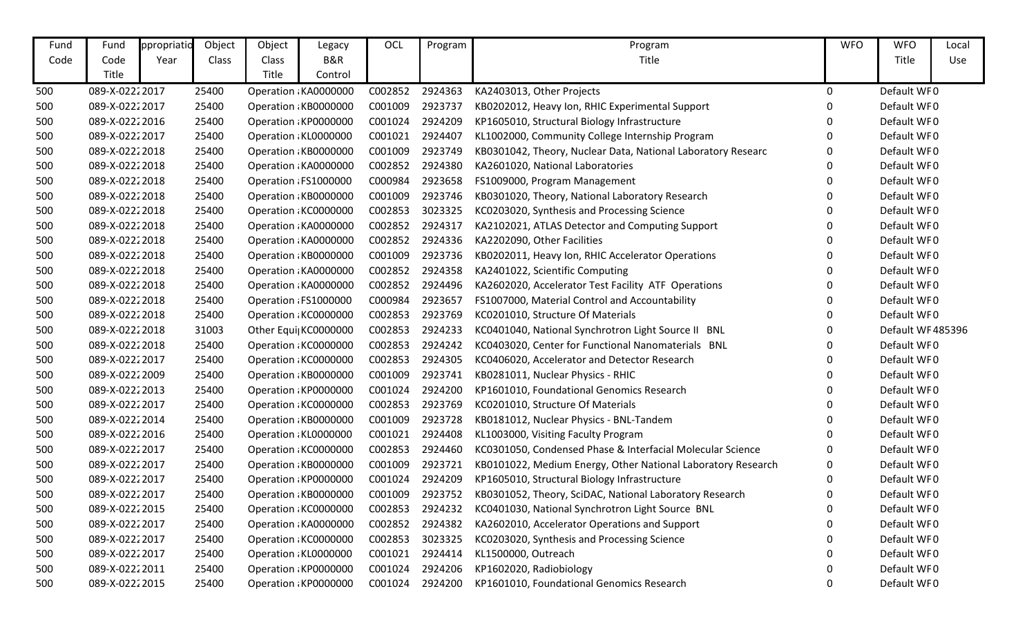| Fund Code | Fund Code Title | Appropriation Year | Object Class | Object Class Title | Legacy B&R Control | OCL | Program | Program Title | WFO | WFO Title | Local Use |
|---|---|---|---|---|---|---|---|---|---|---|---|
| 500 | 089-X-0222 | 2017 | 25400 | Operation | KA0000000 | C002852 | 2924363 | KA2403013, Other Projects | 0 | Default WF | 0 |
| 500 | 089-X-0222 | 2017 | 25400 | Operation | KB0000000 | C001009 | 2923737 | KB0202012, Heavy Ion, RHIC Experimental Support | 0 | Default WF | 0 |
| 500 | 089-X-0222 | 2016 | 25400 | Operation | KP0000000 | C001024 | 2924209 | KP1605010, Structural Biology Infrastructure | 0 | Default WF | 0 |
| 500 | 089-X-0222 | 2017 | 25400 | Operation | KL0000000 | C001021 | 2924407 | KL1002000, Community College Internship Program | 0 | Default WF | 0 |
| 500 | 089-X-0222 | 2018 | 25400 | Operation | KB0000000 | C001009 | 2923749 | KB0301042, Theory, Nuclear Data, National Laboratory Researc | 0 | Default WF | 0 |
| 500 | 089-X-0222 | 2018 | 25400 | Operation | KA0000000 | C002852 | 2924380 | KA2601020, National Laboratories | 0 | Default WF | 0 |
| 500 | 089-X-0222 | 2018 | 25400 | Operation | FS1000000 | C000984 | 2923658 | FS1009000, Program Management | 0 | Default WF | 0 |
| 500 | 089-X-0222 | 2018 | 25400 | Operation | KB0000000 | C001009 | 2923746 | KB0301020, Theory, National Laboratory Research | 0 | Default WF | 0 |
| 500 | 089-X-0222 | 2018 | 25400 | Operation | KC0000000 | C002853 | 3023325 | KC0203020, Synthesis and Processing Science | 0 | Default WF | 0 |
| 500 | 089-X-0222 | 2018 | 25400 | Operation | KA0000000 | C002852 | 2924317 | KA2102021, ATLAS Detector and Computing Support | 0 | Default WF | 0 |
| 500 | 089-X-0222 | 2018 | 25400 | Operation | KA0000000 | C002852 | 2924336 | KA2202090, Other Facilities | 0 | Default WF | 0 |
| 500 | 089-X-0222 | 2018 | 25400 | Operation | KB0000000 | C001009 | 2923736 | KB0202011, Heavy Ion, RHIC Accelerator Operations | 0 | Default WF | 0 |
| 500 | 089-X-0222 | 2018 | 25400 | Operation | KA0000000 | C002852 | 2924358 | KA2401022, Scientific Computing | 0 | Default WF | 0 |
| 500 | 089-X-0222 | 2018 | 25400 | Operation | KA0000000 | C002852 | 2924496 | KA2602020, Accelerator Test Facility ATF Operations | 0 | Default WF | 0 |
| 500 | 089-X-0222 | 2018 | 25400 | Operation | FS1000000 | C000984 | 2923657 | FS1007000, Material Control and Accountability | 0 | Default WF | 0 |
| 500 | 089-X-0222 | 2018 | 25400 | Operation | KC0000000 | C002853 | 2923769 | KC0201010, Structure Of Materials | 0 | Default WF | 0 |
| 500 | 089-X-0222 | 2018 | 31003 | Other Equi | KC0000000 | C002853 | 2924233 | KC0401040, National Synchrotron Light Source II BNL | 0 | Default WF | 485396 |
| 500 | 089-X-0222 | 2018 | 25400 | Operation | KC0000000 | C002853 | 2924242 | KC0403020, Center for Functional Nanomaterials BNL | 0 | Default WF | 0 |
| 500 | 089-X-0222 | 2017 | 25400 | Operation | KC0000000 | C002853 | 2924305 | KC0406020, Accelerator and Detector Research | 0 | Default WF | 0 |
| 500 | 089-X-0222 | 2009 | 25400 | Operation | KB0000000 | C001009 | 2923741 | KB0281011, Nuclear Physics - RHIC | 0 | Default WF | 0 |
| 500 | 089-X-0222 | 2013 | 25400 | Operation | KP0000000 | C001024 | 2924200 | KP1601010, Foundational Genomics Research | 0 | Default WF | 0 |
| 500 | 089-X-0222 | 2017 | 25400 | Operation | KC0000000 | C002853 | 2923769 | KC0201010, Structure Of Materials | 0 | Default WF | 0 |
| 500 | 089-X-0222 | 2014 | 25400 | Operation | KB0000000 | C001009 | 2923728 | KB0181012, Nuclear Physics - BNL-Tandem | 0 | Default WF | 0 |
| 500 | 089-X-0222 | 2016 | 25400 | Operation | KL0000000 | C001021 | 2924408 | KL1003000, Visiting Faculty Program | 0 | Default WF | 0 |
| 500 | 089-X-0222 | 2017 | 25400 | Operation | KC0000000 | C002853 | 2924460 | KC0301050, Condensed Phase & Interfacial Molecular Science | 0 | Default WF | 0 |
| 500 | 089-X-0222 | 2017 | 25400 | Operation | KB0000000 | C001009 | 2923721 | KB0101022, Medium Energy, Other National Laboratory Research | 0 | Default WF | 0 |
| 500 | 089-X-0222 | 2017 | 25400 | Operation | KP0000000 | C001024 | 2924209 | KP1605010, Structural Biology Infrastructure | 0 | Default WF | 0 |
| 500 | 089-X-0222 | 2017 | 25400 | Operation | KB0000000 | C001009 | 2923752 | KB0301052, Theory, SciDAC, National Laboratory Research | 0 | Default WF | 0 |
| 500 | 089-X-0222 | 2015 | 25400 | Operation | KC0000000 | C002853 | 2924232 | KC0401030, National Synchrotron Light Source BNL | 0 | Default WF | 0 |
| 500 | 089-X-0222 | 2017 | 25400 | Operation | KA0000000 | C002852 | 2924382 | KA2602010, Accelerator Operations and Support | 0 | Default WF | 0 |
| 500 | 089-X-0222 | 2017 | 25400 | Operation | KC0000000 | C002853 | 3023325 | KC0203020, Synthesis and Processing Science | 0 | Default WF | 0 |
| 500 | 089-X-0222 | 2017 | 25400 | Operation | KL0000000 | C001021 | 2924414 | KL1500000, Outreach | 0 | Default WF | 0 |
| 500 | 089-X-0222 | 2011 | 25400 | Operation | KP0000000 | C001024 | 2924206 | KP1602020, Radiobiology | 0 | Default WF | 0 |
| 500 | 089-X-0222 | 2015 | 25400 | Operation | KP0000000 | C001024 | 2924200 | KP1601010, Foundational Genomics Research | 0 | Default WF | 0 |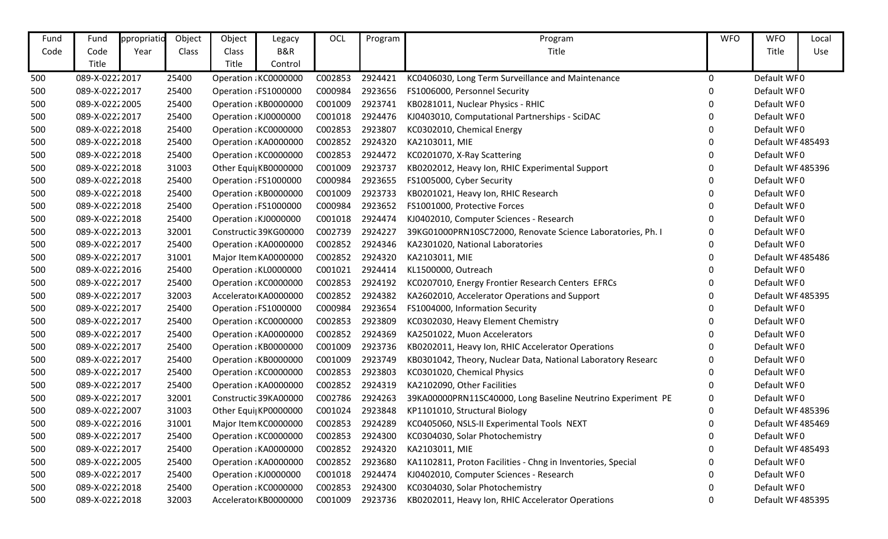| Fund Code | Fund Code Title | ppropriatio Year | Object Class | Object Class Title | Legacy B&R Control | OCL | Program | Program Title | WFO | WFO Title | Local Use |
|---|---|---|---|---|---|---|---|---|---|---|---|
| 500 | 089-X-0222 | 2017 | 25400 | Operation | KC0000000 | C002853 | 2924421 | KC0406030, Long Term Surveillance and Maintenance | 0 | Default WF | 0 |
| 500 | 089-X-0222 | 2017 | 25400 | Operation | FS1000000 | C000984 | 2923656 | FS1006000, Personnel Security | 0 | Default WF | 0 |
| 500 | 089-X-0222 | 2005 | 25400 | Operation | KB0000000 | C001009 | 2923741 | KB0281011, Nuclear Physics - RHIC | 0 | Default WF | 0 |
| 500 | 089-X-0222 | 2017 | 25400 | Operation | KJ0000000 | C001018 | 2924476 | KJ0403010, Computational Partnerships - SciDAC | 0 | Default WF | 0 |
| 500 | 089-X-0222 | 2018 | 25400 | Operation | KC0000000 | C002853 | 2923807 | KC0302010, Chemical Energy | 0 | Default WF | 0 |
| 500 | 089-X-0222 | 2018 | 25400 | Operation | KA0000000 | C002852 | 2924320 | KA2103011, MIE | 0 | Default WF | 485493 |
| 500 | 089-X-0222 | 2018 | 25400 | Operation | KC0000000 | C002853 | 2924472 | KC0201070, X-Ray Scattering | 0 | Default WF | 0 |
| 500 | 089-X-0222 | 2018 | 31003 | Other Equi | KB0000000 | C001009 | 2923737 | KB0202012, Heavy Ion, RHIC Experimental Support | 0 | Default WF | 485396 |
| 500 | 089-X-0222 | 2018 | 25400 | Operation | FS1000000 | C000984 | 2923655 | FS1005000, Cyber Security | 0 | Default WF | 0 |
| 500 | 089-X-0222 | 2018 | 25400 | Operation | KB0000000 | C001009 | 2923733 | KB0201021, Heavy Ion, RHIC Research | 0 | Default WF | 0 |
| 500 | 089-X-0222 | 2018 | 25400 | Operation | FS1000000 | C000984 | 2923652 | FS1001000, Protective Forces | 0 | Default WF | 0 |
| 500 | 089-X-0222 | 2018 | 25400 | Operation | KJ0000000 | C001018 | 2924474 | KJ0402010, Computer Sciences - Research | 0 | Default WF | 0 |
| 500 | 089-X-0222 | 2013 | 32001 | Constructic | 39KG00000 | C002739 | 2924227 | 39KG01000PRN10SC72000, Renovate Science Laboratories, Ph. I | 0 | Default WF | 0 |
| 500 | 089-X-0222 | 2017 | 25400 | Operation | KA0000000 | C002852 | 2924346 | KA2301020, National Laboratories | 0 | Default WF | 0 |
| 500 | 089-X-0222 | 2017 | 31001 | Major Item | KA0000000 | C002852 | 2924320 | KA2103011, MIE | 0 | Default WF | 485486 |
| 500 | 089-X-0222 | 2016 | 25400 | Operation | KL0000000 | C001021 | 2924414 | KL1500000, Outreach | 0 | Default WF | 0 |
| 500 | 089-X-0222 | 2017 | 25400 | Operation | KC0000000 | C002853 | 2924192 | KC0207010, Energy Frontier Research Centers EFRCs | 0 | Default WF | 0 |
| 500 | 089-X-0222 | 2017 | 32003 | Accelerato | KA0000000 | C002852 | 2924382 | KA2602010, Accelerator Operations and Support | 0 | Default WF | 485395 |
| 500 | 089-X-0222 | 2017 | 25400 | Operation | FS1000000 | C000984 | 2923654 | FS1004000, Information Security | 0 | Default WF | 0 |
| 500 | 089-X-0222 | 2017 | 25400 | Operation | KC0000000 | C002853 | 2923809 | KC0302030, Heavy Element Chemistry | 0 | Default WF | 0 |
| 500 | 089-X-0222 | 2017 | 25400 | Operation | KA0000000 | C002852 | 2924369 | KA2501022, Muon Accelerators | 0 | Default WF | 0 |
| 500 | 089-X-0222 | 2017 | 25400 | Operation | KB0000000 | C001009 | 2923736 | KB0202011, Heavy Ion, RHIC Accelerator Operations | 0 | Default WF | 0 |
| 500 | 089-X-0222 | 2017 | 25400 | Operation | KB0000000 | C001009 | 2923749 | KB0301042, Theory, Nuclear Data, National Laboratory Researc | 0 | Default WF | 0 |
| 500 | 089-X-0222 | 2017 | 25400 | Operation | KC0000000 | C002853 | 2923803 | KC0301020, Chemical Physics | 0 | Default WF | 0 |
| 500 | 089-X-0222 | 2017 | 25400 | Operation | KA0000000 | C002852 | 2924319 | KA2102090, Other Facilities | 0 | Default WF | 0 |
| 500 | 089-X-0222 | 2017 | 32001 | Constructic | 39KA00000 | C002786 | 2924263 | 39KA00000PRN11SC40000, Long Baseline Neutrino Experiment PE | 0 | Default WF | 0 |
| 500 | 089-X-0222 | 2007 | 31003 | Other Equi | KP0000000 | C001024 | 2923848 | KP1101010, Structural Biology | 0 | Default WF | 485396 |
| 500 | 089-X-0222 | 2016 | 31001 | Major Item | KC0000000 | C002853 | 2924289 | KC0405060, NSLS-II Experimental Tools NEXT | 0 | Default WF | 485469 |
| 500 | 089-X-0222 | 2017 | 25400 | Operation | KC0000000 | C002853 | 2924300 | KC0304030, Solar Photochemistry | 0 | Default WF | 0 |
| 500 | 089-X-0222 | 2017 | 25400 | Operation | KA0000000 | C002852 | 2924320 | KA2103011, MIE | 0 | Default WF | 485493 |
| 500 | 089-X-0222 | 2005 | 25400 | Operation | KA0000000 | C002852 | 2923680 | KA1102811, Proton Facilities - Chng in Inventories, Special | 0 | Default WF | 0 |
| 500 | 089-X-0222 | 2017 | 25400 | Operation | KJ0000000 | C001018 | 2924474 | KJ0402010, Computer Sciences - Research | 0 | Default WF | 0 |
| 500 | 089-X-0222 | 2018 | 25400 | Operation | KC0000000 | C002853 | 2924300 | KC0304030, Solar Photochemistry | 0 | Default WF | 0 |
| 500 | 089-X-0222 | 2018 | 32003 | Accelerato | KB0000000 | C001009 | 2923736 | KB0202011, Heavy Ion, RHIC Accelerator Operations | 0 | Default WF | 485395 |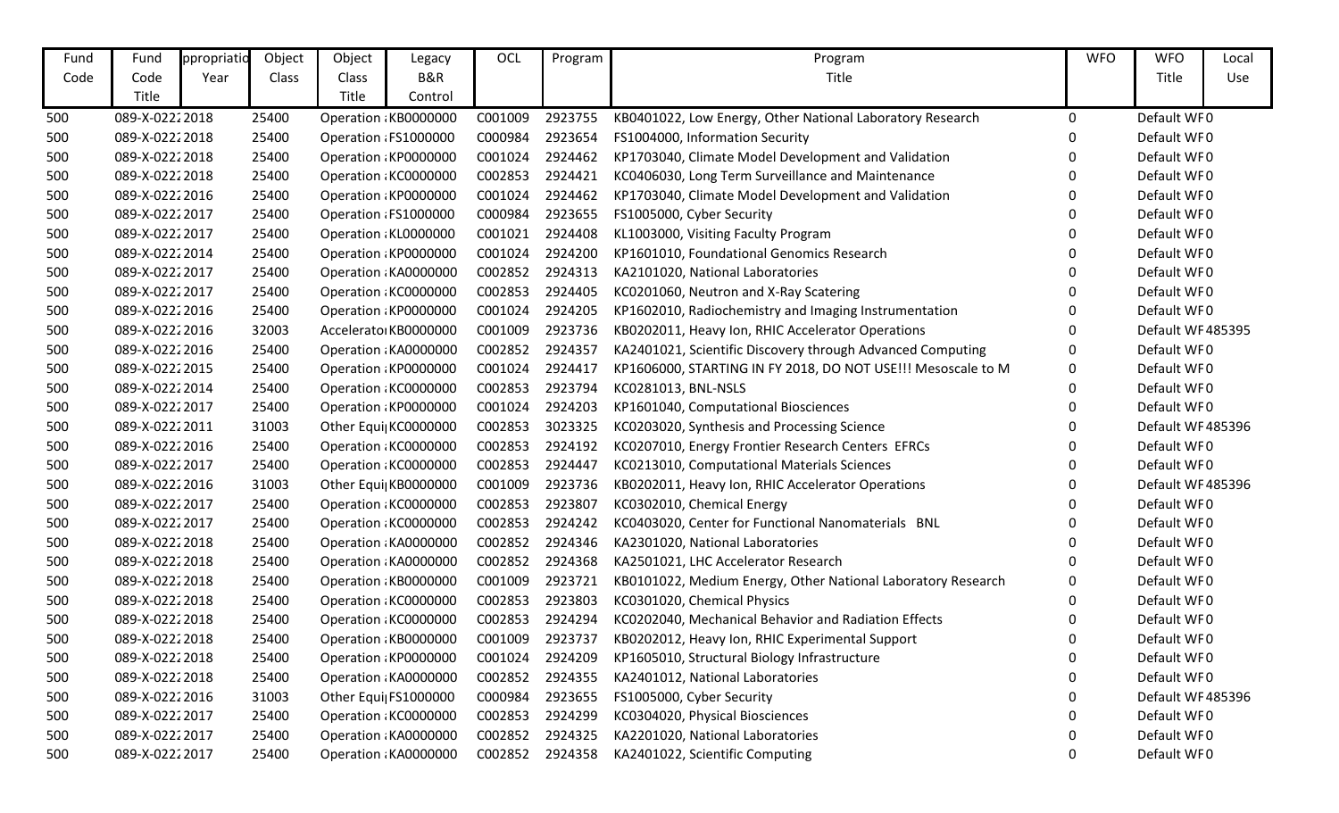| Fund Code | Fund Code Title | ppropriatio Year | Object Class | Object Class Title | Legacy B&R Control | OCL | Program | Program Title | WFO | WFO Title | Local Use |
|---|---|---|---|---|---|---|---|---|---|---|---|
| 500 | 089-X-0222 | 2018 | 25400 | Operation : | KB0000000 | C001009 | 2923755 | KB0401022, Low Energy, Other National Laboratory Research | 0 | Default WF | 0 |
| 500 | 089-X-0222 | 2018 | 25400 | Operation : | FS1000000 | C000984 | 2923654 | FS1004000, Information Security | 0 | Default WF | 0 |
| 500 | 089-X-0222 | 2018 | 25400 | Operation : | KP0000000 | C001024 | 2924462 | KP1703040, Climate Model Development and Validation | 0 | Default WF | 0 |
| 500 | 089-X-0222 | 2018 | 25400 | Operation : | KC0000000 | C002853 | 2924421 | KC0406030, Long Term Surveillance and Maintenance | 0 | Default WF | 0 |
| 500 | 089-X-0222 | 2016 | 25400 | Operation : | KP0000000 | C001024 | 2924462 | KP1703040, Climate Model Development and Validation | 0 | Default WF | 0 |
| 500 | 089-X-0222 | 2017 | 25400 | Operation : | FS1000000 | C000984 | 2923655 | FS1005000, Cyber Security | 0 | Default WF | 0 |
| 500 | 089-X-0222 | 2017 | 25400 | Operation : | KL0000000 | C001021 | 2924408 | KL1003000, Visiting Faculty Program | 0 | Default WF | 0 |
| 500 | 089-X-0222 | 2014 | 25400 | Operation : | KP0000000 | C001024 | 2924200 | KP1601010, Foundational Genomics Research | 0 | Default WF | 0 |
| 500 | 089-X-0222 | 2017 | 25400 | Operation : | KA0000000 | C002852 | 2924313 | KA2101020, National Laboratories | 0 | Default WF | 0 |
| 500 | 089-X-0222 | 2017 | 25400 | Operation : | KC0000000 | C002853 | 2924405 | KC0201060, Neutron and X-Ray Scatering | 0 | Default WF | 0 |
| 500 | 089-X-0222 | 2016 | 25400 | Operation : | KP0000000 | C001024 | 2924205 | KP1602010, Radiochemistry and Imaging Instrumentation | 0 | Default WF | 0 |
| 500 | 089-X-0222 | 2016 | 32003 | Accelerator | KB0000000 | C001009 | 2923736 | KB0202011, Heavy Ion, RHIC Accelerator Operations | 0 | Default WF | 485395 |
| 500 | 089-X-0222 | 2016 | 25400 | Operation : | KA0000000 | C002852 | 2924357 | KA2401021, Scientific Discovery through Advanced Computing | 0 | Default WF | 0 |
| 500 | 089-X-0222 | 2015 | 25400 | Operation : | KP0000000 | C001024 | 2924417 | KP1606000, STARTING IN FY 2018, DO NOT USE!!! Mesoscale to M | 0 | Default WF | 0 |
| 500 | 089-X-0222 | 2014 | 25400 | Operation : | KC0000000 | C002853 | 2923794 | KC0281013, BNL-NSLS | 0 | Default WF | 0 |
| 500 | 089-X-0222 | 2017 | 25400 | Operation : | KP0000000 | C001024 | 2924203 | KP1601040, Computational Biosciences | 0 | Default WF | 0 |
| 500 | 089-X-0222 | 2011 | 31003 | Other Equi | KC0000000 | C002853 | 3023325 | KC0203020, Synthesis and Processing Science | 0 | Default WF | 485396 |
| 500 | 089-X-0222 | 2016 | 25400 | Operation : | KC0000000 | C002853 | 2924192 | KC0207010, Energy Frontier Research Centers EFRCs | 0 | Default WF | 0 |
| 500 | 089-X-0222 | 2017 | 25400 | Operation : | KC0000000 | C002853 | 2924447 | KC0213010, Computational Materials Sciences | 0 | Default WF | 0 |
| 500 | 089-X-0222 | 2016 | 31003 | Other Equi | KB0000000 | C001009 | 2923736 | KB0202011, Heavy Ion, RHIC Accelerator Operations | 0 | Default WF | 485396 |
| 500 | 089-X-0222 | 2017 | 25400 | Operation : | KC0000000 | C002853 | 2923807 | KC0302010, Chemical Energy | 0 | Default WF | 0 |
| 500 | 089-X-0222 | 2017 | 25400 | Operation : | KC0000000 | C002853 | 2924242 | KC0403020, Center for Functional Nanomaterials BNL | 0 | Default WF | 0 |
| 500 | 089-X-0222 | 2018 | 25400 | Operation : | KA0000000 | C002852 | 2924346 | KA2301020, National Laboratories | 0 | Default WF | 0 |
| 500 | 089-X-0222 | 2018 | 25400 | Operation : | KA0000000 | C002852 | 2924368 | KA2501021, LHC Accelerator Research | 0 | Default WF | 0 |
| 500 | 089-X-0222 | 2018 | 25400 | Operation : | KB0000000 | C001009 | 2923721 | KB0101022, Medium Energy, Other National Laboratory Research | 0 | Default WF | 0 |
| 500 | 089-X-0222 | 2018 | 25400 | Operation : | KC0000000 | C002853 | 2923803 | KC0301020, Chemical Physics | 0 | Default WF | 0 |
| 500 | 089-X-0222 | 2018 | 25400 | Operation : | KC0000000 | C002853 | 2924294 | KC0202040, Mechanical Behavior and Radiation Effects | 0 | Default WF | 0 |
| 500 | 089-X-0222 | 2018 | 25400 | Operation : | KB0000000 | C001009 | 2923737 | KB0202012, Heavy Ion, RHIC Experimental Support | 0 | Default WF | 0 |
| 500 | 089-X-0222 | 2018 | 25400 | Operation : | KP0000000 | C001024 | 2924209 | KP1605010, Structural Biology Infrastructure | 0 | Default WF | 0 |
| 500 | 089-X-0222 | 2018 | 25400 | Operation : | KA0000000 | C002852 | 2924355 | KA2401012, National Laboratories | 0 | Default WF | 0 |
| 500 | 089-X-0222 | 2016 | 31003 | Other Equi | FS1000000 | C000984 | 2923655 | FS1005000, Cyber Security | 0 | Default WF | 485396 |
| 500 | 089-X-0222 | 2017 | 25400 | Operation : | KC0000000 | C002853 | 2924299 | KC0304020, Physical Biosciences | 0 | Default WF | 0 |
| 500 | 089-X-0222 | 2017 | 25400 | Operation : | KA0000000 | C002852 | 2924325 | KA2201020, National Laboratories | 0 | Default WF | 0 |
| 500 | 089-X-0222 | 2017 | 25400 | Operation : | KA0000000 | C002852 | 2924358 | KA2401022, Scientific Computing | 0 | Default WF | 0 |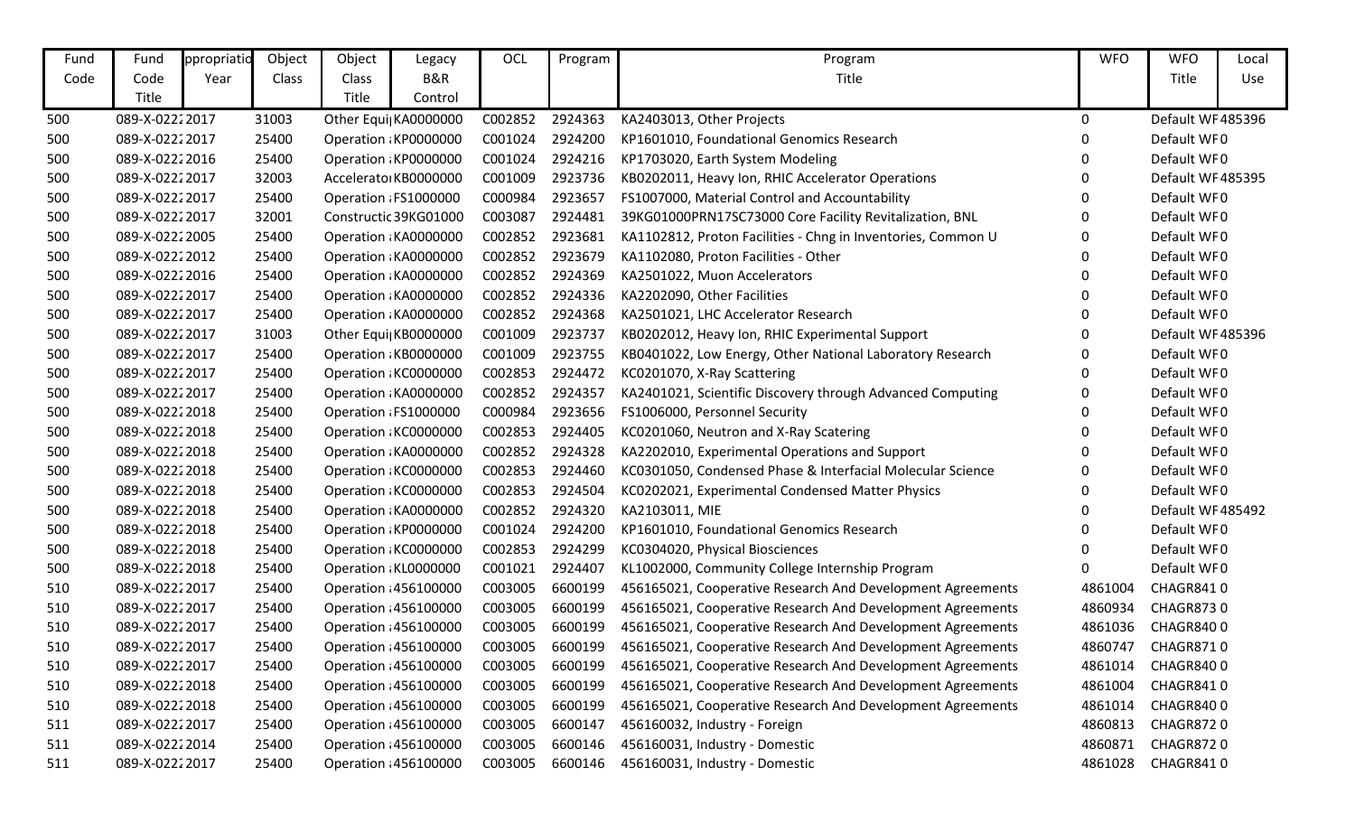| Fund Code | Fund Code Title | Appropriation Year | Object Class | Object Class Title | Legacy B&R Control | OCL | Program | Program Title | WFO | WFO Title | Local Use |
|---|---|---|---|---|---|---|---|---|---|---|---|
| 500 | 089-X-0222 | 2017 | 31003 | Other Equi | KA0000000 | C002852 | 2924363 | KA2403013, Other Projects | 0 | Default WF | 485396 |
| 500 | 089-X-0222 | 2017 | 25400 | Operation : | KP0000000 | C001024 | 2924200 | KP1601010, Foundational Genomics Research | 0 | Default WF | 0 |
| 500 | 089-X-0222 | 2016 | 25400 | Operation : | KP0000000 | C001024 | 2924216 | KP1703020, Earth System Modeling | 0 | Default WF | 0 |
| 500 | 089-X-0222 | 2017 | 32003 | Accelerator | KB0000000 | C001009 | 2923736 | KB0202011, Heavy Ion, RHIC Accelerator Operations | 0 | Default WF | 485395 |
| 500 | 089-X-0222 | 2017 | 25400 | Operation : | FS1000000 | C000984 | 2923657 | FS1007000, Material Control and Accountability | 0 | Default WF | 0 |
| 500 | 089-X-0222 | 2017 | 32001 | Constructic | 39KG01000 | C003087 | 2924481 | 39KG01000PRN17SC73000 Core Facility Revitalization, BNL | 0 | Default WF | 0 |
| 500 | 089-X-0222 | 2005 | 25400 | Operation : | KA0000000 | C002852 | 2923681 | KA1102812, Proton Facilities - Chng in Inventories, Common U | 0 | Default WF | 0 |
| 500 | 089-X-0222 | 2012 | 25400 | Operation : | KA0000000 | C002852 | 2923679 | KA1102080, Proton Facilities - Other | 0 | Default WF | 0 |
| 500 | 089-X-0222 | 2016 | 25400 | Operation : | KA0000000 | C002852 | 2924369 | KA2501022, Muon Accelerators | 0 | Default WF | 0 |
| 500 | 089-X-0222 | 2017 | 25400 | Operation : | KA0000000 | C002852 | 2924336 | KA2202090, Other Facilities | 0 | Default WF | 0 |
| 500 | 089-X-0222 | 2017 | 25400 | Operation : | KA0000000 | C002852 | 2924368 | KA2501021, LHC Accelerator Research | 0 | Default WF | 0 |
| 500 | 089-X-0222 | 2017 | 31003 | Other Equi | KB0000000 | C001009 | 2923737 | KB0202012, Heavy Ion, RHIC Experimental Support | 0 | Default WF | 485396 |
| 500 | 089-X-0222 | 2017 | 25400 | Operation : | KB0000000 | C001009 | 2923755 | KB0401022, Low Energy, Other National Laboratory Research | 0 | Default WF | 0 |
| 500 | 089-X-0222 | 2017 | 25400 | Operation : | KC0000000 | C002853 | 2924472 | KC0201070, X-Ray Scattering | 0 | Default WF | 0 |
| 500 | 089-X-0222 | 2017 | 25400 | Operation : | KA0000000 | C002852 | 2924357 | KA2401021, Scientific Discovery through Advanced Computing | 0 | Default WF | 0 |
| 500 | 089-X-0222 | 2018 | 25400 | Operation : | FS1000000 | C000984 | 2923656 | FS1006000, Personnel Security | 0 | Default WF | 0 |
| 500 | 089-X-0222 | 2018 | 25400 | Operation : | KC0000000 | C002853 | 2924405 | KC0201060, Neutron and X-Ray Scatering | 0 | Default WF | 0 |
| 500 | 089-X-0222 | 2018 | 25400 | Operation : | KA0000000 | C002852 | 2924328 | KA2202010, Experimental Operations and Support | 0 | Default WF | 0 |
| 500 | 089-X-0222 | 2018 | 25400 | Operation : | KC0000000 | C002853 | 2924460 | KC0301050, Condensed Phase & Interfacial Molecular Science | 0 | Default WF | 0 |
| 500 | 089-X-0222 | 2018 | 25400 | Operation : | KC0000000 | C002853 | 2924504 | KC0202021, Experimental Condensed Matter Physics | 0 | Default WF | 0 |
| 500 | 089-X-0222 | 2018 | 25400 | Operation : | KA0000000 | C002852 | 2924320 | KA2103011, MIE | 0 | Default WF | 485492 |
| 500 | 089-X-0222 | 2018 | 25400 | Operation : | KP0000000 | C001024 | 2924200 | KP1601010, Foundational Genomics Research | 0 | Default WF | 0 |
| 500 | 089-X-0222 | 2018 | 25400 | Operation : | KC0000000 | C002853 | 2924299 | KC0304020, Physical Biosciences | 0 | Default WF | 0 |
| 500 | 089-X-0222 | 2018 | 25400 | Operation : | KL0000000 | C001021 | 2924407 | KL1002000, Community College Internship Program | 0 | Default WF | 0 |
| 510 | 089-X-0222 | 2017 | 25400 | Operation : | 456100000 | C003005 | 6600199 | 456165021, Cooperative Research And Development Agreements | 4861004 | CHAGR841 | 0 |
| 510 | 089-X-0222 | 2017 | 25400 | Operation : | 456100000 | C003005 | 6600199 | 456165021, Cooperative Research And Development Agreements | 4860934 | CHAGR873 | 0 |
| 510 | 089-X-0222 | 2017 | 25400 | Operation : | 456100000 | C003005 | 6600199 | 456165021, Cooperative Research And Development Agreements | 4861036 | CHAGR840 | 0 |
| 510 | 089-X-0222 | 2017 | 25400 | Operation : | 456100000 | C003005 | 6600199 | 456165021, Cooperative Research And Development Agreements | 4860747 | CHAGR871 | 0 |
| 510 | 089-X-0222 | 2017 | 25400 | Operation : | 456100000 | C003005 | 6600199 | 456165021, Cooperative Research And Development Agreements | 4861014 | CHAGR840 | 0 |
| 510 | 089-X-0222 | 2018 | 25400 | Operation : | 456100000 | C003005 | 6600199 | 456165021, Cooperative Research And Development Agreements | 4861004 | CHAGR841 | 0 |
| 510 | 089-X-0222 | 2018 | 25400 | Operation : | 456100000 | C003005 | 6600199 | 456165021, Cooperative Research And Development Agreements | 4861014 | CHAGR840 | 0 |
| 511 | 089-X-0222 | 2017 | 25400 | Operation : | 456100000 | C003005 | 6600147 | 456160032, Industry - Foreign | 4860813 | CHAGR872 | 0 |
| 511 | 089-X-0222 | 2014 | 25400 | Operation : | 456100000 | C003005 | 6600146 | 456160031, Industry - Domestic | 4860871 | CHAGR872 | 0 |
| 511 | 089-X-0222 | 2017 | 25400 | Operation : | 456100000 | C003005 | 6600146 | 456160031, Industry - Domestic | 4861028 | CHAGR841 | 0 |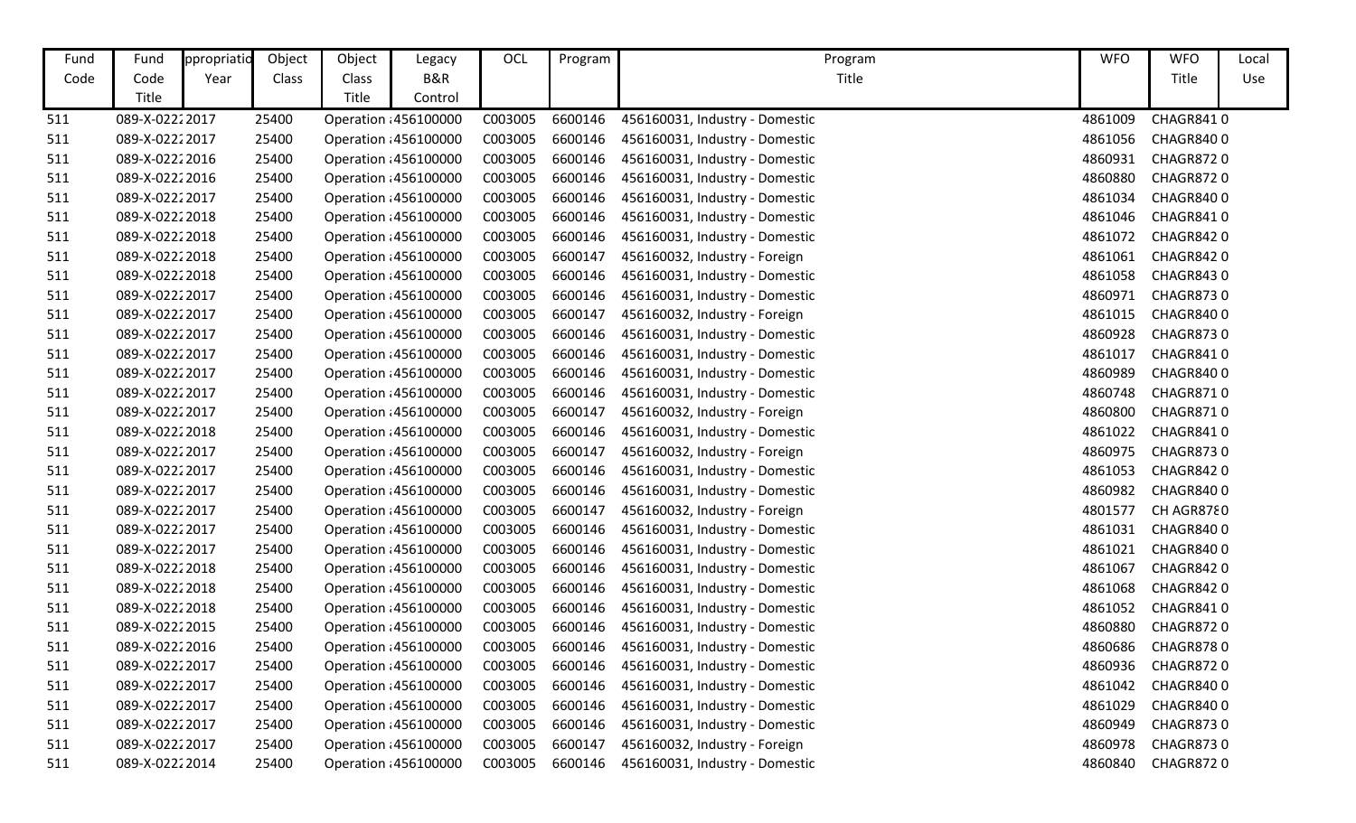| Fund Code | Fund Code Title | ppropriatio Year | Object Class | Object Class Title | Legacy B&R Control | OCL | Program | Program Title | WFO | WFO Title | Local Use |
|---|---|---|---|---|---|---|---|---|---|---|---|
| 511 | 089-X-022 | 2017 | 25400 | Operation | 456100000 | C003005 | 6600146 | 456160031, Industry - Domestic | 4861009 | CHAGR841 | 0 |
| 511 | 089-X-022 | 2017 | 25400 | Operation | 456100000 | C003005 | 6600146 | 456160031, Industry - Domestic | 4861056 | CHAGR840 | 0 |
| 511 | 089-X-022 | 2016 | 25400 | Operation | 456100000 | C003005 | 6600146 | 456160031, Industry - Domestic | 4860931 | CHAGR872 | 0 |
| 511 | 089-X-022 | 2016 | 25400 | Operation | 456100000 | C003005 | 6600146 | 456160031, Industry - Domestic | 4860880 | CHAGR872 | 0 |
| 511 | 089-X-022 | 2017 | 25400 | Operation | 456100000 | C003005 | 6600146 | 456160031, Industry - Domestic | 4861034 | CHAGR840 | 0 |
| 511 | 089-X-022 | 2018 | 25400 | Operation | 456100000 | C003005 | 6600146 | 456160031, Industry - Domestic | 4861046 | CHAGR841 | 0 |
| 511 | 089-X-022 | 2018 | 25400 | Operation | 456100000 | C003005 | 6600146 | 456160031, Industry - Domestic | 4861072 | CHAGR842 | 0 |
| 511 | 089-X-022 | 2018 | 25400 | Operation | 456100000 | C003005 | 6600147 | 456160032, Industry - Foreign | 4861061 | CHAGR842 | 0 |
| 511 | 089-X-022 | 2018 | 25400 | Operation | 456100000 | C003005 | 6600146 | 456160031, Industry - Domestic | 4861058 | CHAGR843 | 0 |
| 511 | 089-X-022 | 2017 | 25400 | Operation | 456100000 | C003005 | 6600146 | 456160031, Industry - Domestic | 4860971 | CHAGR873 | 0 |
| 511 | 089-X-022 | 2017 | 25400 | Operation | 456100000 | C003005 | 6600147 | 456160032, Industry - Foreign | 4861015 | CHAGR840 | 0 |
| 511 | 089-X-022 | 2017 | 25400 | Operation | 456100000 | C003005 | 6600146 | 456160031, Industry - Domestic | 4860928 | CHAGR873 | 0 |
| 511 | 089-X-022 | 2017 | 25400 | Operation | 456100000 | C003005 | 6600146 | 456160031, Industry - Domestic | 4861017 | CHAGR841 | 0 |
| 511 | 089-X-022 | 2017 | 25400 | Operation | 456100000 | C003005 | 6600146 | 456160031, Industry - Domestic | 4860989 | CHAGR840 | 0 |
| 511 | 089-X-022 | 2017 | 25400 | Operation | 456100000 | C003005 | 6600146 | 456160031, Industry - Domestic | 4860748 | CHAGR871 | 0 |
| 511 | 089-X-022 | 2017 | 25400 | Operation | 456100000 | C003005 | 6600147 | 456160032, Industry - Foreign | 4860800 | CHAGR871 | 0 |
| 511 | 089-X-022 | 2018 | 25400 | Operation | 456100000 | C003005 | 6600146 | 456160031, Industry - Domestic | 4861022 | CHAGR841 | 0 |
| 511 | 089-X-022 | 2017 | 25400 | Operation | 456100000 | C003005 | 6600147 | 456160032, Industry - Foreign | 4860975 | CHAGR873 | 0 |
| 511 | 089-X-022 | 2017 | 25400 | Operation | 456100000 | C003005 | 6600146 | 456160031, Industry - Domestic | 4861053 | CHAGR842 | 0 |
| 511 | 089-X-022 | 2017 | 25400 | Operation | 456100000 | C003005 | 6600146 | 456160031, Industry - Domestic | 4860982 | CHAGR840 | 0 |
| 511 | 089-X-022 | 2017 | 25400 | Operation | 456100000 | C003005 | 6600147 | 456160032, Industry - Foreign | 4801577 | CH AGR878 | 0 |
| 511 | 089-X-022 | 2017 | 25400 | Operation | 456100000 | C003005 | 6600146 | 456160031, Industry - Domestic | 4861031 | CHAGR840 | 0 |
| 511 | 089-X-022 | 2017 | 25400 | Operation | 456100000 | C003005 | 6600146 | 456160031, Industry - Domestic | 4861021 | CHAGR840 | 0 |
| 511 | 089-X-022 | 2018 | 25400 | Operation | 456100000 | C003005 | 6600146 | 456160031, Industry - Domestic | 4861067 | CHAGR842 | 0 |
| 511 | 089-X-022 | 2018 | 25400 | Operation | 456100000 | C003005 | 6600146 | 456160031, Industry - Domestic | 4861068 | CHAGR842 | 0 |
| 511 | 089-X-022 | 2018 | 25400 | Operation | 456100000 | C003005 | 6600146 | 456160031, Industry - Domestic | 4861052 | CHAGR841 | 0 |
| 511 | 089-X-022 | 2015 | 25400 | Operation | 456100000 | C003005 | 6600146 | 456160031, Industry - Domestic | 4860880 | CHAGR872 | 0 |
| 511 | 089-X-022 | 2016 | 25400 | Operation | 456100000 | C003005 | 6600146 | 456160031, Industry - Domestic | 4860686 | CHAGR878 | 0 |
| 511 | 089-X-022 | 2017 | 25400 | Operation | 456100000 | C003005 | 6600146 | 456160031, Industry - Domestic | 4860936 | CHAGR872 | 0 |
| 511 | 089-X-022 | 2017 | 25400 | Operation | 456100000 | C003005 | 6600146 | 456160031, Industry - Domestic | 4861042 | CHAGR840 | 0 |
| 511 | 089-X-022 | 2017 | 25400 | Operation | 456100000 | C003005 | 6600146 | 456160031, Industry - Domestic | 4861029 | CHAGR840 | 0 |
| 511 | 089-X-022 | 2017 | 25400 | Operation | 456100000 | C003005 | 6600146 | 456160031, Industry - Domestic | 4860949 | CHAGR873 | 0 |
| 511 | 089-X-022 | 2017 | 25400 | Operation | 456100000 | C003005 | 6600147 | 456160032, Industry - Foreign | 4860978 | CHAGR873 | 0 |
| 511 | 089-X-022 | 2014 | 25400 | Operation | 456100000 | C003005 | 6600146 | 456160031, Industry - Domestic | 4860840 | CHAGR872 | 0 |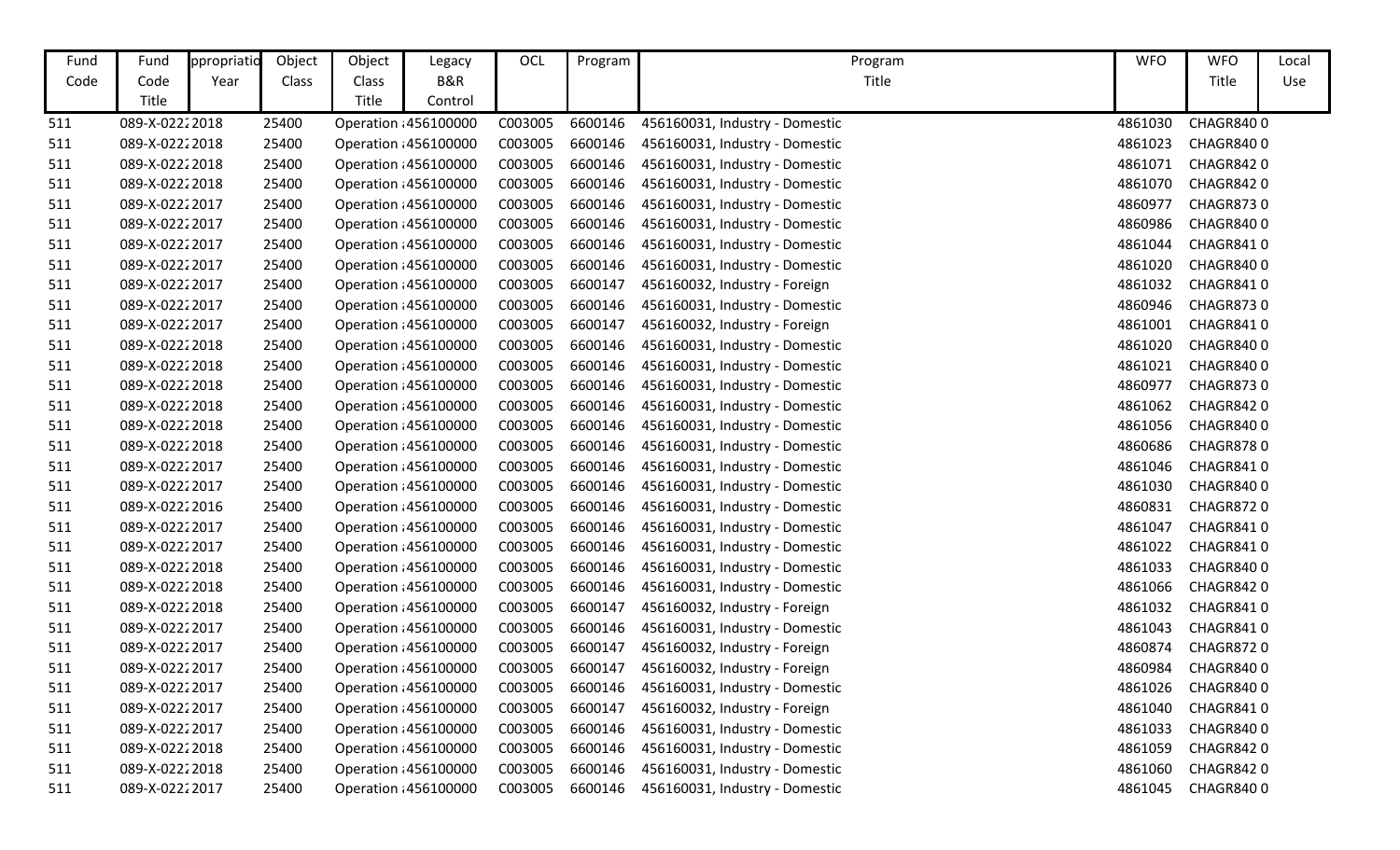| Fund Code | Fund Code Title | ppropriatio Year | Object Class | Object Class Title | Legacy B&R Control | OCL | Program | Program Title | WFO | WFO Title | Local Use |
|---|---|---|---|---|---|---|---|---|---|---|---|
| 511 | 089-X-0222 | 2018 | 25400 | Operation | 456100000 | C003005 | 6600146 | 456160031, Industry - Domestic | 4861030 | CHAGR840 | 0 |
| 511 | 089-X-0222 | 2018 | 25400 | Operation | 456100000 | C003005 | 6600146 | 456160031, Industry - Domestic | 4861023 | CHAGR840 | 0 |
| 511 | 089-X-0222 | 2018 | 25400 | Operation | 456100000 | C003005 | 6600146 | 456160031, Industry - Domestic | 4861071 | CHAGR842 | 0 |
| 511 | 089-X-0222 | 2018 | 25400 | Operation | 456100000 | C003005 | 6600146 | 456160031, Industry - Domestic | 4861070 | CHAGR842 | 0 |
| 511 | 089-X-0222 | 2017 | 25400 | Operation | 456100000 | C003005 | 6600146 | 456160031, Industry - Domestic | 4860977 | CHAGR873 | 0 |
| 511 | 089-X-0222 | 2017 | 25400 | Operation | 456100000 | C003005 | 6600146 | 456160031, Industry - Domestic | 4860986 | CHAGR840 | 0 |
| 511 | 089-X-0222 | 2017 | 25400 | Operation | 456100000 | C003005 | 6600146 | 456160031, Industry - Domestic | 4861044 | CHAGR841 | 0 |
| 511 | 089-X-0222 | 2017 | 25400 | Operation | 456100000 | C003005 | 6600146 | 456160031, Industry - Domestic | 4861020 | CHAGR840 | 0 |
| 511 | 089-X-0222 | 2017 | 25400 | Operation | 456100000 | C003005 | 6600147 | 456160032, Industry - Foreign | 4861032 | CHAGR841 | 0 |
| 511 | 089-X-0222 | 2017 | 25400 | Operation | 456100000 | C003005 | 6600146 | 456160031, Industry - Domestic | 4860946 | CHAGR873 | 0 |
| 511 | 089-X-0222 | 2017 | 25400 | Operation | 456100000 | C003005 | 6600147 | 456160032, Industry - Foreign | 4861001 | CHAGR841 | 0 |
| 511 | 089-X-0222 | 2018 | 25400 | Operation | 456100000 | C003005 | 6600146 | 456160031, Industry - Domestic | 4861020 | CHAGR840 | 0 |
| 511 | 089-X-0222 | 2018 | 25400 | Operation | 456100000 | C003005 | 6600146 | 456160031, Industry - Domestic | 4861021 | CHAGR840 | 0 |
| 511 | 089-X-0222 | 2018 | 25400 | Operation | 456100000 | C003005 | 6600146 | 456160031, Industry - Domestic | 4860977 | CHAGR873 | 0 |
| 511 | 089-X-0222 | 2018 | 25400 | Operation | 456100000 | C003005 | 6600146 | 456160031, Industry - Domestic | 4861062 | CHAGR842 | 0 |
| 511 | 089-X-0222 | 2018 | 25400 | Operation | 456100000 | C003005 | 6600146 | 456160031, Industry - Domestic | 4861056 | CHAGR840 | 0 |
| 511 | 089-X-0222 | 2018 | 25400 | Operation | 456100000 | C003005 | 6600146 | 456160031, Industry - Domestic | 4860686 | CHAGR878 | 0 |
| 511 | 089-X-0222 | 2017 | 25400 | Operation | 456100000 | C003005 | 6600146 | 456160031, Industry - Domestic | 4861046 | CHAGR841 | 0 |
| 511 | 089-X-0222 | 2017 | 25400 | Operation | 456100000 | C003005 | 6600146 | 456160031, Industry - Domestic | 4861030 | CHAGR840 | 0 |
| 511 | 089-X-0222 | 2016 | 25400 | Operation | 456100000 | C003005 | 6600146 | 456160031, Industry - Domestic | 4860831 | CHAGR872 | 0 |
| 511 | 089-X-0222 | 2017 | 25400 | Operation | 456100000 | C003005 | 6600146 | 456160031, Industry - Domestic | 4861047 | CHAGR841 | 0 |
| 511 | 089-X-0222 | 2017 | 25400 | Operation | 456100000 | C003005 | 6600146 | 456160031, Industry - Domestic | 4861022 | CHAGR841 | 0 |
| 511 | 089-X-0222 | 2018 | 25400 | Operation | 456100000 | C003005 | 6600146 | 456160031, Industry - Domestic | 4861033 | CHAGR840 | 0 |
| 511 | 089-X-0222 | 2018 | 25400 | Operation | 456100000 | C003005 | 6600146 | 456160031, Industry - Domestic | 4861066 | CHAGR842 | 0 |
| 511 | 089-X-0222 | 2018 | 25400 | Operation | 456100000 | C003005 | 6600147 | 456160032, Industry - Foreign | 4861032 | CHAGR841 | 0 |
| 511 | 089-X-0222 | 2017 | 25400 | Operation | 456100000 | C003005 | 6600146 | 456160031, Industry - Domestic | 4861043 | CHAGR841 | 0 |
| 511 | 089-X-0222 | 2017 | 25400 | Operation | 456100000 | C003005 | 6600147 | 456160032, Industry - Foreign | 4860874 | CHAGR872 | 0 |
| 511 | 089-X-0222 | 2017 | 25400 | Operation | 456100000 | C003005 | 6600147 | 456160032, Industry - Foreign | 4860984 | CHAGR840 | 0 |
| 511 | 089-X-0222 | 2017 | 25400 | Operation | 456100000 | C003005 | 6600146 | 456160031, Industry - Domestic | 4861026 | CHAGR840 | 0 |
| 511 | 089-X-0222 | 2017 | 25400 | Operation | 456100000 | C003005 | 6600147 | 456160032, Industry - Foreign | 4861040 | CHAGR841 | 0 |
| 511 | 089-X-0222 | 2017 | 25400 | Operation | 456100000 | C003005 | 6600146 | 456160031, Industry - Domestic | 4861033 | CHAGR840 | 0 |
| 511 | 089-X-0222 | 2018 | 25400 | Operation | 456100000 | C003005 | 6600146 | 456160031, Industry - Domestic | 4861059 | CHAGR842 | 0 |
| 511 | 089-X-0222 | 2018 | 25400 | Operation | 456100000 | C003005 | 6600146 | 456160031, Industry - Domestic | 4861060 | CHAGR842 | 0 |
| 511 | 089-X-0222 | 2017 | 25400 | Operation | 456100000 | C003005 | 6600146 | 456160031, Industry - Domestic | 4861045 | CHAGR840 | 0 |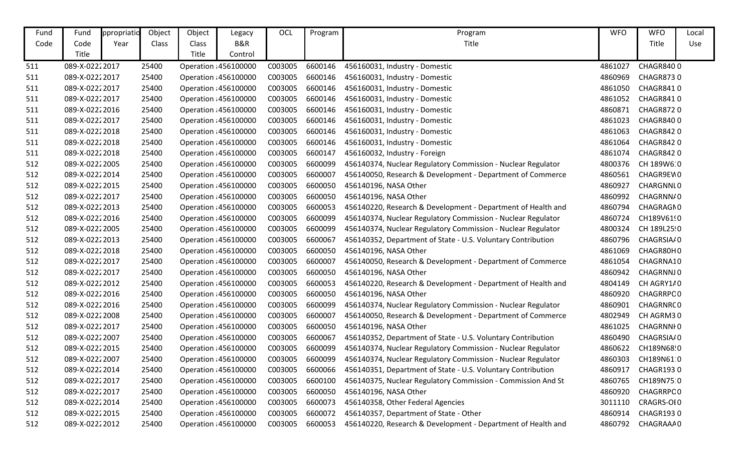| Fund Code | Fund Code Title | ppropriatio Year | Object Class | Object Class Title | Legacy B&R Control | OCL | Program | Program Title | WFO | WFO Title | Local Use |
|---|---|---|---|---|---|---|---|---|---|---|---|
| 511 | 089-X-0222 | 2017 | 25400 | Operation : | 456100000 | C003005 | 6600146 | 456160031, Industry - Domestic | 4861027 | CHAGR840 | 0 |
| 511 | 089-X-0222 | 2017 | 25400 | Operation : | 456100000 | C003005 | 6600146 | 456160031, Industry - Domestic | 4860969 | CHAGR873 | 0 |
| 511 | 089-X-0222 | 2017 | 25400 | Operation : | 456100000 | C003005 | 6600146 | 456160031, Industry - Domestic | 4861050 | CHAGR841 | 0 |
| 511 | 089-X-0222 | 2017 | 25400 | Operation : | 456100000 | C003005 | 6600146 | 456160031, Industry - Domestic | 4861052 | CHAGR841 | 0 |
| 511 | 089-X-0222 | 2016 | 25400 | Operation : | 456100000 | C003005 | 6600146 | 456160031, Industry - Domestic | 4860871 | CHAGR872 | 0 |
| 511 | 089-X-0222 | 2017 | 25400 | Operation : | 456100000 | C003005 | 6600146 | 456160031, Industry - Domestic | 4861023 | CHAGR840 | 0 |
| 511 | 089-X-0222 | 2018 | 25400 | Operation : | 456100000 | C003005 | 6600146 | 456160031, Industry - Domestic | 4861063 | CHAGR842 | 0 |
| 511 | 089-X-0222 | 2018 | 25400 | Operation : | 456100000 | C003005 | 6600146 | 456160031, Industry - Domestic | 4861064 | CHAGR842 | 0 |
| 511 | 089-X-0222 | 2018 | 25400 | Operation : | 456100000 | C003005 | 6600147 | 456160032, Industry - Foreign | 4861074 | CHAGR842 | 0 |
| 512 | 089-X-0222 | 2005 | 25400 | Operation : | 456100000 | C003005 | 6600099 | 456140374, Nuclear Regulatory Commission - Nuclear Regulator | 4800376 | CH 189W6: | 0 |
| 512 | 089-X-0222 | 2014 | 25400 | Operation : | 456100000 | C003005 | 6600007 | 456140050, Research & Development - Department of Commerce | 4860561 | CHAGR9EW | 0 |
| 512 | 089-X-0222 | 2015 | 25400 | Operation : | 456100000 | C003005 | 6600050 | 456140196, NASA Other | 4860927 | CHARGNNL | 0 |
| 512 | 089-X-0222 | 2017 | 25400 | Operation : | 456100000 | C003005 | 6600050 | 456140196, NASA Other | 4860992 | CHAGRNN/ | 0 |
| 512 | 089-X-0222 | 2013 | 25400 | Operation : | 456100000 | C003005 | 6600053 | 456140220, Research & Development - Department of Health and | 4860794 | CHAGRAGN | 0 |
| 512 | 089-X-0222 | 2016 | 25400 | Operation : | 456100000 | C003005 | 6600099 | 456140374, Nuclear Regulatory Commission - Nuclear Regulator | 4860724 | CH189V61! | 0 |
| 512 | 089-X-0222 | 2005 | 25400 | Operation : | 456100000 | C003005 | 6600099 | 456140374, Nuclear Regulatory Commission - Nuclear Regulator | 4800324 | CH 189L25! | 0 |
| 512 | 089-X-0222 | 2013 | 25400 | Operation : | 456100000 | C003005 | 6600067 | 456140352, Department of State - U.S. Voluntary Contribution | 4860796 | CHAGRSIA/ | 0 |
| 512 | 089-X-0222 | 2018 | 25400 | Operation : | 456100000 | C003005 | 6600050 | 456140196, NASA Other | 4861069 | CHAGR80H | 0 |
| 512 | 089-X-0222 | 2017 | 25400 | Operation : | 456100000 | C003005 | 6600007 | 456140050, Research & Development - Department of Commerce | 4861054 | CHAGRNA1 | 0 |
| 512 | 089-X-0222 | 2017 | 25400 | Operation : | 456100000 | C003005 | 6600050 | 456140196, NASA Other | 4860942 | CHAGRNNJ | 0 |
| 512 | 089-X-0222 | 2012 | 25400 | Operation : | 456100000 | C003005 | 6600053 | 456140220, Research & Development - Department of Health and | 4804149 | CH AGRY1/ | 0 |
| 512 | 089-X-0222 | 2016 | 25400 | Operation : | 456100000 | C003005 | 6600050 | 456140196, NASA Other | 4860920 | CHAGRRPC | 0 |
| 512 | 089-X-0222 | 2016 | 25400 | Operation : | 456100000 | C003005 | 6600099 | 456140374, Nuclear Regulatory Commission - Nuclear Regulator | 4860901 | CHAGRNRC | 0 |
| 512 | 089-X-0222 | 2008 | 25400 | Operation : | 456100000 | C003005 | 6600007 | 456140050, Research & Development - Department of Commerce | 4802949 | CH AGRM3 | 0 |
| 512 | 089-X-0222 | 2017 | 25400 | Operation : | 456100000 | C003005 | 6600050 | 456140196, NASA Other | 4861025 | CHAGRNNI | 0 |
| 512 | 089-X-0222 | 2007 | 25400 | Operation : | 456100000 | C003005 | 6600067 | 456140352, Department of State - U.S. Voluntary Contribution | 4860490 | CHAGRSIA/ | 0 |
| 512 | 089-X-0222 | 2015 | 25400 | Operation : | 456100000 | C003005 | 6600099 | 456140374, Nuclear Regulatory Commission - Nuclear Regulator | 4860622 | CH189N68! | 0 |
| 512 | 089-X-0222 | 2007 | 25400 | Operation : | 456100000 | C003005 | 6600099 | 456140374, Nuclear Regulatory Commission - Nuclear Regulator | 4860303 | CH189N61: | 0 |
| 512 | 089-X-0222 | 2014 | 25400 | Operation : | 456100000 | C003005 | 6600066 | 456140351, Department of State - U.S. Voluntary Contribution | 4860917 | CHAGR193 | 0 |
| 512 | 089-X-0222 | 2017 | 25400 | Operation : | 456100000 | C003005 | 6600100 | 456140375, Nuclear Regulatory Commission - Commission And St | 4860765 | CH189N75: | 0 |
| 512 | 089-X-0222 | 2017 | 25400 | Operation : | 456100000 | C003005 | 6600050 | 456140196, NASA Other | 4860920 | CHAGRRPC | 0 |
| 512 | 089-X-0222 | 2014 | 25400 | Operation : | 456100000 | C003005 | 6600073 | 456140358, Other Federal Agencies | 3011110 | CRAGRS-OI | 0 |
| 512 | 089-X-0222 | 2015 | 25400 | Operation : | 456100000 | C003005 | 6600072 | 456140357, Department of State - Other | 4860914 | CHAGR193 | 0 |
| 512 | 089-X-0222 | 2012 | 25400 | Operation : | 456100000 | C003005 | 6600053 | 456140220, Research & Development - Department of Health and | 4860792 | CHAGRAAA | 0 |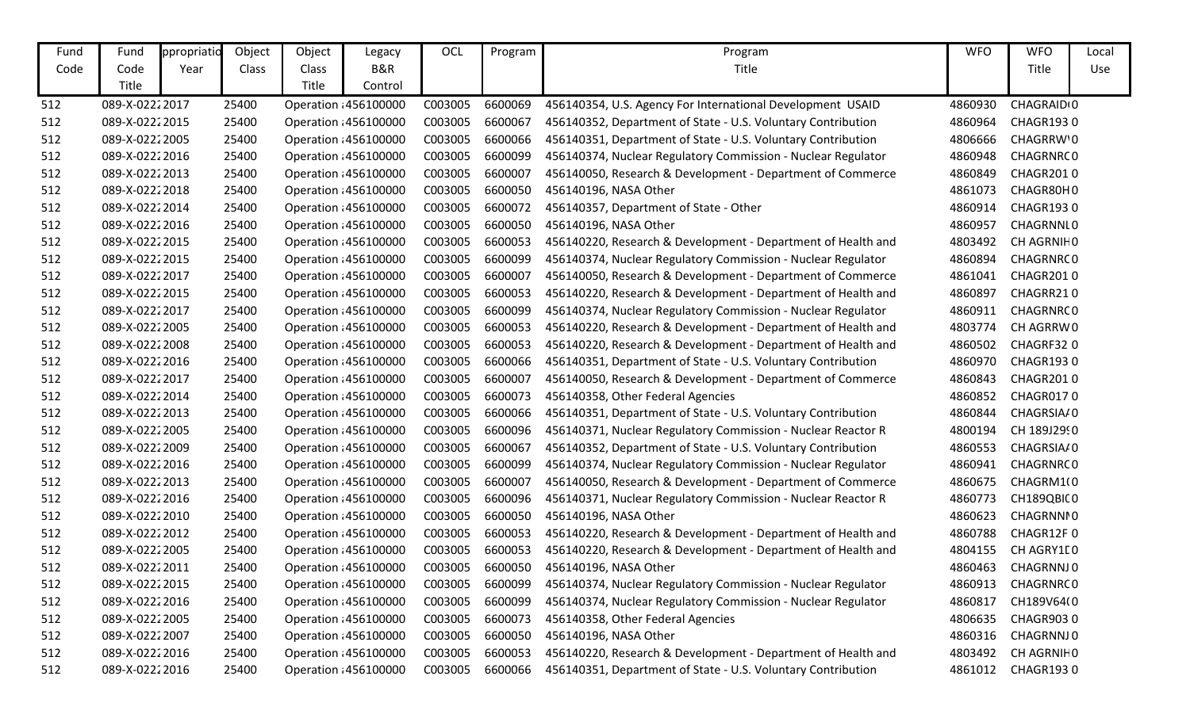| Fund Code | Fund Code Title | ppropriatio Year | Object Class | Object Class Title | Legacy B&R Control | OCL | Program | Program Title | WFO | WFO Title | Local Use |
|---|---|---|---|---|---|---|---|---|---|---|---|
| 512 | 089-X-0222 | 2017 | 25400 | Operation | 456100000 | C003005 | 6600069 | 456140354, U.S. Agency For International Development USAID | 4860930 | CHAGRAID | 0 |
| 512 | 089-X-0222 | 2015 | 25400 | Operation | 456100000 | C003005 | 6600067 | 456140352, Department of State - U.S. Voluntary Contribution | 4860964 | CHAGR193 | 0 |
| 512 | 089-X-0222 | 2005 | 25400 | Operation | 456100000 | C003005 | 6600066 | 456140351, Department of State - U.S. Voluntary Contribution | 4806666 | CHAGRRW | 0 |
| 512 | 089-X-0222 | 2016 | 25400 | Operation | 456100000 | C003005 | 6600099 | 456140374, Nuclear Regulatory Commission - Nuclear Regulator | 4860948 | CHAGRNRC | 0 |
| 512 | 089-X-0222 | 2013 | 25400 | Operation | 456100000 | C003005 | 6600007 | 456140050, Research & Development - Department of Commerce | 4860849 | CHAGR201 | 0 |
| 512 | 089-X-0222 | 2018 | 25400 | Operation | 456100000 | C003005 | 6600050 | 456140196, NASA Other | 4861073 | CHAGR80H | 0 |
| 512 | 089-X-0222 | 2014 | 25400 | Operation | 456100000 | C003005 | 6600072 | 456140357, Department of State - Other | 4860914 | CHAGR193 | 0 |
| 512 | 089-X-0222 | 2016 | 25400 | Operation | 456100000 | C003005 | 6600050 | 456140196, NASA Other | 4860957 | CHAGRNNL | 0 |
| 512 | 089-X-0222 | 2015 | 25400 | Operation | 456100000 | C003005 | 6600053 | 456140220, Research & Development - Department of Health and | 4803492 | CH AGRNIH | 0 |
| 512 | 089-X-0222 | 2015 | 25400 | Operation | 456100000 | C003005 | 6600099 | 456140374, Nuclear Regulatory Commission - Nuclear Regulator | 4860894 | CHAGRNRC | 0 |
| 512 | 089-X-0222 | 2017 | 25400 | Operation | 456100000 | C003005 | 6600007 | 456140050, Research & Development - Department of Commerce | 4861041 | CHAGR201 | 0 |
| 512 | 089-X-0222 | 2015 | 25400 | Operation | 456100000 | C003005 | 6600053 | 456140220, Research & Development - Department of Health and | 4860897 | CHAGRR21 | 0 |
| 512 | 089-X-0222 | 2017 | 25400 | Operation | 456100000 | C003005 | 6600099 | 456140374, Nuclear Regulatory Commission - Nuclear Regulator | 4860911 | CHAGRNRC | 0 |
| 512 | 089-X-0222 | 2005 | 25400 | Operation | 456100000 | C003005 | 6600053 | 456140220, Research & Development - Department of Health and | 4803774 | CH AGRRW | 0 |
| 512 | 089-X-0222 | 2008 | 25400 | Operation | 456100000 | C003005 | 6600053 | 456140220, Research & Development - Department of Health and | 4860502 | CHAGRF32 | 0 |
| 512 | 089-X-0222 | 2016 | 25400 | Operation | 456100000 | C003005 | 6600066 | 456140351, Department of State - U.S. Voluntary Contribution | 4860970 | CHAGR193 | 0 |
| 512 | 089-X-0222 | 2017 | 25400 | Operation | 456100000 | C003005 | 6600007 | 456140050, Research & Development - Department of Commerce | 4860843 | CHAGR201 | 0 |
| 512 | 089-X-0222 | 2014 | 25400 | Operation | 456100000 | C003005 | 6600073 | 456140358, Other Federal Agencies | 4860852 | CHAGR017 | 0 |
| 512 | 089-X-0222 | 2013 | 25400 | Operation | 456100000 | C003005 | 6600066 | 456140351, Department of State - U.S. Voluntary Contribution | 4860844 | CHAGRSIA | 0 |
| 512 | 089-X-0222 | 2005 | 25400 | Operation | 456100000 | C003005 | 6600096 | 456140371, Nuclear Regulatory Commission - Nuclear Reactor R | 4800194 | CH 189J29 | 0 |
| 512 | 089-X-0222 | 2009 | 25400 | Operation | 456100000 | C003005 | 6600067 | 456140352, Department of State - U.S. Voluntary Contribution | 4860553 | CHAGRSIA | 0 |
| 512 | 089-X-0222 | 2016 | 25400 | Operation | 456100000 | C003005 | 6600099 | 456140374, Nuclear Regulatory Commission - Nuclear Regulator | 4860941 | CHAGRNRC | 0 |
| 512 | 089-X-0222 | 2013 | 25400 | Operation | 456100000 | C003005 | 6600007 | 456140050, Research & Development - Department of Commerce | 4860675 | CHAGRM1 | 0 |
| 512 | 089-X-0222 | 2016 | 25400 | Operation | 456100000 | C003005 | 6600096 | 456140371, Nuclear Regulatory Commission - Nuclear Reactor R | 4860773 | CH189QBI | 0 |
| 512 | 089-X-0222 | 2010 | 25400 | Operation | 456100000 | C003005 | 6600050 | 456140196, NASA Other | 4860623 | CHAGRNN | 0 |
| 512 | 089-X-0222 | 2012 | 25400 | Operation | 456100000 | C003005 | 6600053 | 456140220, Research & Development - Department of Health and | 4860788 | CHAGR12F | 0 |
| 512 | 089-X-0222 | 2005 | 25400 | Operation | 456100000 | C003005 | 6600053 | 456140220, Research & Development - Department of Health and | 4804155 | CH AGRY1 | 0 |
| 512 | 089-X-0222 | 2011 | 25400 | Operation | 456100000 | C003005 | 6600050 | 456140196, NASA Other | 4860463 | CHAGRNNJ | 0 |
| 512 | 089-X-0222 | 2015 | 25400 | Operation | 456100000 | C003005 | 6600099 | 456140374, Nuclear Regulatory Commission - Nuclear Regulator | 4860913 | CHAGRNRC | 0 |
| 512 | 089-X-0222 | 2016 | 25400 | Operation | 456100000 | C003005 | 6600099 | 456140374, Nuclear Regulatory Commission - Nuclear Regulator | 4860817 | CH189V64 | 0 |
| 512 | 089-X-0222 | 2005 | 25400 | Operation | 456100000 | C003005 | 6600073 | 456140358, Other Federal Agencies | 4806635 | CHAGR903 | 0 |
| 512 | 089-X-0222 | 2007 | 25400 | Operation | 456100000 | C003005 | 6600050 | 456140196, NASA Other | 4860316 | CHAGRNNJ | 0 |
| 512 | 089-X-0222 | 2016 | 25400 | Operation | 456100000 | C003005 | 6600053 | 456140220, Research & Development - Department of Health and | 4803492 | CH AGRNIH | 0 |
| 512 | 089-X-0222 | 2016 | 25400 | Operation | 456100000 | C003005 | 6600066 | 456140351, Department of State - U.S. Voluntary Contribution | 4861012 | CHAGR193 | 0 |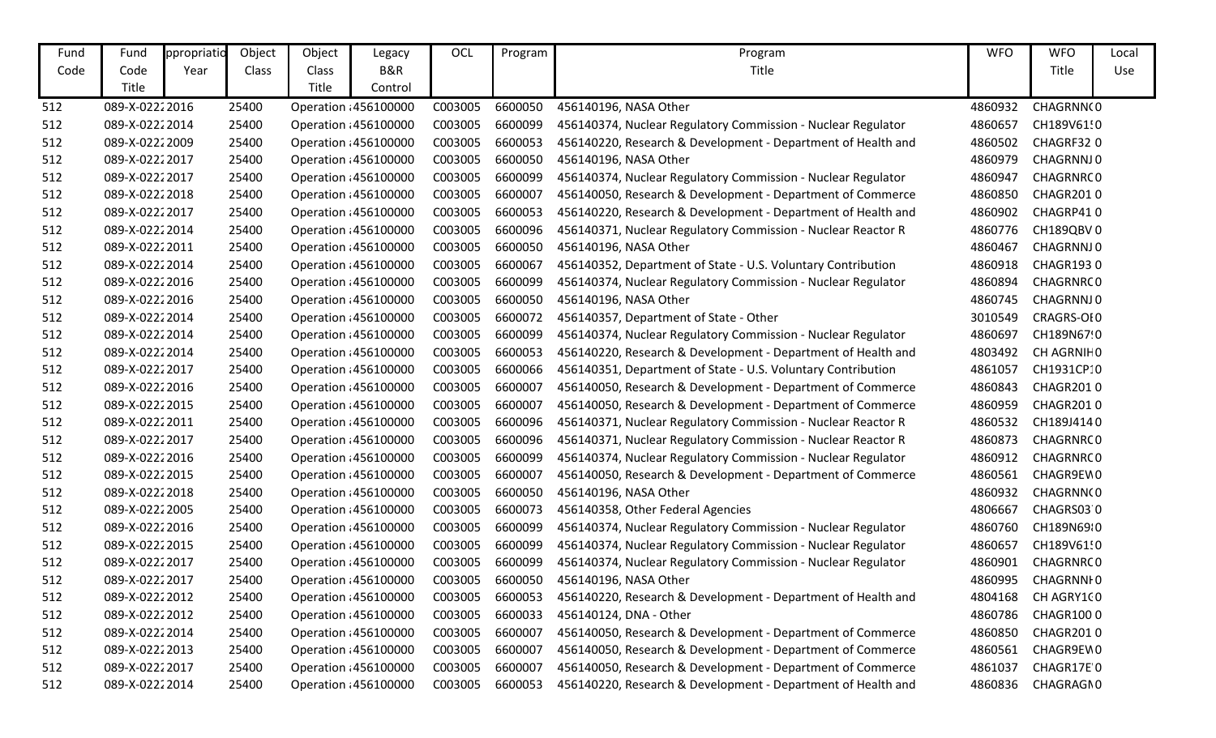| Fund Code | Fund Code Title | ppropriatio Year | Object Class | Object Class Title | Legacy B&R Control | OCL | Program | Program Title | WFO | WFO Title | Local Use |
|---|---|---|---|---|---|---|---|---|---|---|---|
| 512 | 089-X-0222 | 2016 | 25400 | Operation | 456100000 | C003005 | 6600050 | 456140196, NASA Other | 4860932 | CHAGRNN( | 0 |
| 512 | 089-X-0222 | 2014 | 25400 | Operation | 456100000 | C003005 | 6600099 | 456140374, Nuclear Regulatory Commission - Nuclear Regulator | 4860657 | CH189V61! | 0 |
| 512 | 089-X-0222 | 2009 | 25400 | Operation | 456100000 | C003005 | 6600053 | 456140220, Research & Development - Department of Health and | 4860502 | CHAGRF32 | 0 |
| 512 | 089-X-0222 | 2017 | 25400 | Operation | 456100000 | C003005 | 6600050 | 456140196, NASA Other | 4860979 | CHAGRNNJ | 0 |
| 512 | 089-X-0222 | 2017 | 25400 | Operation | 456100000 | C003005 | 6600099 | 456140374, Nuclear Regulatory Commission - Nuclear Regulator | 4860947 | CHAGRNRC | 0 |
| 512 | 089-X-0222 | 2018 | 25400 | Operation | 456100000 | C003005 | 6600007 | 456140050, Research & Development - Department of Commerce | 4860850 | CHAGR201 | 0 |
| 512 | 089-X-0222 | 2017 | 25400 | Operation | 456100000 | C003005 | 6600053 | 456140220, Research & Development - Department of Health and | 4860902 | CHAGRP41 | 0 |
| 512 | 089-X-0222 | 2014 | 25400 | Operation | 456100000 | C003005 | 6600096 | 456140371, Nuclear Regulatory Commission - Nuclear Reactor R | 4860776 | CH189QBV | 0 |
| 512 | 089-X-0222 | 2011 | 25400 | Operation | 456100000 | C003005 | 6600050 | 456140196, NASA Other | 4860467 | CHAGRNNJ | 0 |
| 512 | 089-X-0222 | 2014 | 25400 | Operation | 456100000 | C003005 | 6600067 | 456140352, Department of State - U.S. Voluntary Contribution | 4860918 | CHAGR193 | 0 |
| 512 | 089-X-0222 | 2016 | 25400 | Operation | 456100000 | C003005 | 6600099 | 456140374, Nuclear Regulatory Commission - Nuclear Regulator | 4860894 | CHAGRNRC | 0 |
| 512 | 089-X-0222 | 2016 | 25400 | Operation | 456100000 | C003005 | 6600050 | 456140196, NASA Other | 4860745 | CHAGRNNJ | 0 |
| 512 | 089-X-0222 | 2014 | 25400 | Operation | 456100000 | C003005 | 6600072 | 456140357, Department of State - Other | 3010549 | CRAGRS-OI | 0 |
| 512 | 089-X-0222 | 2014 | 25400 | Operation | 456100000 | C003005 | 6600099 | 456140374, Nuclear Regulatory Commission - Nuclear Regulator | 4860697 | CH189N67! | 0 |
| 512 | 089-X-0222 | 2014 | 25400 | Operation | 456100000 | C003005 | 6600053 | 456140220, Research & Development - Department of Health and | 4803492 | CH AGRNIH | 0 |
| 512 | 089-X-0222 | 2017 | 25400 | Operation | 456100000 | C003005 | 6600066 | 456140351, Department of State - U.S. Voluntary Contribution | 4861057 | CH1931CP | 0 |
| 512 | 089-X-0222 | 2016 | 25400 | Operation | 456100000 | C003005 | 6600007 | 456140050, Research & Development - Department of Commerce | 4860843 | CHAGR201 | 0 |
| 512 | 089-X-0222 | 2015 | 25400 | Operation | 456100000 | C003005 | 6600007 | 456140050, Research & Development - Department of Commerce | 4860959 | CHAGR201 | 0 |
| 512 | 089-X-0222 | 2011 | 25400 | Operation | 456100000 | C003005 | 6600096 | 456140371, Nuclear Regulatory Commission - Nuclear Reactor R | 4860532 | CH189J414 | 0 |
| 512 | 089-X-0222 | 2017 | 25400 | Operation | 456100000 | C003005 | 6600096 | 456140371, Nuclear Regulatory Commission - Nuclear Reactor R | 4860873 | CHAGRNRC | 0 |
| 512 | 089-X-0222 | 2016 | 25400 | Operation | 456100000 | C003005 | 6600099 | 456140374, Nuclear Regulatory Commission - Nuclear Regulator | 4860912 | CHAGRNRC | 0 |
| 512 | 089-X-0222 | 2015 | 25400 | Operation | 456100000 | C003005 | 6600007 | 456140050, Research & Development - Department of Commerce | 4860561 | CHAGR9EW | 0 |
| 512 | 089-X-0222 | 2018 | 25400 | Operation | 456100000 | C003005 | 6600050 | 456140196, NASA Other | 4860932 | CHAGRNN( | 0 |
| 512 | 089-X-0222 | 2005 | 25400 | Operation | 456100000 | C003005 | 6600073 | 456140358, Other Federal Agencies | 4806667 | CHAGRS03 | 0 |
| 512 | 089-X-0222 | 2016 | 25400 | Operation | 456100000 | C003005 | 6600099 | 456140374, Nuclear Regulatory Commission - Nuclear Regulator | 4860760 | CH189N69! | 0 |
| 512 | 089-X-0222 | 2015 | 25400 | Operation | 456100000 | C003005 | 6600099 | 456140374, Nuclear Regulatory Commission - Nuclear Regulator | 4860657 | CH189V61! | 0 |
| 512 | 089-X-0222 | 2017 | 25400 | Operation | 456100000 | C003005 | 6600099 | 456140374, Nuclear Regulatory Commission - Nuclear Regulator | 4860901 | CHAGRNRC | 0 |
| 512 | 089-X-0222 | 2017 | 25400 | Operation | 456100000 | C003005 | 6600050 | 456140196, NASA Other | 4860995 | CHAGRNNI | 0 |
| 512 | 089-X-0222 | 2012 | 25400 | Operation | 456100000 | C003005 | 6600053 | 456140220, Research & Development - Department of Health and | 4804168 | CH AGRY1( | 0 |
| 512 | 089-X-0222 | 2012 | 25400 | Operation | 456100000 | C003005 | 6600033 | 456140124, DNA - Other | 4860786 | CHAGR100 | 0 |
| 512 | 089-X-0222 | 2014 | 25400 | Operation | 456100000 | C003005 | 6600007 | 456140050, Research & Development - Department of Commerce | 4860850 | CHAGR201 | 0 |
| 512 | 089-X-0222 | 2013 | 25400 | Operation | 456100000 | C003005 | 6600007 | 456140050, Research & Development - Department of Commerce | 4860561 | CHAGR9EW | 0 |
| 512 | 089-X-0222 | 2017 | 25400 | Operation | 456100000 | C003005 | 6600007 | 456140050, Research & Development - Department of Commerce | 4861037 | CHAGR17E | 0 |
| 512 | 089-X-0222 | 2014 | 25400 | Operation | 456100000 | C003005 | 6600053 | 456140220, Research & Development - Department of Health and | 4860836 | CHAGRAGI | 0 |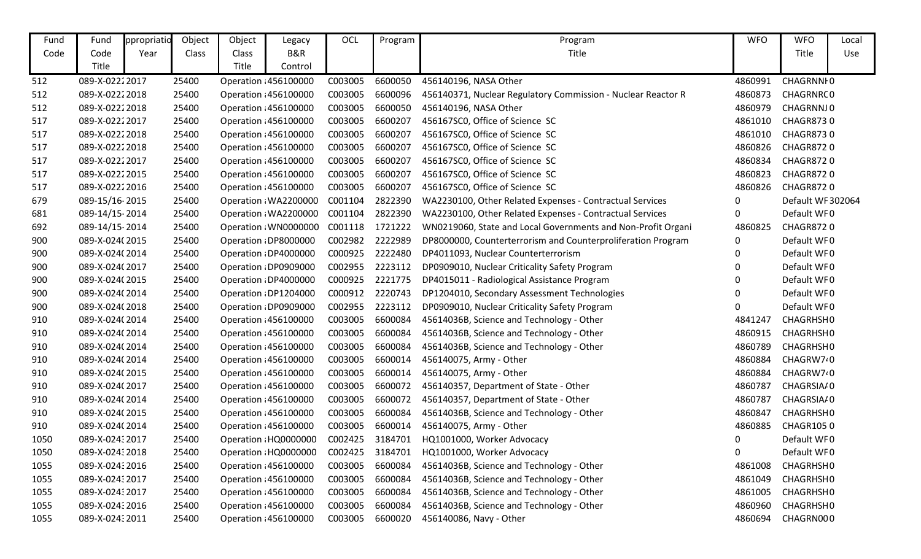| Fund Code | Fund Code Title | ppropriatio Year | Object Class | Object Class Title | Legacy B&R Control | OCL | Program | Program Title | WFO | WFO Title | Local Use |
|---|---|---|---|---|---|---|---|---|---|---|---|
| 512 | 089-X-0222 | 2017 | 25400 | Operation : | 456100000 | C003005 | 6600050 | 456140196, NASA Other | 4860991 | CHAGRNNI | 0 |
| 512 | 089-X-0222 | 2018 | 25400 | Operation : | 456100000 | C003005 | 6600096 | 456140371, Nuclear Regulatory Commission - Nuclear Reactor R | 4860873 | CHAGRNRC | 0 |
| 512 | 089-X-0222 | 2018 | 25400 | Operation : | 456100000 | C003005 | 6600050 | 456140196, NASA Other | 4860979 | CHAGRNNJ | 0 |
| 517 | 089-X-0222 | 2017 | 25400 | Operation : | 456100000 | C003005 | 6600207 | 456167SC0, Office of Science SC | 4861010 | CHAGR873 | 0 |
| 517 | 089-X-0222 | 2018 | 25400 | Operation : | 456100000 | C003005 | 6600207 | 456167SC0, Office of Science SC | 4861010 | CHAGR873 | 0 |
| 517 | 089-X-0222 | 2018 | 25400 | Operation : | 456100000 | C003005 | 6600207 | 456167SC0, Office of Science SC | 4860826 | CHAGR872 | 0 |
| 517 | 089-X-0222 | 2017 | 25400 | Operation : | 456100000 | C003005 | 6600207 | 456167SC0, Office of Science SC | 4860834 | CHAGR872 | 0 |
| 517 | 089-X-0222 | 2015 | 25400 | Operation : | 456100000 | C003005 | 6600207 | 456167SC0, Office of Science SC | 4860823 | CHAGR872 | 0 |
| 517 | 089-X-0222 | 2016 | 25400 | Operation : | 456100000 | C003005 | 6600207 | 456167SC0, Office of Science SC | 4860826 | CHAGR872 | 0 |
| 679 | 089-15/16- | 2015 | 25400 | Operation : | WA2200000 | C001104 | 2822390 | WA2230100, Other Related Expenses - Contractual Services | 0 | Default WF | 302064 |
| 681 | 089-14/15- | 2014 | 25400 | Operation : | WA2200000 | C001104 | 2822390 | WA2230100, Other Related Expenses - Contractual Services | 0 | Default WF | 0 |
| 692 | 089-14/15- | 2014 | 25400 | Operation : | WN0000000 | C001118 | 1721222 | WN0219060, State and Local Governments and Non-Profit Organi | 4860825 | CHAGR872 | 0 |
| 900 | 089-X-0240 | 2015 | 25400 | Operation : | DP8000000 | C002982 | 2222989 | DP8000000, Counterterrorism and Counterproliferation Program | 0 | Default WF | 0 |
| 900 | 089-X-0240 | 2014 | 25400 | Operation : | DP4000000 | C000925 | 2222480 | DP4011093, Nuclear Counterterrorism | 0 | Default WF | 0 |
| 900 | 089-X-0240 | 2017 | 25400 | Operation : | DP0909000 | C002955 | 2223112 | DP0909010, Nuclear Criticality Safety Program | 0 | Default WF | 0 |
| 900 | 089-X-0240 | 2015 | 25400 | Operation : | DP4000000 | C000925 | 2221775 | DP4015011 - Radiological Assistance Program | 0 | Default WF | 0 |
| 900 | 089-X-0240 | 2014 | 25400 | Operation : | DP1204000 | C000912 | 2220743 | DP1204010, Secondary Assessment Technologies | 0 | Default WF | 0 |
| 900 | 089-X-0240 | 2018 | 25400 | Operation : | DP0909000 | C002955 | 2223112 | DP0909010, Nuclear Criticality Safety Program | 0 | Default WF | 0 |
| 910 | 089-X-0240 | 2014 | 25400 | Operation : | 456100000 | C003005 | 6600084 | 45614036B, Science and Technology - Other | 4841247 | CHAGRHSH | 0 |
| 910 | 089-X-0240 | 2014 | 25400 | Operation : | 456100000 | C003005 | 6600084 | 45614036B, Science and Technology - Other | 4860915 | CHAGRHSH | 0 |
| 910 | 089-X-0240 | 2014 | 25400 | Operation : | 456100000 | C003005 | 6600084 | 45614036B, Science and Technology - Other | 4860789 | CHAGRHSH | 0 |
| 910 | 089-X-0240 | 2014 | 25400 | Operation : | 456100000 | C003005 | 6600014 | 456140075, Army - Other | 4860884 | CHAGRW7 | 0 |
| 910 | 089-X-0240 | 2015 | 25400 | Operation : | 456100000 | C003005 | 6600014 | 456140075, Army - Other | 4860884 | CHAGRW7 | 0 |
| 910 | 089-X-0240 | 2017 | 25400 | Operation : | 456100000 | C003005 | 6600072 | 456140357, Department of State - Other | 4860787 | CHAGRSIA | 0 |
| 910 | 089-X-0240 | 2014 | 25400 | Operation : | 456100000 | C003005 | 6600072 | 456140357, Department of State - Other | 4860787 | CHAGRSIA | 0 |
| 910 | 089-X-0240 | 2015 | 25400 | Operation : | 456100000 | C003005 | 6600084 | 45614036B, Science and Technology - Other | 4860847 | CHAGRHSH | 0 |
| 910 | 089-X-0240 | 2014 | 25400 | Operation : | 456100000 | C003005 | 6600014 | 456140075, Army - Other | 4860885 | CHAGR105 | 0 |
| 1050 | 089-X-0243 | 2017 | 25400 | Operation : | HQ0000000 | C002425 | 3184701 | HQ1001000, Worker Advocacy | 0 | Default WF | 0 |
| 1050 | 089-X-0243 | 2018 | 25400 | Operation : | HQ0000000 | C002425 | 3184701 | HQ1001000, Worker Advocacy | 0 | Default WF | 0 |
| 1055 | 089-X-0243 | 2016 | 25400 | Operation : | 456100000 | C003005 | 6600084 | 45614036B, Science and Technology - Other | 4861008 | CHAGRHSH | 0 |
| 1055 | 089-X-0243 | 2017 | 25400 | Operation : | 456100000 | C003005 | 6600084 | 45614036B, Science and Technology - Other | 4861049 | CHAGRHSH | 0 |
| 1055 | 089-X-0243 | 2017 | 25400 | Operation : | 456100000 | C003005 | 6600084 | 45614036B, Science and Technology - Other | 4861005 | CHAGRHSH | 0 |
| 1055 | 089-X-0243 | 2016 | 25400 | Operation : | 456100000 | C003005 | 6600084 | 45614036B, Science and Technology - Other | 4860960 | CHAGRHSH | 0 |
| 1055 | 089-X-0243 | 2011 | 25400 | Operation : | 456100000 | C003005 | 6600020 | 456140086, Navy - Other | 4860694 | CHAGRN00 | 0 |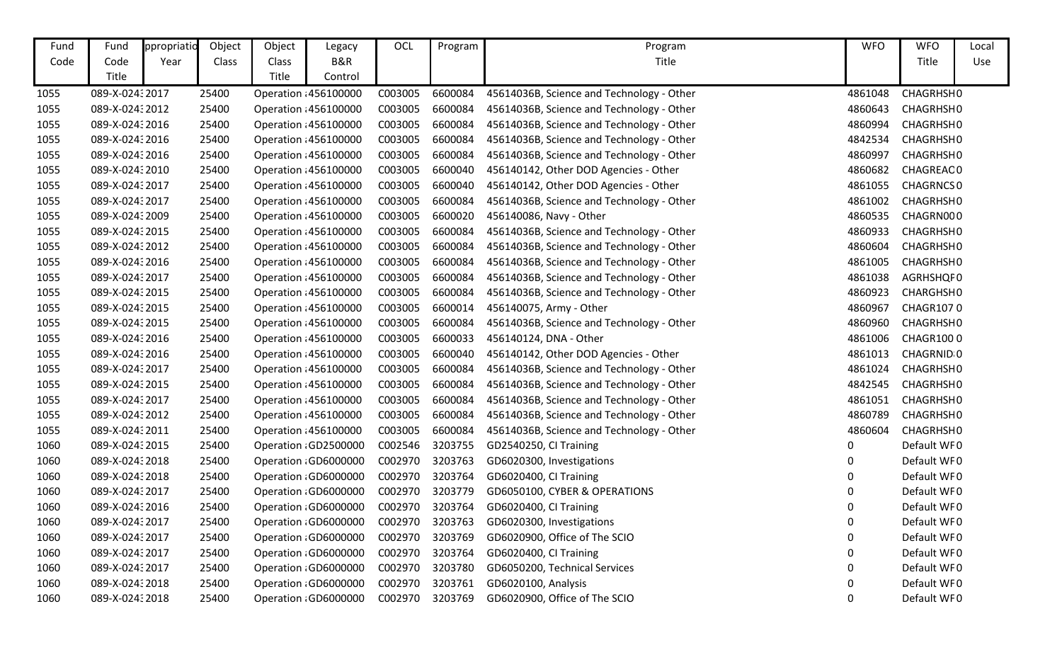| Fund Code | Fund Code Title | ppropriatio Year | Object Class | Object Class Title | Legacy B&R Control | OCL | Program | Program Title | WFO | WFO Title | Local Use |
|---|---|---|---|---|---|---|---|---|---|---|---|
| 1055 | 089-X-024:2017 | | 25400 | Operation :456100000 | | C003005 | 6600084 | 45614036B, Science and Technology - Other | 4861048 | CHAGRHSH0 | |
| 1055 | 089-X-024:2012 | | 25400 | Operation :456100000 | | C003005 | 6600084 | 45614036B, Science and Technology - Other | 4860643 | CHAGRHSH0 | |
| 1055 | 089-X-024:2016 | | 25400 | Operation :456100000 | | C003005 | 6600084 | 45614036B, Science and Technology - Other | 4860994 | CHAGRHSH0 | |
| 1055 | 089-X-024:2016 | | 25400 | Operation :456100000 | | C003005 | 6600084 | 45614036B, Science and Technology - Other | 4842534 | CHAGRHSH0 | |
| 1055 | 089-X-024:2016 | | 25400 | Operation :456100000 | | C003005 | 6600084 | 45614036B, Science and Technology - Other | 4860997 | CHAGRHSH0 | |
| 1055 | 089-X-024:2010 | | 25400 | Operation :456100000 | | C003005 | 6600040 | 456140142, Other DOD Agencies - Other | 4860682 | CHAGREAC0 | |
| 1055 | 089-X-024:2017 | | 25400 | Operation :456100000 | | C003005 | 6600040 | 456140142, Other DOD Agencies - Other | 4861055 | CHAGRNCS0 | |
| 1055 | 089-X-024:2017 | | 25400 | Operation :456100000 | | C003005 | 6600084 | 45614036B, Science and Technology - Other | 4861002 | CHAGRHSH0 | |
| 1055 | 089-X-024:2009 | | 25400 | Operation :456100000 | | C003005 | 6600020 | 456140086, Navy - Other | 4860535 | CHAGRN000 | |
| 1055 | 089-X-024:2015 | | 25400 | Operation :456100000 | | C003005 | 6600084 | 45614036B, Science and Technology - Other | 4860933 | CHAGRHSH0 | |
| 1055 | 089-X-024:2012 | | 25400 | Operation :456100000 | | C003005 | 6600084 | 45614036B, Science and Technology - Other | 4860604 | CHAGRHSH0 | |
| 1055 | 089-X-024:2016 | | 25400 | Operation :456100000 | | C003005 | 6600084 | 45614036B, Science and Technology - Other | 4861005 | CHAGRHSH0 | |
| 1055 | 089-X-024:2017 | | 25400 | Operation :456100000 | | C003005 | 6600084 | 45614036B, Science and Technology - Other | 4861038 | AGRHSHQF0 | |
| 1055 | 089-X-024:2015 | | 25400 | Operation :456100000 | | C003005 | 6600084 | 45614036B, Science and Technology - Other | 4860923 | CHARGHSH0 | |
| 1055 | 089-X-024:2015 | | 25400 | Operation :456100000 | | C003005 | 6600014 | 456140075, Army - Other | 4860967 | CHAGR1070 | |
| 1055 | 089-X-024:2015 | | 25400 | Operation :456100000 | | C003005 | 6600084 | 45614036B, Science and Technology - Other | 4860960 | CHAGRHSH0 | |
| 1055 | 089-X-024:2016 | | 25400 | Operation :456100000 | | C003005 | 6600033 | 456140124, DNA - Other | 4861006 | CHAGR1000 | |
| 1055 | 089-X-024:2016 | | 25400 | Operation :456100000 | | C003005 | 6600040 | 456140142, Other DOD Agencies - Other | 4861013 | CHAGRNID:0 | |
| 1055 | 089-X-024:2017 | | 25400 | Operation :456100000 | | C003005 | 6600084 | 45614036B, Science and Technology - Other | 4861024 | CHAGRHSH0 | |
| 1055 | 089-X-024:2015 | | 25400 | Operation :456100000 | | C003005 | 6600084 | 45614036B, Science and Technology - Other | 4842545 | CHAGRHSH0 | |
| 1055 | 089-X-024:2017 | | 25400 | Operation :456100000 | | C003005 | 6600084 | 45614036B, Science and Technology - Other | 4861051 | CHAGRHSH0 | |
| 1055 | 089-X-024:2012 | | 25400 | Operation :456100000 | | C003005 | 6600084 | 45614036B, Science and Technology - Other | 4860789 | CHAGRHSH0 | |
| 1055 | 089-X-024:2011 | | 25400 | Operation :456100000 | | C003005 | 6600084 | 45614036B, Science and Technology - Other | 4860604 | CHAGRHSH0 | |
| 1060 | 089-X-024:2015 | | 25400 | Operation :GD2500000 | | C002546 | 3203755 | GD2540250, CI Training | 0 | Default WF0 | |
| 1060 | 089-X-024:2018 | | 25400 | Operation :GD6000000 | | C002970 | 3203763 | GD6020300, Investigations | 0 | Default WF0 | |
| 1060 | 089-X-024:2018 | | 25400 | Operation :GD6000000 | | C002970 | 3203764 | GD6020400, CI Training | 0 | Default WF0 | |
| 1060 | 089-X-024:2017 | | 25400 | Operation :GD6000000 | | C002970 | 3203779 | GD6050100, CYBER & OPERATIONS | 0 | Default WF0 | |
| 1060 | 089-X-024:2016 | | 25400 | Operation :GD6000000 | | C002970 | 3203764 | GD6020400, CI Training | 0 | Default WF0 | |
| 1060 | 089-X-024:2017 | | 25400 | Operation :GD6000000 | | C002970 | 3203763 | GD6020300, Investigations | 0 | Default WF0 | |
| 1060 | 089-X-024:2017 | | 25400 | Operation :GD6000000 | | C002970 | 3203769 | GD6020900, Office of The SCIO | 0 | Default WF0 | |
| 1060 | 089-X-024:2017 | | 25400 | Operation :GD6000000 | | C002970 | 3203764 | GD6020400, CI Training | 0 | Default WF0 | |
| 1060 | 089-X-024:2017 | | 25400 | Operation :GD6000000 | | C002970 | 3203780 | GD6050200, Technical Services | 0 | Default WF0 | |
| 1060 | 089-X-024:2018 | | 25400 | Operation :GD6000000 | | C002970 | 3203761 | GD6020100, Analysis | 0 | Default WF0 | |
| 1060 | 089-X-024:2018 | | 25400 | Operation :GD6000000 | | C002970 | 3203769 | GD6020900, Office of The SCIO | 0 | Default WF0 | |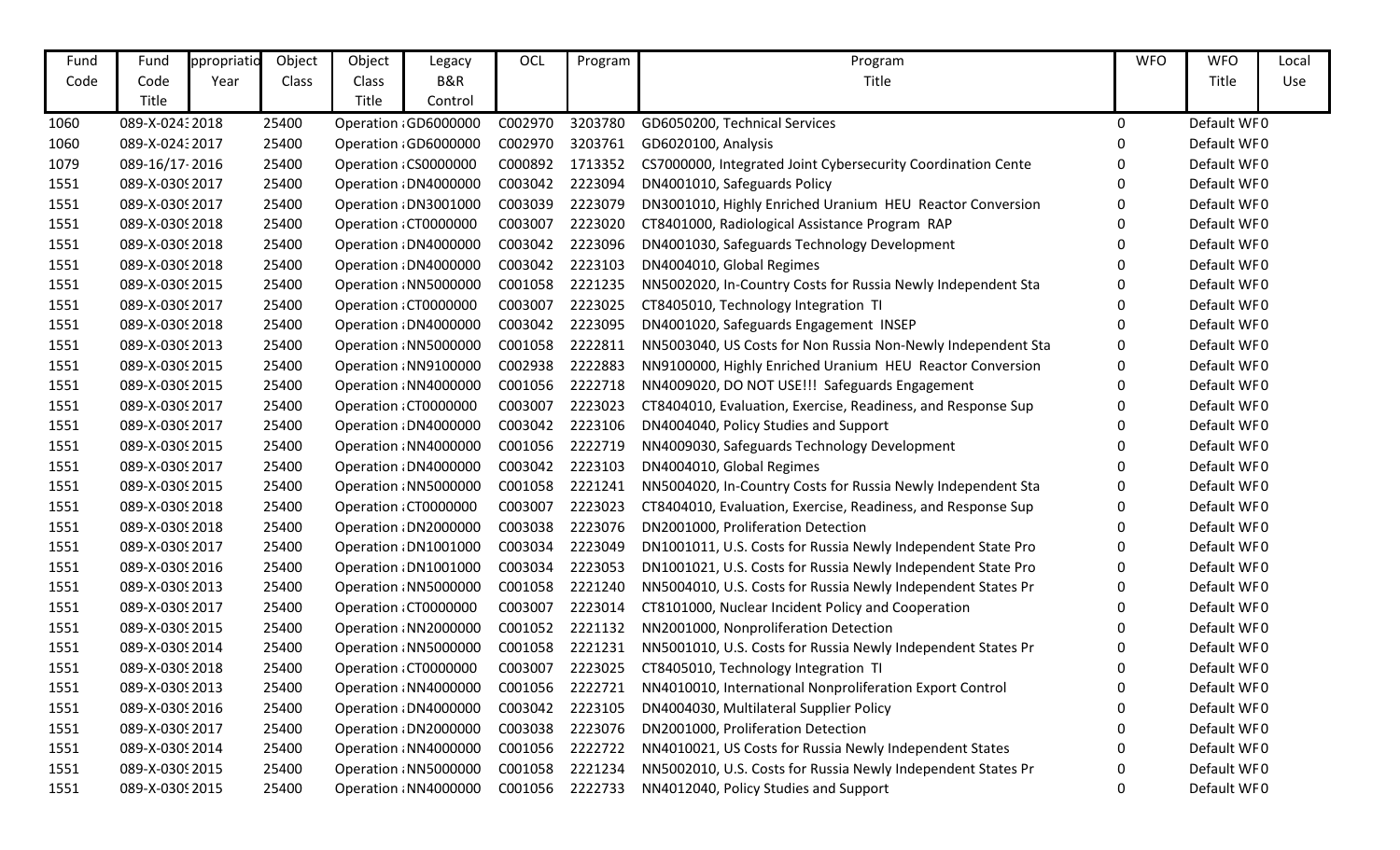| Fund Code | Fund Code Title | Appropriation Year | Object Class | Object Class Title | Legacy B&R Control | OCL | Program | Program Title | WFO | WFO Title | Local Use |
|---|---|---|---|---|---|---|---|---|---|---|---|
| 1060 | 089-X-0243 | 2018 | 25400 | Operation | GD6000000 | C002970 | 3203780 | GD6050200, Technical Services | 0 | Default WF0 | |
| 1060 | 089-X-0243 | 2017 | 25400 | Operation | GD6000000 | C002970 | 3203761 | GD6020100, Analysis | 0 | Default WF0 | |
| 1079 | 089-16/17- | 2016 | 25400 | Operation | CS0000000 | C000892 | 1713352 | CS7000000, Integrated Joint Cybersecurity Coordination Cente | 0 | Default WF0 | |
| 1551 | 089-X-0309 | 2017 | 25400 | Operation | DN4000000 | C003042 | 2223094 | DN4001010, Safeguards Policy | 0 | Default WF0 | |
| 1551 | 089-X-0309 | 2017 | 25400 | Operation | DN3001000 | C003039 | 2223079 | DN3001010, Highly Enriched Uranium HEU Reactor Conversion | 0 | Default WF0 | |
| 1551 | 089-X-0309 | 2018 | 25400 | Operation | CT0000000 | C003007 | 2223020 | CT8401000, Radiological Assistance Program RAP | 0 | Default WF0 | |
| 1551 | 089-X-0309 | 2018 | 25400 | Operation | DN4000000 | C003042 | 2223096 | DN4001030, Safeguards Technology Development | 0 | Default WF0 | |
| 1551 | 089-X-0309 | 2018 | 25400 | Operation | DN4000000 | C003042 | 2223103 | DN4004010, Global Regimes | 0 | Default WF0 | |
| 1551 | 089-X-0309 | 2015 | 25400 | Operation | NN5000000 | C001058 | 2221235 | NN5002020, In-Country Costs for Russia Newly Independent Sta | 0 | Default WF0 | |
| 1551 | 089-X-0309 | 2017 | 25400 | Operation | CT0000000 | C003007 | 2223025 | CT8405010, Technology Integration TI | 0 | Default WF0 | |
| 1551 | 089-X-0309 | 2018 | 25400 | Operation | DN4000000 | C003042 | 2223095 | DN4001020, Safeguards Engagement INSEP | 0 | Default WF0 | |
| 1551 | 089-X-0309 | 2013 | 25400 | Operation | NN5000000 | C001058 | 2222811 | NN5003040, US Costs for Non Russia Non-Newly Independent Sta | 0 | Default WF0 | |
| 1551 | 089-X-0309 | 2015 | 25400 | Operation | NN9100000 | C002938 | 2222883 | NN9100000, Highly Enriched Uranium HEU Reactor Conversion | 0 | Default WF0 | |
| 1551 | 089-X-0309 | 2015 | 25400 | Operation | NN4000000 | C001056 | 2222718 | NN4009020, DO NOT USE!!! Safeguards Engagement | 0 | Default WF0 | |
| 1551 | 089-X-0309 | 2017 | 25400 | Operation | CT0000000 | C003007 | 2223023 | CT8404010, Evaluation, Exercise, Readiness, and Response Sup | 0 | Default WF0 | |
| 1551 | 089-X-0309 | 2017 | 25400 | Operation | DN4000000 | C003042 | 2223106 | DN4004040, Policy Studies and Support | 0 | Default WF0 | |
| 1551 | 089-X-0309 | 2015 | 25400 | Operation | NN4000000 | C001056 | 2222719 | NN4009030, Safeguards Technology Development | 0 | Default WF0 | |
| 1551 | 089-X-0309 | 2017 | 25400 | Operation | DN4000000 | C003042 | 2223103 | DN4004010, Global Regimes | 0 | Default WF0 | |
| 1551 | 089-X-0309 | 2015 | 25400 | Operation | NN5000000 | C001058 | 2221241 | NN5004020, In-Country Costs for Russia Newly Independent Sta | 0 | Default WF0 | |
| 1551 | 089-X-0309 | 2018 | 25400 | Operation | CT0000000 | C003007 | 2223023 | CT8404010, Evaluation, Exercise, Readiness, and Response Sup | 0 | Default WF0 | |
| 1551 | 089-X-0309 | 2018 | 25400 | Operation | DN2000000 | C003038 | 2223076 | DN2001000, Proliferation Detection | 0 | Default WF0 | |
| 1551 | 089-X-0309 | 2017 | 25400 | Operation | DN1001000 | C003034 | 2223049 | DN1001011, U.S. Costs for Russia Newly Independent State Pro | 0 | Default WF0 | |
| 1551 | 089-X-0309 | 2016 | 25400 | Operation | DN1001000 | C003034 | 2223053 | DN1001021, U.S. Costs for Russia Newly Independent State Pro | 0 | Default WF0 | |
| 1551 | 089-X-0309 | 2013 | 25400 | Operation | NN5000000 | C001058 | 2221240 | NN5004010, U.S. Costs for Russia Newly Independent States Pr | 0 | Default WF0 | |
| 1551 | 089-X-0309 | 2017 | 25400 | Operation | CT0000000 | C003007 | 2223014 | CT8101000, Nuclear Incident Policy and Cooperation | 0 | Default WF0 | |
| 1551 | 089-X-0309 | 2015 | 25400 | Operation | NN2000000 | C001052 | 2221132 | NN2001000, Nonproliferation Detection | 0 | Default WF0 | |
| 1551 | 089-X-0309 | 2014 | 25400 | Operation | NN5000000 | C001058 | 2221231 | NN5001010, U.S. Costs for Russia Newly Independent States Pr | 0 | Default WF0 | |
| 1551 | 089-X-0309 | 2018 | 25400 | Operation | CT0000000 | C003007 | 2223025 | CT8405010, Technology Integration TI | 0 | Default WF0 | |
| 1551 | 089-X-0309 | 2013 | 25400 | Operation | NN4000000 | C001056 | 2222721 | NN4010010, International Nonproliferation Export Control | 0 | Default WF0 | |
| 1551 | 089-X-0309 | 2016 | 25400 | Operation | DN4000000 | C003042 | 2223105 | DN4004030, Multilateral Supplier Policy | 0 | Default WF0 | |
| 1551 | 089-X-0309 | 2017 | 25400 | Operation | DN2000000 | C003038 | 2223076 | DN2001000, Proliferation Detection | 0 | Default WF0 | |
| 1551 | 089-X-0309 | 2014 | 25400 | Operation | NN4000000 | C001056 | 2222722 | NN4010021, US Costs for Russia Newly Independent States | 0 | Default WF0 | |
| 1551 | 089-X-0309 | 2015 | 25400 | Operation | NN5000000 | C001058 | 2221234 | NN5002010, U.S. Costs for Russia Newly Independent States Pr | 0 | Default WF0 | |
| 1551 | 089-X-0309 | 2015 | 25400 | Operation | NN4000000 | C001056 | 2222733 | NN4012040, Policy Studies and Support | 0 | Default WF0 | |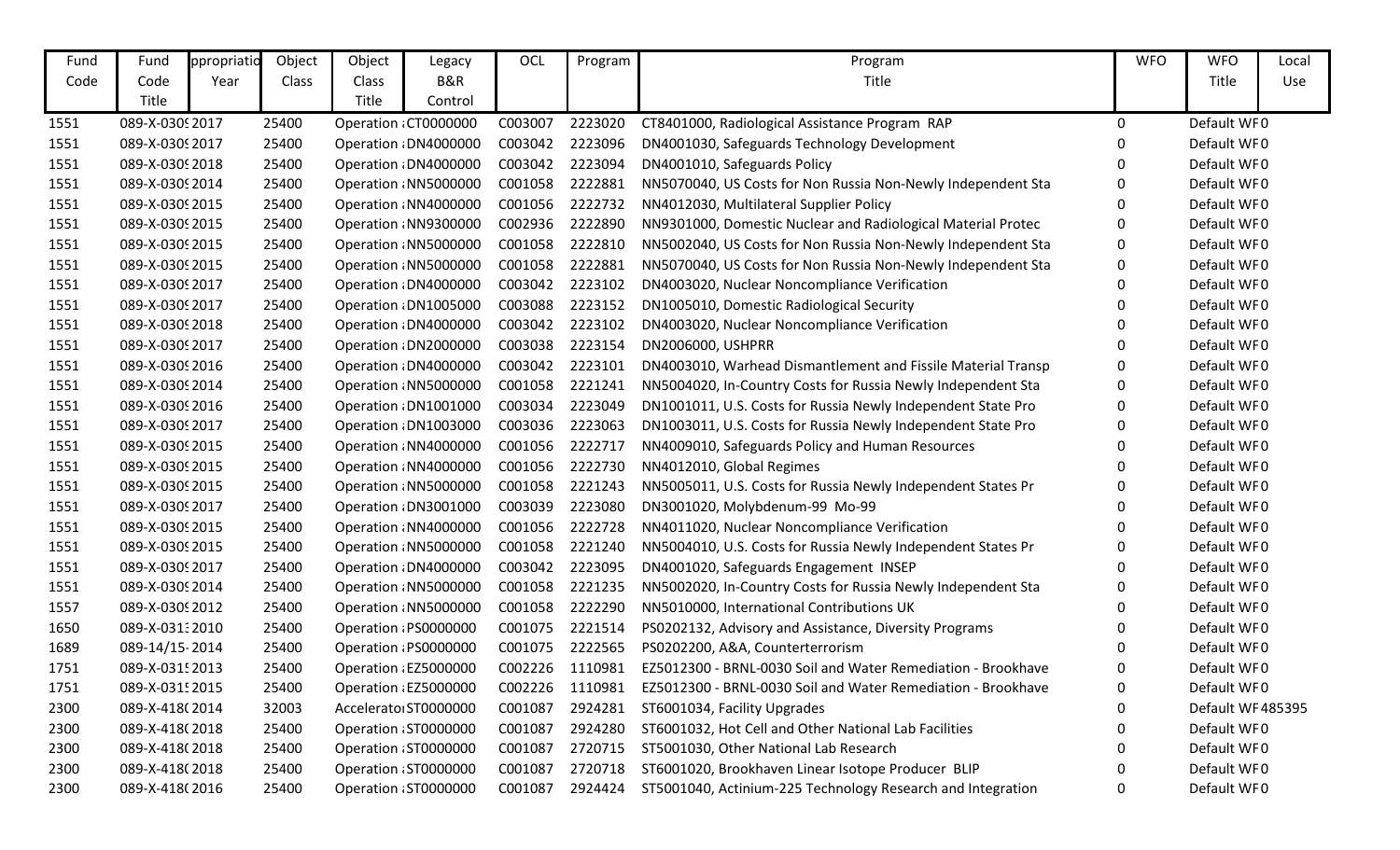| Fund Code | Fund Code Title | ppropriatio Year | Object Class | Object Class Title | Legacy B&R Control | OCL | Program | Program Title | WFO | WFO Title | Local Use |
|---|---|---|---|---|---|---|---|---|---|---|---|
| 1551 | 089-X-0309 | 2017 | 25400 | Operation : | CT0000000 | C003007 | 2223020 | CT8401000, Radiological Assistance Program RAP | 0 | Default WF | 0 |
| 1551 | 089-X-0309 | 2017 | 25400 | Operation : | DN4000000 | C003042 | 2223096 | DN4001030, Safeguards Technology Development | 0 | Default WF | 0 |
| 1551 | 089-X-0309 | 2018 | 25400 | Operation : | DN4000000 | C003042 | 2223094 | DN4001010, Safeguards Policy | 0 | Default WF | 0 |
| 1551 | 089-X-0309 | 2014 | 25400 | Operation : | NN5000000 | C001058 | 2222881 | NN5070040, US Costs for Non Russia Non-Newly Independent Sta | 0 | Default WF | 0 |
| 1551 | 089-X-0309 | 2015 | 25400 | Operation : | NN4000000 | C001056 | 2222732 | NN4012030, Multilateral Supplier Policy | 0 | Default WF | 0 |
| 1551 | 089-X-0309 | 2015 | 25400 | Operation : | NN9300000 | C002936 | 2222890 | NN9301000, Domestic Nuclear and Radiological Material Protec | 0 | Default WF | 0 |
| 1551 | 089-X-0309 | 2015 | 25400 | Operation : | NN5000000 | C001058 | 2222810 | NN5002040, US Costs for Non Russia Non-Newly Independent Sta | 0 | Default WF | 0 |
| 1551 | 089-X-0309 | 2015 | 25400 | Operation : | NN5000000 | C001058 | 2222881 | NN5070040, US Costs for Non Russia Non-Newly Independent Sta | 0 | Default WF | 0 |
| 1551 | 089-X-0309 | 2017 | 25400 | Operation : | DN4000000 | C003042 | 2223102 | DN4003020, Nuclear Noncompliance Verification | 0 | Default WF | 0 |
| 1551 | 089-X-0309 | 2017 | 25400 | Operation : | DN1005000 | C003088 | 2223152 | DN1005010, Domestic Radiological Security | 0 | Default WF | 0 |
| 1551 | 089-X-0309 | 2018 | 25400 | Operation : | DN4000000 | C003042 | 2223102 | DN4003020, Nuclear Noncompliance Verification | 0 | Default WF | 0 |
| 1551 | 089-X-0309 | 2017 | 25400 | Operation : | DN2000000 | C003038 | 2223154 | DN2006000, USHPRR | 0 | Default WF | 0 |
| 1551 | 089-X-0309 | 2016 | 25400 | Operation : | DN4000000 | C003042 | 2223101 | DN4003010, Warhead Dismantlement and Fissile Material Transp | 0 | Default WF | 0 |
| 1551 | 089-X-0309 | 2014 | 25400 | Operation : | NN5000000 | C001058 | 2221241 | NN5004020, In-Country Costs for Russia Newly Independent Sta | 0 | Default WF | 0 |
| 1551 | 089-X-0309 | 2016 | 25400 | Operation : | DN1001000 | C003034 | 2223049 | DN1001011, U.S. Costs for Russia Newly Independent State Pro | 0 | Default WF | 0 |
| 1551 | 089-X-0309 | 2017 | 25400 | Operation : | DN1003000 | C003036 | 2223063 | DN1003011, U.S. Costs for Russia Newly Independent State Pro | 0 | Default WF | 0 |
| 1551 | 089-X-0309 | 2015 | 25400 | Operation : | NN4000000 | C001056 | 2222717 | NN4009010, Safeguards Policy and Human Resources | 0 | Default WF | 0 |
| 1551 | 089-X-0309 | 2015 | 25400 | Operation : | NN4000000 | C001056 | 2222730 | NN4012010, Global Regimes | 0 | Default WF | 0 |
| 1551 | 089-X-0309 | 2015 | 25400 | Operation : | NN5000000 | C001058 | 2221243 | NN5005011, U.S. Costs for Russia Newly Independent States Pr | 0 | Default WF | 0 |
| 1551 | 089-X-0309 | 2017 | 25400 | Operation : | DN3001000 | C003039 | 2223080 | DN3001020, Molybdenum-99 Mo-99 | 0 | Default WF | 0 |
| 1551 | 089-X-0309 | 2015 | 25400 | Operation : | NN4000000 | C001056 | 2222728 | NN4011020, Nuclear Noncompliance Verification | 0 | Default WF | 0 |
| 1551 | 089-X-0309 | 2015 | 25400 | Operation : | NN5000000 | C001058 | 2221240 | NN5004010, U.S. Costs for Russia Newly Independent States Pr | 0 | Default WF | 0 |
| 1551 | 089-X-0309 | 2017 | 25400 | Operation : | DN4000000 | C003042 | 2223095 | DN4001020, Safeguards Engagement INSEP | 0 | Default WF | 0 |
| 1551 | 089-X-0309 | 2014 | 25400 | Operation : | NN5000000 | C001058 | 2221235 | NN5002020, In-Country Costs for Russia Newly Independent Sta | 0 | Default WF | 0 |
| 1557 | 089-X-0309 | 2012 | 25400 | Operation : | NN5000000 | C001058 | 2222290 | NN5010000, International Contributions UK | 0 | Default WF | 0 |
| 1650 | 089-X-0313 | 2010 | 25400 | Operation : | PS0000000 | C001075 | 2221514 | PS0202132, Advisory and Assistance, Diversity Programs | 0 | Default WF | 0 |
| 1689 | 089-14/15- | 2014 | 25400 | Operation : | PS0000000 | C001075 | 2222565 | PS0202200, A&A, Counterterrorism | 0 | Default WF | 0 |
| 1751 | 089-X-0315 | 2013 | 25400 | Operation : | EZ5000000 | C002226 | 1110981 | EZ5012300 - BRNL-0030 Soil and Water Remediation - Brookhave | 0 | Default WF | 0 |
| 1751 | 089-X-0315 | 2015 | 25400 | Operation : | EZ5000000 | C002226 | 1110981 | EZ5012300 - BRNL-0030 Soil and Water Remediation - Brookhave | 0 | Default WF | 0 |
| 2300 | 089-X-4180 | 2014 | 32003 | Accelerator | ST0000000 | C001087 | 2924281 | ST6001034, Facility Upgrades | 0 | Default WF | 485395 |
| 2300 | 089-X-4180 | 2018 | 25400 | Operation : | ST0000000 | C001087 | 2924280 | ST6001032, Hot Cell and Other National Lab Facilities | 0 | Default WF | 0 |
| 2300 | 089-X-4180 | 2018 | 25400 | Operation : | ST0000000 | C001087 | 2720715 | ST5001030, Other National Lab Research | 0 | Default WF | 0 |
| 2300 | 089-X-4180 | 2018 | 25400 | Operation : | ST0000000 | C001087 | 2720718 | ST6001020, Brookhaven Linear Isotope Producer BLIP | 0 | Default WF | 0 |
| 2300 | 089-X-4180 | 2016 | 25400 | Operation : | ST0000000 | C001087 | 2924424 | ST5001040, Actinium-225 Technology Research and Integration | 0 | Default WF | 0 |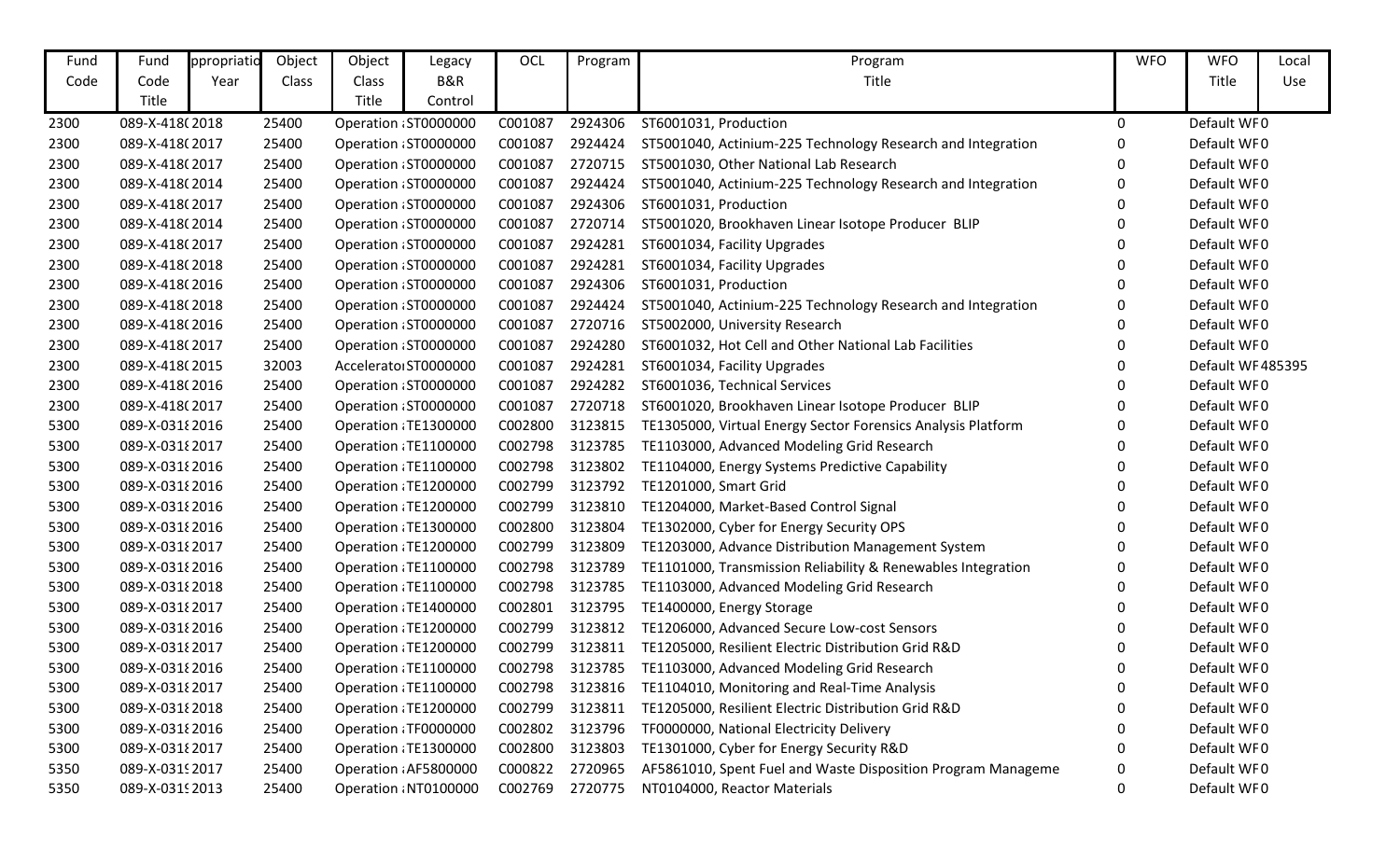| Fund Code | Fund Code Title | ppropriatio Year | Object Class | Object Class Title | Legacy B&R Control | OCL | Program | Program Title | WFO | WFO Title | Local Use |
|---|---|---|---|---|---|---|---|---|---|---|---|
| 2300 | 089-X-418( | 2018 | 25400 | Operation : | ST0000000 | C001087 | 2924306 | ST6001031, Production | 0 | Default WF | 0 |
| 2300 | 089-X-418( | 2017 | 25400 | Operation : | ST0000000 | C001087 | 2924424 | ST5001040, Actinium-225 Technology Research and Integration | 0 | Default WF | 0 |
| 2300 | 089-X-418( | 2017 | 25400 | Operation : | ST0000000 | C001087 | 2720715 | ST5001030, Other National Lab Research | 0 | Default WF | 0 |
| 2300 | 089-X-418( | 2014 | 25400 | Operation : | ST0000000 | C001087 | 2924424 | ST5001040, Actinium-225 Technology Research and Integration | 0 | Default WF | 0 |
| 2300 | 089-X-418( | 2017 | 25400 | Operation : | ST0000000 | C001087 | 2924306 | ST6001031, Production | 0 | Default WF | 0 |
| 2300 | 089-X-418( | 2014 | 25400 | Operation : | ST0000000 | C001087 | 2720714 | ST5001020, Brookhaven Linear Isotope Producer BLIP | 0 | Default WF | 0 |
| 2300 | 089-X-418( | 2017 | 25400 | Operation : | ST0000000 | C001087 | 2924281 | ST6001034, Facility Upgrades | 0 | Default WF | 0 |
| 2300 | 089-X-418( | 2018 | 25400 | Operation : | ST0000000 | C001087 | 2924281 | ST6001034, Facility Upgrades | 0 | Default WF | 0 |
| 2300 | 089-X-418( | 2016 | 25400 | Operation : | ST0000000 | C001087 | 2924306 | ST6001031, Production | 0 | Default WF | 0 |
| 2300 | 089-X-418( | 2018 | 25400 | Operation : | ST0000000 | C001087 | 2924424 | ST5001040, Actinium-225 Technology Research and Integration | 0 | Default WF | 0 |
| 2300 | 089-X-418( | 2016 | 25400 | Operation : | ST0000000 | C001087 | 2720716 | ST5002000, University Research | 0 | Default WF | 0 |
| 2300 | 089-X-418( | 2017 | 25400 | Operation : | ST0000000 | C001087 | 2924280 | ST6001032, Hot Cell and Other National Lab Facilities | 0 | Default WF | 0 |
| 2300 | 089-X-418( | 2015 | 32003 | Accelerato | ST0000000 | C001087 | 2924281 | ST6001034, Facility Upgrades | 0 | Default WF | 485395 |
| 2300 | 089-X-418( | 2016 | 25400 | Operation : | ST0000000 | C001087 | 2924282 | ST6001036, Technical Services | 0 | Default WF | 0 |
| 2300 | 089-X-418( | 2017 | 25400 | Operation : | ST0000000 | C001087 | 2720718 | ST6001020, Brookhaven Linear Isotope Producer BLIP | 0 | Default WF | 0 |
| 5300 | 089-X-031{ | 2016 | 25400 | Operation : | TE1300000 | C002800 | 3123815 | TE1305000, Virtual Energy Sector Forensics Analysis Platform | 0 | Default WF | 0 |
| 5300 | 089-X-031{ | 2017 | 25400 | Operation : | TE1100000 | C002798 | 3123785 | TE1103000, Advanced Modeling Grid Research | 0 | Default WF | 0 |
| 5300 | 089-X-031{ | 2016 | 25400 | Operation : | TE1100000 | C002798 | 3123802 | TE1104000, Energy Systems Predictive Capability | 0 | Default WF | 0 |
| 5300 | 089-X-031{ | 2016 | 25400 | Operation : | TE1200000 | C002799 | 3123792 | TE1201000, Smart Grid | 0 | Default WF | 0 |
| 5300 | 089-X-031{ | 2016 | 25400 | Operation : | TE1200000 | C002799 | 3123810 | TE1204000, Market-Based Control Signal | 0 | Default WF | 0 |
| 5300 | 089-X-031{ | 2016 | 25400 | Operation : | TE1300000 | C002800 | 3123804 | TE1302000, Cyber for Energy Security OPS | 0 | Default WF | 0 |
| 5300 | 089-X-031{ | 2017 | 25400 | Operation : | TE1200000 | C002799 | 3123809 | TE1203000, Advance Distribution Management System | 0 | Default WF | 0 |
| 5300 | 089-X-031{ | 2016 | 25400 | Operation : | TE1100000 | C002798 | 3123789 | TE1101000, Transmission Reliability & Renewables Integration | 0 | Default WF | 0 |
| 5300 | 089-X-031{ | 2018 | 25400 | Operation : | TE1100000 | C002798 | 3123785 | TE1103000, Advanced Modeling Grid Research | 0 | Default WF | 0 |
| 5300 | 089-X-031{ | 2017 | 25400 | Operation : | TE1400000 | C002801 | 3123795 | TE1400000, Energy Storage | 0 | Default WF | 0 |
| 5300 | 089-X-031{ | 2016 | 25400 | Operation : | TE1200000 | C002799 | 3123812 | TE1206000, Advanced Secure Low-cost Sensors | 0 | Default WF | 0 |
| 5300 | 089-X-031{ | 2017 | 25400 | Operation : | TE1200000 | C002799 | 3123811 | TE1205000, Resilient Electric Distribution Grid R&D | 0 | Default WF | 0 |
| 5300 | 089-X-031{ | 2016 | 25400 | Operation : | TE1100000 | C002798 | 3123785 | TE1103000, Advanced Modeling Grid Research | 0 | Default WF | 0 |
| 5300 | 089-X-031{ | 2017 | 25400 | Operation : | TE1100000 | C002798 | 3123816 | TE1104010, Monitoring and Real-Time Analysis | 0 | Default WF | 0 |
| 5300 | 089-X-031{ | 2018 | 25400 | Operation : | TE1200000 | C002799 | 3123811 | TE1205000, Resilient Electric Distribution Grid R&D | 0 | Default WF | 0 |
| 5300 | 089-X-031{ | 2016 | 25400 | Operation : | TF0000000 | C002802 | 3123796 | TF0000000, National Electricity Delivery | 0 | Default WF | 0 |
| 5300 | 089-X-031{ | 2017 | 25400 | Operation : | TE1300000 | C002800 | 3123803 | TE1301000, Cyber for Energy Security R&D | 0 | Default WF | 0 |
| 5350 | 089-X-031{ | 2017 | 25400 | Operation : | AF5800000 | C000822 | 2720965 | AF5861010, Spent Fuel and Waste Disposition Program Manageme | 0 | Default WF | 0 |
| 5350 | 089-X-031{ | 2013 | 25400 | Operation : | NT0100000 | C002769 | 2720775 | NT0104000, Reactor Materials | 0 | Default WF | 0 |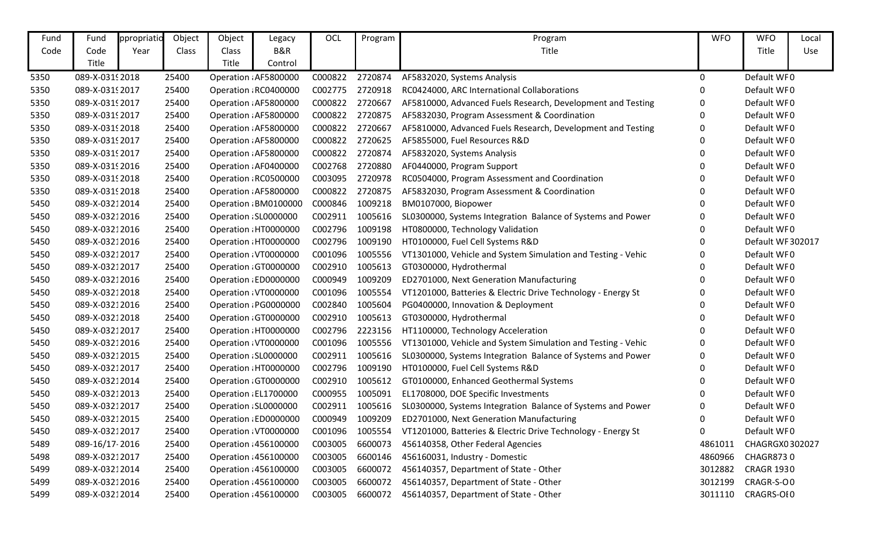| Fund Code | Fund Code Title | ppropriatio Year | Object Class | Object Class Title | Legacy B&R Control | OCL | Program | Program Title | WFO | WFO Title | Local Use |
|---|---|---|---|---|---|---|---|---|---|---|---|
| 5350 | 089-X-0319 | 2018 | 25400 | Operation | AF5800000 | C000822 | 2720874 | AF5832020, Systems Analysis | 0 | Default WF | 0 |
| 5350 | 089-X-0319 | 2017 | 25400 | Operation | RC0400000 | C002775 | 2720918 | RC0424000, ARC International Collaborations | 0 | Default WF | 0 |
| 5350 | 089-X-0319 | 2017 | 25400 | Operation | AF5800000 | C000822 | 2720667 | AF5810000, Advanced Fuels Research, Development and Testing | 0 | Default WF | 0 |
| 5350 | 089-X-0319 | 2017 | 25400 | Operation | AF5800000 | C000822 | 2720875 | AF5832030, Program Assessment & Coordination | 0 | Default WF | 0 |
| 5350 | 089-X-0319 | 2018 | 25400 | Operation | AF5800000 | C000822 | 2720667 | AF5810000, Advanced Fuels Research, Development and Testing | 0 | Default WF | 0 |
| 5350 | 089-X-0319 | 2017 | 25400 | Operation | AF5800000 | C000822 | 2720625 | AF5855000, Fuel Resources R&D | 0 | Default WF | 0 |
| 5350 | 089-X-0319 | 2017 | 25400 | Operation | AF5800000 | C000822 | 2720874 | AF5832020, Systems Analysis | 0 | Default WF | 0 |
| 5350 | 089-X-0319 | 2016 | 25400 | Operation | AF0400000 | C002768 | 2720880 | AF0440000, Program Support | 0 | Default WF | 0 |
| 5350 | 089-X-0319 | 2018 | 25400 | Operation | RC0500000 | C003095 | 2720978 | RC0504000, Program Assessment and Coordination | 0 | Default WF | 0 |
| 5350 | 089-X-0319 | 2018 | 25400 | Operation | AF5800000 | C000822 | 2720875 | AF5832030, Program Assessment & Coordination | 0 | Default WF | 0 |
| 5450 | 089-X-0321 | 2014 | 25400 | Operation | BM0100000 | C000846 | 1009218 | BM0107000, Biopower | 0 | Default WF | 0 |
| 5450 | 089-X-0321 | 2016 | 25400 | Operation | SL0000000 | C002911 | 1005616 | SL0300000, Systems Integration Balance of Systems and Power | 0 | Default WF | 0 |
| 5450 | 089-X-0321 | 2016 | 25400 | Operation | HT0000000 | C002796 | 1009198 | HT0800000, Technology Validation | 0 | Default WF | 0 |
| 5450 | 089-X-0321 | 2016 | 25400 | Operation | HT0000000 | C002796 | 1009190 | HT0100000, Fuel Cell Systems R&D | 0 | Default WF | 302017 |
| 5450 | 089-X-0321 | 2017 | 25400 | Operation | VT0000000 | C001096 | 1005556 | VT1301000, Vehicle and System Simulation and Testing - Vehic | 0 | Default WF | 0 |
| 5450 | 089-X-0321 | 2017 | 25400 | Operation | GT0000000 | C002910 | 1005613 | GT0300000, Hydrothermal | 0 | Default WF | 0 |
| 5450 | 089-X-0321 | 2016 | 25400 | Operation | ED0000000 | C000949 | 1009209 | ED2701000, Next Generation Manufacturing | 0 | Default WF | 0 |
| 5450 | 089-X-0321 | 2018 | 25400 | Operation | VT0000000 | C001096 | 1005554 | VT1201000, Batteries & Electric Drive Technology - Energy St | 0 | Default WF | 0 |
| 5450 | 089-X-0321 | 2016 | 25400 | Operation | PG0000000 | C002840 | 1005604 | PG0400000, Innovation & Deployment | 0 | Default WF | 0 |
| 5450 | 089-X-0321 | 2018 | 25400 | Operation | GT0000000 | C002910 | 1005613 | GT0300000, Hydrothermal | 0 | Default WF | 0 |
| 5450 | 089-X-0321 | 2017 | 25400 | Operation | HT0000000 | C002796 | 2223156 | HT1100000, Technology Acceleration | 0 | Default WF | 0 |
| 5450 | 089-X-0321 | 2016 | 25400 | Operation | VT0000000 | C001096 | 1005556 | VT1301000, Vehicle and System Simulation and Testing - Vehic | 0 | Default WF | 0 |
| 5450 | 089-X-0321 | 2015 | 25400 | Operation | SL0000000 | C002911 | 1005616 | SL0300000, Systems Integration Balance of Systems and Power | 0 | Default WF | 0 |
| 5450 | 089-X-0321 | 2017 | 25400 | Operation | HT0000000 | C002796 | 1009190 | HT0100000, Fuel Cell Systems R&D | 0 | Default WF | 0 |
| 5450 | 089-X-0321 | 2014 | 25400 | Operation | GT0000000 | C002910 | 1005612 | GT0100000, Enhanced Geothermal Systems | 0 | Default WF | 0 |
| 5450 | 089-X-0321 | 2013 | 25400 | Operation | EL1700000 | C000955 | 1005091 | EL1708000, DOE Specific Investments | 0 | Default WF | 0 |
| 5450 | 089-X-0321 | 2017 | 25400 | Operation | SL0000000 | C002911 | 1005616 | SL0300000, Systems Integration Balance of Systems and Power | 0 | Default WF | 0 |
| 5450 | 089-X-0321 | 2015 | 25400 | Operation | ED0000000 | C000949 | 1009209 | ED2701000, Next Generation Manufacturing | 0 | Default WF | 0 |
| 5450 | 089-X-0321 | 2017 | 25400 | Operation | VT0000000 | C001096 | 1005554 | VT1201000, Batteries & Electric Drive Technology - Energy St | 0 | Default WF | 0 |
| 5489 | 089-16/17- | 2016 | 25400 | Operation | 456100000 | C003005 | 6600073 | 456140358, Other Federal Agencies | 4861011 | CHAGRGX0 | 302027 |
| 5498 | 089-X-0321 | 2017 | 25400 | Operation | 456100000 | C003005 | 6600146 | 456160031, Industry - Domestic | 4860966 | CHAGR873 | 0 |
| 5499 | 089-X-0321 | 2014 | 25400 | Operation | 456100000 | C003005 | 6600072 | 456140357, Department of State - Other | 3012882 | CRAGR 193 | 0 |
| 5499 | 089-X-0321 | 2016 | 25400 | Operation | 456100000 | C003005 | 6600072 | 456140357, Department of State - Other | 3012199 | CRAGR-S-O | 0 |
| 5499 | 089-X-0321 | 2014 | 25400 | Operation | 456100000 | C003005 | 6600072 | 456140357, Department of State - Other | 3011110 | CRAGRS-OI | 0 |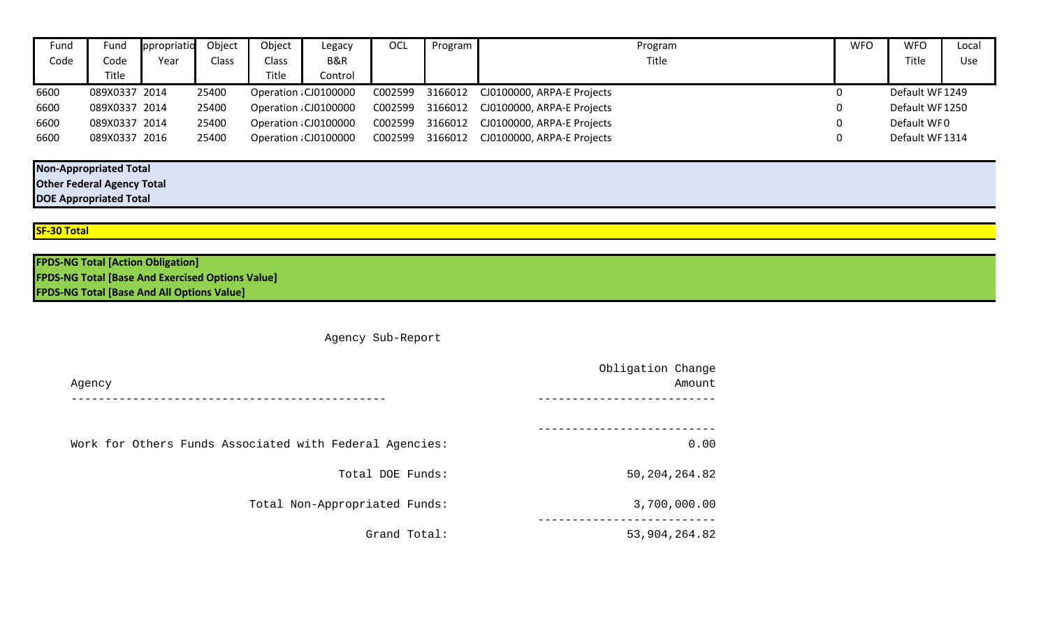| Fund Code | Fund Code Title | ppropriatio Year | Object Class | Object Class Title | Legacy B&R Control | OCL | Program | Program Title | WFO | WFO Title | Local Use |
|---|---|---|---|---|---|---|---|---|---|---|---|
| 6600 | 089X0337 | 2014 | 25400 | Operation ; | CJ0100000 | C002599 | 3166012 | CJ0100000, ARPA-E Projects | 0 | Default WF | 1249 |
| 6600 | 089X0337 | 2014 | 25400 | Operation ; | CJ0100000 | C002599 | 3166012 | CJ0100000, ARPA-E Projects | 0 | Default WF | 1250 |
| 6600 | 089X0337 | 2014 | 25400 | Operation ; | CJ0100000 | C002599 | 3166012 | CJ0100000, ARPA-E Projects | 0 | Default WF | 0 |
| 6600 | 089X0337 | 2016 | 25400 | Operation ; | CJ0100000 | C002599 | 3166012 | CJ0100000, ARPA-E Projects | 0 | Default WF | 1314 |

**Non-Appropriated Total**
**Other Federal Agency Total**
**DOE Appropriated Total**

**SF-30 Total**

**FPDS-NG Total [Action Obligation]**
**FPDS-NG Total [Base And Exercised Options Value]**
**FPDS-NG Total [Base And All Options Value]**

Agency Sub-Report

| Agency | Obligation Change Amount |
|---|---|
| Work for Others Funds Associated with Federal Agencies: | 0.00 |
| Total DOE Funds: | 50,204,264.82 |
| Total Non-Appropriated Funds: | 3,700,000.00 |
| Grand Total: | 53,904,264.82 |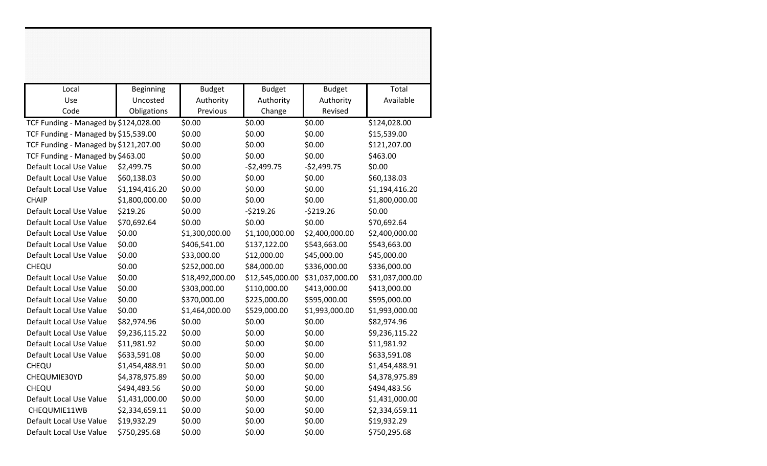| Local Use Code | Beginning Uncosted Obligations | Budget Authority Previous | Budget Authority Change | Budget Authority Revised | Total Available |
|---|---|---|---|---|---|
| TCF Funding - Managed by | $124,028.00 | $0.00 | $0.00 | $0.00 | $124,028.00 |
| TCF Funding - Managed by | $15,539.00 | $0.00 | $0.00 | $0.00 | $15,539.00 |
| TCF Funding - Managed by | $121,207.00 | $0.00 | $0.00 | $0.00 | $121,207.00 |
| TCF Funding - Managed by | $463.00 | $0.00 | $0.00 | $0.00 | $463.00 |
| Default Local Use Value | $2,499.75 | $0.00 | -$2,499.75 | -$2,499.75 | $0.00 |
| Default Local Use Value | $60,138.03 | $0.00 | $0.00 | $0.00 | $60,138.03 |
| Default Local Use Value | $1,194,416.20 | $0.00 | $0.00 | $0.00 | $1,194,416.20 |
| CHAIP | $1,800,000.00 | $0.00 | $0.00 | $0.00 | $1,800,000.00 |
| Default Local Use Value | $219.26 | $0.00 | -$219.26 | -$219.26 | $0.00 |
| Default Local Use Value | $70,692.64 | $0.00 | $0.00 | $0.00 | $70,692.64 |
| Default Local Use Value | $0.00 | $1,300,000.00 | $1,100,000.00 | $2,400,000.00 | $2,400,000.00 |
| Default Local Use Value | $0.00 | $406,541.00 | $137,122.00 | $543,663.00 | $543,663.00 |
| Default Local Use Value | $0.00 | $33,000.00 | $12,000.00 | $45,000.00 | $45,000.00 |
| CHEQU | $0.00 | $252,000.00 | $84,000.00 | $336,000.00 | $336,000.00 |
| Default Local Use Value | $0.00 | $18,492,000.00 | $12,545,000.00 | $31,037,000.00 | $31,037,000.00 |
| Default Local Use Value | $0.00 | $303,000.00 | $110,000.00 | $413,000.00 | $413,000.00 |
| Default Local Use Value | $0.00 | $370,000.00 | $225,000.00 | $595,000.00 | $595,000.00 |
| Default Local Use Value | $0.00 | $1,464,000.00 | $529,000.00 | $1,993,000.00 | $1,993,000.00 |
| Default Local Use Value | $82,974.96 | $0.00 | $0.00 | $0.00 | $82,974.96 |
| Default Local Use Value | $9,236,115.22 | $0.00 | $0.00 | $0.00 | $9,236,115.22 |
| Default Local Use Value | $11,981.92 | $0.00 | $0.00 | $0.00 | $11,981.92 |
| Default Local Use Value | $633,591.08 | $0.00 | $0.00 | $0.00 | $633,591.08 |
| CHEQU | $1,454,488.91 | $0.00 | $0.00 | $0.00 | $1,454,488.91 |
| CHEQUMIE30YD | $4,378,975.89 | $0.00 | $0.00 | $0.00 | $4,378,975.89 |
| CHEQU | $494,483.56 | $0.00 | $0.00 | $0.00 | $494,483.56 |
| Default Local Use Value | $1,431,000.00 | $0.00 | $0.00 | $0.00 | $1,431,000.00 |
| CHEQUMIE11WB | $2,334,659.11 | $0.00 | $0.00 | $0.00 | $2,334,659.11 |
| Default Local Use Value | $19,932.29 | $0.00 | $0.00 | $0.00 | $19,932.29 |
| Default Local Use Value | $750,295.68 | $0.00 | $0.00 | $0.00 | $750,295.68 |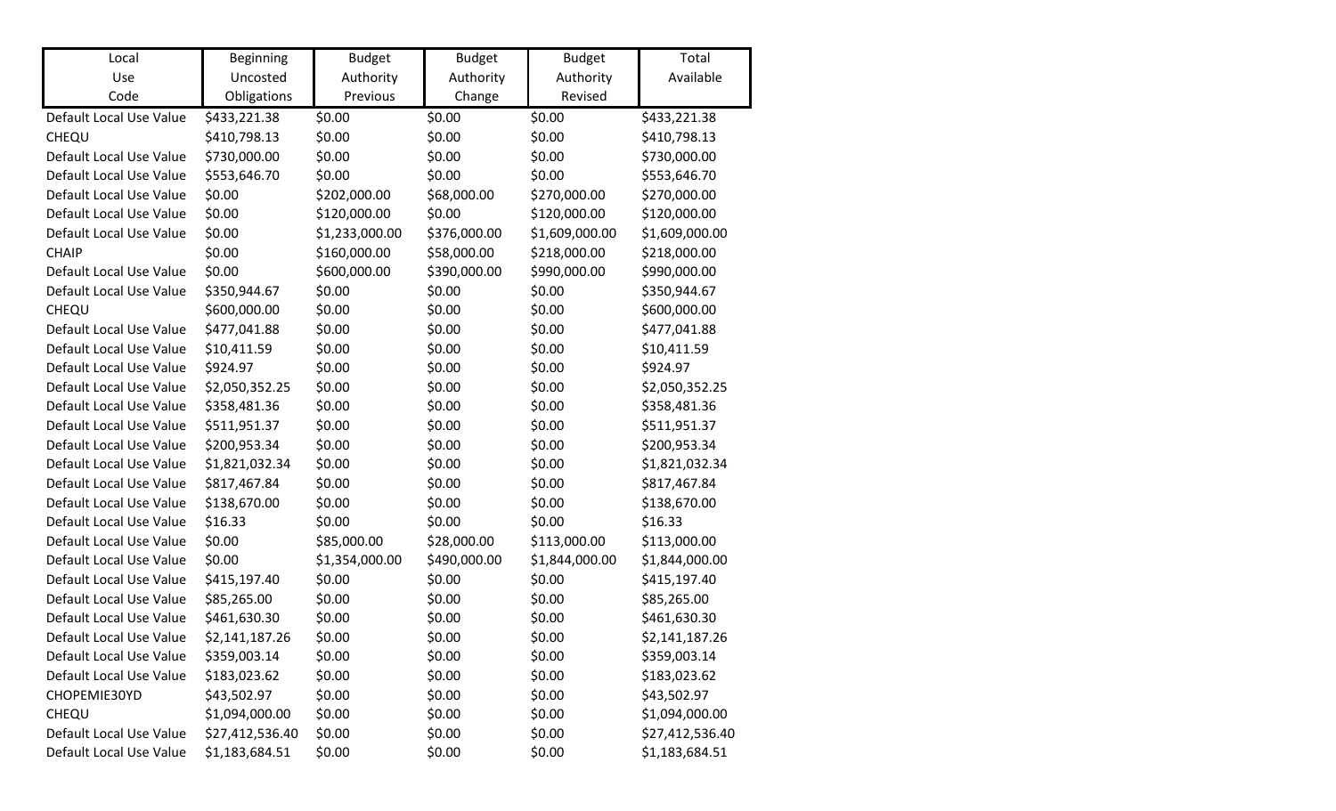| Local Use Code | Beginning Uncosted Obligations | Budget Authority Previous | Budget Authority Change | Budget Authority Revised | Total Available |
|---|---|---|---|---|---|
| Default Local Use Value | $433,221.38 | $0.00 | $0.00 | $0.00 | $433,221.38 |
| CHEQU | $410,798.13 | $0.00 | $0.00 | $0.00 | $410,798.13 |
| Default Local Use Value | $730,000.00 | $0.00 | $0.00 | $0.00 | $730,000.00 |
| Default Local Use Value | $553,646.70 | $0.00 | $0.00 | $0.00 | $553,646.70 |
| Default Local Use Value | $0.00 | $202,000.00 | $68,000.00 | $270,000.00 | $270,000.00 |
| Default Local Use Value | $0.00 | $120,000.00 | $0.00 | $120,000.00 | $120,000.00 |
| Default Local Use Value | $0.00 | $1,233,000.00 | $376,000.00 | $1,609,000.00 | $1,609,000.00 |
| CHAIP | $0.00 | $160,000.00 | $58,000.00 | $218,000.00 | $218,000.00 |
| Default Local Use Value | $0.00 | $600,000.00 | $390,000.00 | $990,000.00 | $990,000.00 |
| Default Local Use Value | $350,944.67 | $0.00 | $0.00 | $0.00 | $350,944.67 |
| CHEQU | $600,000.00 | $0.00 | $0.00 | $0.00 | $600,000.00 |
| Default Local Use Value | $477,041.88 | $0.00 | $0.00 | $0.00 | $477,041.88 |
| Default Local Use Value | $10,411.59 | $0.00 | $0.00 | $0.00 | $10,411.59 |
| Default Local Use Value | $924.97 | $0.00 | $0.00 | $0.00 | $924.97 |
| Default Local Use Value | $2,050,352.25 | $0.00 | $0.00 | $0.00 | $2,050,352.25 |
| Default Local Use Value | $358,481.36 | $0.00 | $0.00 | $0.00 | $358,481.36 |
| Default Local Use Value | $511,951.37 | $0.00 | $0.00 | $0.00 | $511,951.37 |
| Default Local Use Value | $200,953.34 | $0.00 | $0.00 | $0.00 | $200,953.34 |
| Default Local Use Value | $1,821,032.34 | $0.00 | $0.00 | $0.00 | $1,821,032.34 |
| Default Local Use Value | $817,467.84 | $0.00 | $0.00 | $0.00 | $817,467.84 |
| Default Local Use Value | $138,670.00 | $0.00 | $0.00 | $0.00 | $138,670.00 |
| Default Local Use Value | $16.33 | $0.00 | $0.00 | $0.00 | $16.33 |
| Default Local Use Value | $0.00 | $85,000.00 | $28,000.00 | $113,000.00 | $113,000.00 |
| Default Local Use Value | $0.00 | $1,354,000.00 | $490,000.00 | $1,844,000.00 | $1,844,000.00 |
| Default Local Use Value | $415,197.40 | $0.00 | $0.00 | $0.00 | $415,197.40 |
| Default Local Use Value | $85,265.00 | $0.00 | $0.00 | $0.00 | $85,265.00 |
| Default Local Use Value | $461,630.30 | $0.00 | $0.00 | $0.00 | $461,630.30 |
| Default Local Use Value | $2,141,187.26 | $0.00 | $0.00 | $0.00 | $2,141,187.26 |
| Default Local Use Value | $359,003.14 | $0.00 | $0.00 | $0.00 | $359,003.14 |
| Default Local Use Value | $183,023.62 | $0.00 | $0.00 | $0.00 | $183,023.62 |
| CHOPEMIE30YD | $43,502.97 | $0.00 | $0.00 | $0.00 | $43,502.97 |
| CHEQU | $1,094,000.00 | $0.00 | $0.00 | $0.00 | $1,094,000.00 |
| Default Local Use Value | $27,412,536.40 | $0.00 | $0.00 | $0.00 | $27,412,536.40 |
| Default Local Use Value | $1,183,684.51 | $0.00 | $0.00 | $0.00 | $1,183,684.51 |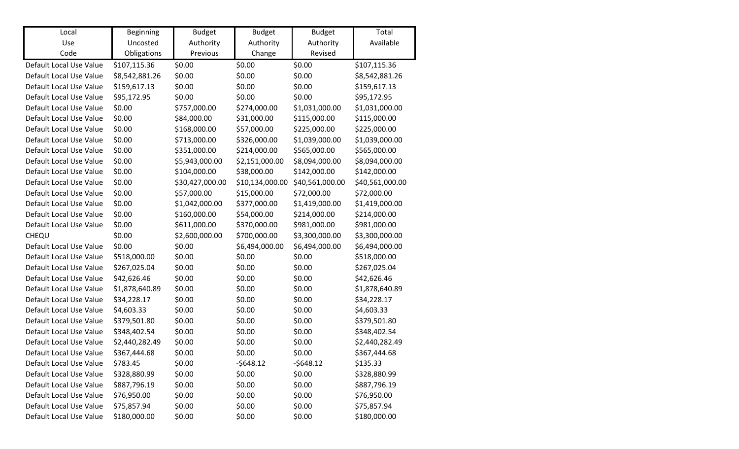| Local Use Code | Beginning Uncosted Obligations | Budget Authority Previous | Budget Authority Change | Budget Authority Revised | Total Available |
|---|---|---|---|---|---|
| Default Local Use Value | $107,115.36 | $0.00 | $0.00 | $0.00 | $107,115.36 |
| Default Local Use Value | $8,542,881.26 | $0.00 | $0.00 | $0.00 | $8,542,881.26 |
| Default Local Use Value | $159,617.13 | $0.00 | $0.00 | $0.00 | $159,617.13 |
| Default Local Use Value | $95,172.95 | $0.00 | $0.00 | $0.00 | $95,172.95 |
| Default Local Use Value | $0.00 | $757,000.00 | $274,000.00 | $1,031,000.00 | $1,031,000.00 |
| Default Local Use Value | $0.00 | $84,000.00 | $31,000.00 | $115,000.00 | $115,000.00 |
| Default Local Use Value | $0.00 | $168,000.00 | $57,000.00 | $225,000.00 | $225,000.00 |
| Default Local Use Value | $0.00 | $713,000.00 | $326,000.00 | $1,039,000.00 | $1,039,000.00 |
| Default Local Use Value | $0.00 | $351,000.00 | $214,000.00 | $565,000.00 | $565,000.00 |
| Default Local Use Value | $0.00 | $5,943,000.00 | $2,151,000.00 | $8,094,000.00 | $8,094,000.00 |
| Default Local Use Value | $0.00 | $104,000.00 | $38,000.00 | $142,000.00 | $142,000.00 |
| Default Local Use Value | $0.00 | $30,427,000.00 | $10,134,000.00 | $40,561,000.00 | $40,561,000.00 |
| Default Local Use Value | $0.00 | $57,000.00 | $15,000.00 | $72,000.00 | $72,000.00 |
| Default Local Use Value | $0.00 | $1,042,000.00 | $377,000.00 | $1,419,000.00 | $1,419,000.00 |
| Default Local Use Value | $0.00 | $160,000.00 | $54,000.00 | $214,000.00 | $214,000.00 |
| Default Local Use Value | $0.00 | $611,000.00 | $370,000.00 | $981,000.00 | $981,000.00 |
| CHEQU | $0.00 | $2,600,000.00 | $700,000.00 | $3,300,000.00 | $3,300,000.00 |
| Default Local Use Value | $0.00 | $0.00 | $6,494,000.00 | $6,494,000.00 | $6,494,000.00 |
| Default Local Use Value | $518,000.00 | $0.00 | $0.00 | $0.00 | $518,000.00 |
| Default Local Use Value | $267,025.04 | $0.00 | $0.00 | $0.00 | $267,025.04 |
| Default Local Use Value | $42,626.46 | $0.00 | $0.00 | $0.00 | $42,626.46 |
| Default Local Use Value | $1,878,640.89 | $0.00 | $0.00 | $0.00 | $1,878,640.89 |
| Default Local Use Value | $34,228.17 | $0.00 | $0.00 | $0.00 | $34,228.17 |
| Default Local Use Value | $4,603.33 | $0.00 | $0.00 | $0.00 | $4,603.33 |
| Default Local Use Value | $379,501.80 | $0.00 | $0.00 | $0.00 | $379,501.80 |
| Default Local Use Value | $348,402.54 | $0.00 | $0.00 | $0.00 | $348,402.54 |
| Default Local Use Value | $2,440,282.49 | $0.00 | $0.00 | $0.00 | $2,440,282.49 |
| Default Local Use Value | $367,444.68 | $0.00 | $0.00 | $0.00 | $367,444.68 |
| Default Local Use Value | $783.45 | $0.00 | -$648.12 | -$648.12 | $135.33 |
| Default Local Use Value | $328,880.99 | $0.00 | $0.00 | $0.00 | $328,880.99 |
| Default Local Use Value | $887,796.19 | $0.00 | $0.00 | $0.00 | $887,796.19 |
| Default Local Use Value | $76,950.00 | $0.00 | $0.00 | $0.00 | $76,950.00 |
| Default Local Use Value | $75,857.94 | $0.00 | $0.00 | $0.00 | $75,857.94 |
| Default Local Use Value | $180,000.00 | $0.00 | $0.00 | $0.00 | $180,000.00 |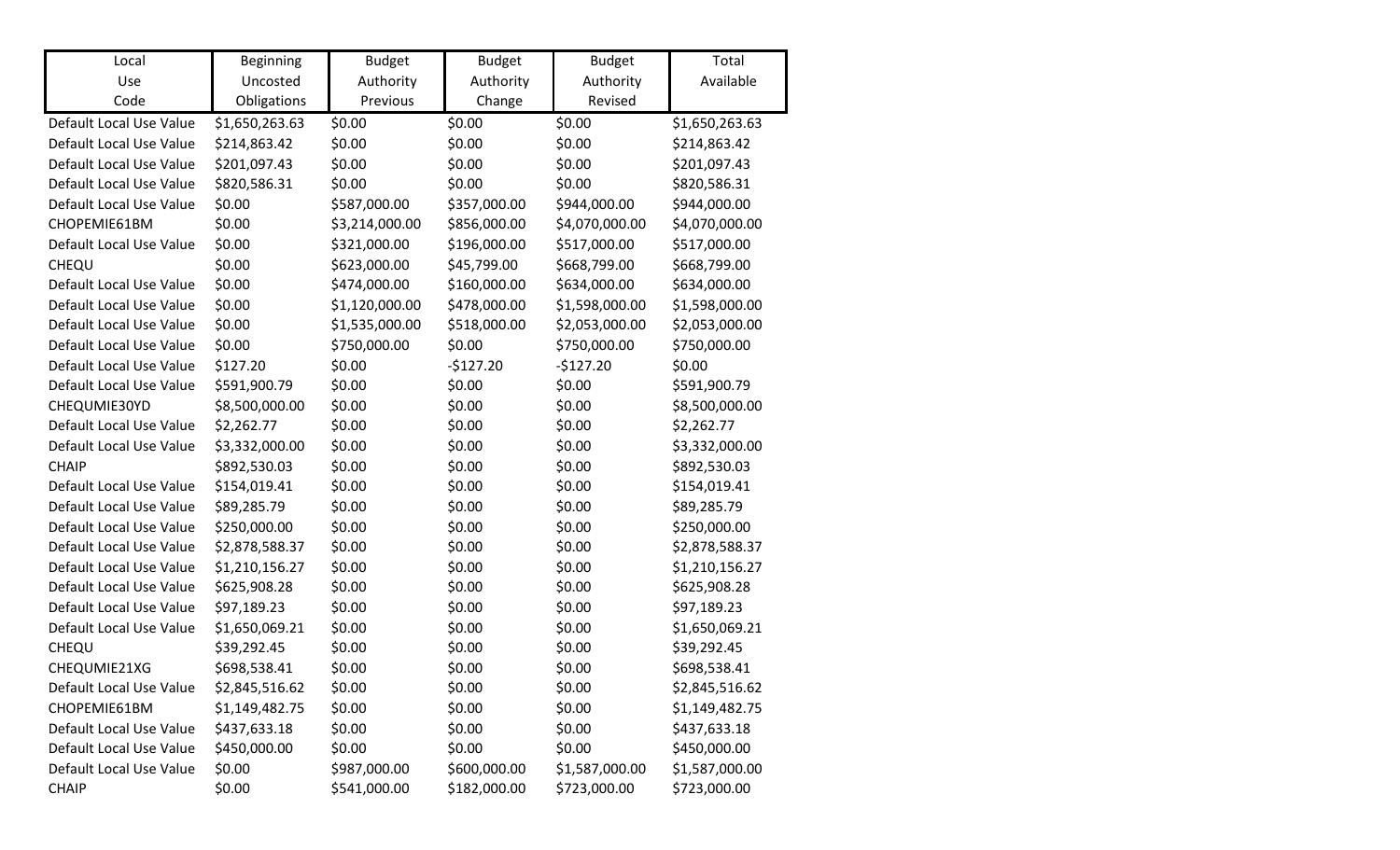| Local Use Code | Beginning Uncosted Obligations | Budget Authority Previous | Budget Authority Change | Budget Authority Revised | Total Available |
|---|---|---|---|---|---|
| Default Local Use Value | $1,650,263.63 | $0.00 | $0.00 | $0.00 | $1,650,263.63 |
| Default Local Use Value | $214,863.42 | $0.00 | $0.00 | $0.00 | $214,863.42 |
| Default Local Use Value | $201,097.43 | $0.00 | $0.00 | $0.00 | $201,097.43 |
| Default Local Use Value | $820,586.31 | $0.00 | $0.00 | $0.00 | $820,586.31 |
| Default Local Use Value | $0.00 | $587,000.00 | $357,000.00 | $944,000.00 | $944,000.00 |
| CHOPEMIE61BM | $0.00 | $3,214,000.00 | $856,000.00 | $4,070,000.00 | $4,070,000.00 |
| Default Local Use Value | $0.00 | $321,000.00 | $196,000.00 | $517,000.00 | $517,000.00 |
| CHEQU | $0.00 | $623,000.00 | $45,799.00 | $668,799.00 | $668,799.00 |
| Default Local Use Value | $0.00 | $474,000.00 | $160,000.00 | $634,000.00 | $634,000.00 |
| Default Local Use Value | $0.00 | $1,120,000.00 | $478,000.00 | $1,598,000.00 | $1,598,000.00 |
| Default Local Use Value | $0.00 | $1,535,000.00 | $518,000.00 | $2,053,000.00 | $2,053,000.00 |
| Default Local Use Value | $0.00 | $750,000.00 | $0.00 | $750,000.00 | $750,000.00 |
| Default Local Use Value | $127.20 | $0.00 | -$127.20 | -$127.20 | $0.00 |
| Default Local Use Value | $591,900.79 | $0.00 | $0.00 | $0.00 | $591,900.79 |
| CHEQUMIE30YD | $8,500,000.00 | $0.00 | $0.00 | $0.00 | $8,500,000.00 |
| Default Local Use Value | $2,262.77 | $0.00 | $0.00 | $0.00 | $2,262.77 |
| Default Local Use Value | $3,332,000.00 | $0.00 | $0.00 | $0.00 | $3,332,000.00 |
| CHAIP | $892,530.03 | $0.00 | $0.00 | $0.00 | $892,530.03 |
| Default Local Use Value | $154,019.41 | $0.00 | $0.00 | $0.00 | $154,019.41 |
| Default Local Use Value | $89,285.79 | $0.00 | $0.00 | $0.00 | $89,285.79 |
| Default Local Use Value | $250,000.00 | $0.00 | $0.00 | $0.00 | $250,000.00 |
| Default Local Use Value | $2,878,588.37 | $0.00 | $0.00 | $0.00 | $2,878,588.37 |
| Default Local Use Value | $1,210,156.27 | $0.00 | $0.00 | $0.00 | $1,210,156.27 |
| Default Local Use Value | $625,908.28 | $0.00 | $0.00 | $0.00 | $625,908.28 |
| Default Local Use Value | $97,189.23 | $0.00 | $0.00 | $0.00 | $97,189.23 |
| Default Local Use Value | $1,650,069.21 | $0.00 | $0.00 | $0.00 | $1,650,069.21 |
| CHEQU | $39,292.45 | $0.00 | $0.00 | $0.00 | $39,292.45 |
| CHEQUMIE21XG | $698,538.41 | $0.00 | $0.00 | $0.00 | $698,538.41 |
| Default Local Use Value | $2,845,516.62 | $0.00 | $0.00 | $0.00 | $2,845,516.62 |
| CHOPEMIE61BM | $1,149,482.75 | $0.00 | $0.00 | $0.00 | $1,149,482.75 |
| Default Local Use Value | $437,633.18 | $0.00 | $0.00 | $0.00 | $437,633.18 |
| Default Local Use Value | $450,000.00 | $0.00 | $0.00 | $0.00 | $450,000.00 |
| Default Local Use Value | $0.00 | $987,000.00 | $600,000.00 | $1,587,000.00 | $1,587,000.00 |
| CHAIP | $0.00 | $541,000.00 | $182,000.00 | $723,000.00 | $723,000.00 |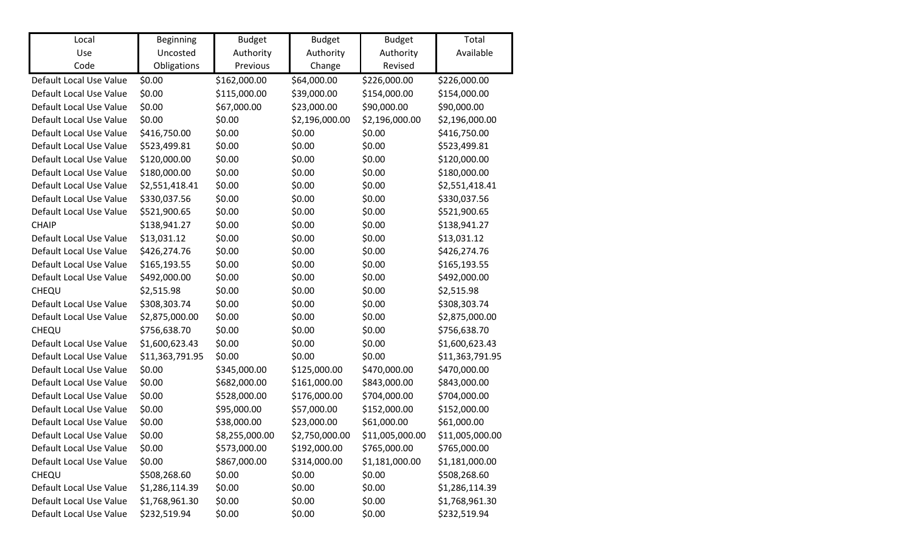| Local Use Code | Beginning Uncosted Obligations | Budget Authority Previous | Budget Authority Change | Budget Authority Revised | Total Available |
|---|---|---|---|---|---|
| Default Local Use Value | $0.00 | $162,000.00 | $64,000.00 | $226,000.00 | $226,000.00 |
| Default Local Use Value | $0.00 | $115,000.00 | $39,000.00 | $154,000.00 | $154,000.00 |
| Default Local Use Value | $0.00 | $67,000.00 | $23,000.00 | $90,000.00 | $90,000.00 |
| Default Local Use Value | $0.00 | $0.00 | $2,196,000.00 | $2,196,000.00 | $2,196,000.00 |
| Default Local Use Value | $416,750.00 | $0.00 | $0.00 | $0.00 | $416,750.00 |
| Default Local Use Value | $523,499.81 | $0.00 | $0.00 | $0.00 | $523,499.81 |
| Default Local Use Value | $120,000.00 | $0.00 | $0.00 | $0.00 | $120,000.00 |
| Default Local Use Value | $180,000.00 | $0.00 | $0.00 | $0.00 | $180,000.00 |
| Default Local Use Value | $2,551,418.41 | $0.00 | $0.00 | $0.00 | $2,551,418.41 |
| Default Local Use Value | $330,037.56 | $0.00 | $0.00 | $0.00 | $330,037.56 |
| Default Local Use Value | $521,900.65 | $0.00 | $0.00 | $0.00 | $521,900.65 |
| CHAIP | $138,941.27 | $0.00 | $0.00 | $0.00 | $138,941.27 |
| Default Local Use Value | $13,031.12 | $0.00 | $0.00 | $0.00 | $13,031.12 |
| Default Local Use Value | $426,274.76 | $0.00 | $0.00 | $0.00 | $426,274.76 |
| Default Local Use Value | $165,193.55 | $0.00 | $0.00 | $0.00 | $165,193.55 |
| Default Local Use Value | $492,000.00 | $0.00 | $0.00 | $0.00 | $492,000.00 |
| CHEQU | $2,515.98 | $0.00 | $0.00 | $0.00 | $2,515.98 |
| Default Local Use Value | $308,303.74 | $0.00 | $0.00 | $0.00 | $308,303.74 |
| Default Local Use Value | $2,875,000.00 | $0.00 | $0.00 | $0.00 | $2,875,000.00 |
| CHEQU | $756,638.70 | $0.00 | $0.00 | $0.00 | $756,638.70 |
| Default Local Use Value | $1,600,623.43 | $0.00 | $0.00 | $0.00 | $1,600,623.43 |
| Default Local Use Value | $11,363,791.95 | $0.00 | $0.00 | $0.00 | $11,363,791.95 |
| Default Local Use Value | $0.00 | $345,000.00 | $125,000.00 | $470,000.00 | $470,000.00 |
| Default Local Use Value | $0.00 | $682,000.00 | $161,000.00 | $843,000.00 | $843,000.00 |
| Default Local Use Value | $0.00 | $528,000.00 | $176,000.00 | $704,000.00 | $704,000.00 |
| Default Local Use Value | $0.00 | $95,000.00 | $57,000.00 | $152,000.00 | $152,000.00 |
| Default Local Use Value | $0.00 | $38,000.00 | $23,000.00 | $61,000.00 | $61,000.00 |
| Default Local Use Value | $0.00 | $8,255,000.00 | $2,750,000.00 | $11,005,000.00 | $11,005,000.00 |
| Default Local Use Value | $0.00 | $573,000.00 | $192,000.00 | $765,000.00 | $765,000.00 |
| Default Local Use Value | $0.00 | $867,000.00 | $314,000.00 | $1,181,000.00 | $1,181,000.00 |
| CHEQU | $508,268.60 | $0.00 | $0.00 | $0.00 | $508,268.60 |
| Default Local Use Value | $1,286,114.39 | $0.00 | $0.00 | $0.00 | $1,286,114.39 |
| Default Local Use Value | $1,768,961.30 | $0.00 | $0.00 | $0.00 | $1,768,961.30 |
| Default Local Use Value | $232,519.94 | $0.00 | $0.00 | $0.00 | $232,519.94 |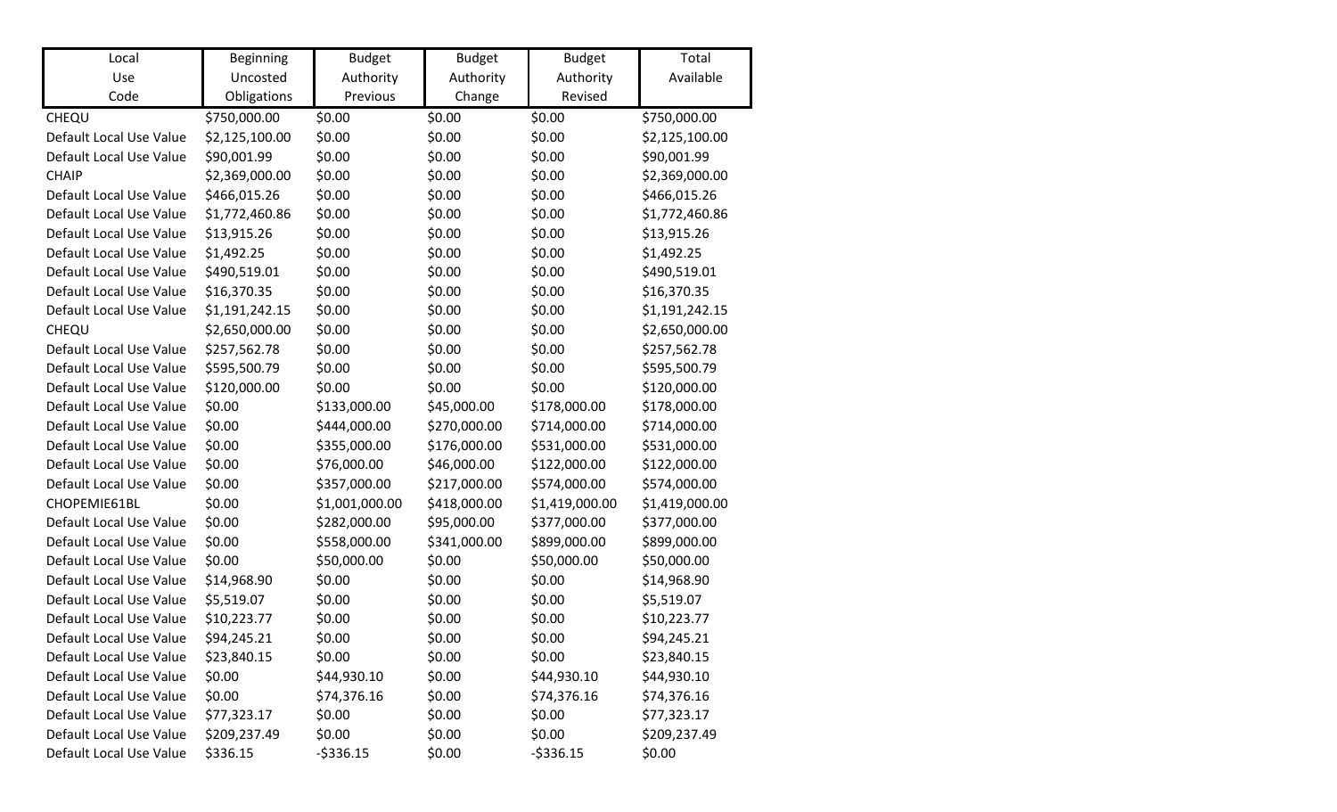| Local Use Code | Beginning Uncosted Obligations | Budget Authority Previous | Budget Authority Change | Budget Authority Revised | Total Available |
|---|---|---|---|---|---|
| CHEQU | $750,000.00 | $0.00 | $0.00 | $0.00 | $750,000.00 |
| Default Local Use Value | $2,125,100.00 | $0.00 | $0.00 | $0.00 | $2,125,100.00 |
| Default Local Use Value | $90,001.99 | $0.00 | $0.00 | $0.00 | $90,001.99 |
| CHAIP | $2,369,000.00 | $0.00 | $0.00 | $0.00 | $2,369,000.00 |
| Default Local Use Value | $466,015.26 | $0.00 | $0.00 | $0.00 | $466,015.26 |
| Default Local Use Value | $1,772,460.86 | $0.00 | $0.00 | $0.00 | $1,772,460.86 |
| Default Local Use Value | $13,915.26 | $0.00 | $0.00 | $0.00 | $13,915.26 |
| Default Local Use Value | $1,492.25 | $0.00 | $0.00 | $0.00 | $1,492.25 |
| Default Local Use Value | $490,519.01 | $0.00 | $0.00 | $0.00 | $490,519.01 |
| Default Local Use Value | $16,370.35 | $0.00 | $0.00 | $0.00 | $16,370.35 |
| Default Local Use Value | $1,191,242.15 | $0.00 | $0.00 | $0.00 | $1,191,242.15 |
| CHEQU | $2,650,000.00 | $0.00 | $0.00 | $0.00 | $2,650,000.00 |
| Default Local Use Value | $257,562.78 | $0.00 | $0.00 | $0.00 | $257,562.78 |
| Default Local Use Value | $595,500.79 | $0.00 | $0.00 | $0.00 | $595,500.79 |
| Default Local Use Value | $120,000.00 | $0.00 | $0.00 | $0.00 | $120,000.00 |
| Default Local Use Value | $0.00 | $133,000.00 | $45,000.00 | $178,000.00 | $178,000.00 |
| Default Local Use Value | $0.00 | $444,000.00 | $270,000.00 | $714,000.00 | $714,000.00 |
| Default Local Use Value | $0.00 | $355,000.00 | $176,000.00 | $531,000.00 | $531,000.00 |
| Default Local Use Value | $0.00 | $76,000.00 | $46,000.00 | $122,000.00 | $122,000.00 |
| Default Local Use Value | $0.00 | $357,000.00 | $217,000.00 | $574,000.00 | $574,000.00 |
| CHOPEMIE61BL | $0.00 | $1,001,000.00 | $418,000.00 | $1,419,000.00 | $1,419,000.00 |
| Default Local Use Value | $0.00 | $282,000.00 | $95,000.00 | $377,000.00 | $377,000.00 |
| Default Local Use Value | $0.00 | $558,000.00 | $341,000.00 | $899,000.00 | $899,000.00 |
| Default Local Use Value | $0.00 | $50,000.00 | $0.00 | $50,000.00 | $50,000.00 |
| Default Local Use Value | $14,968.90 | $0.00 | $0.00 | $0.00 | $14,968.90 |
| Default Local Use Value | $5,519.07 | $0.00 | $0.00 | $0.00 | $5,519.07 |
| Default Local Use Value | $10,223.77 | $0.00 | $0.00 | $0.00 | $10,223.77 |
| Default Local Use Value | $94,245.21 | $0.00 | $0.00 | $0.00 | $94,245.21 |
| Default Local Use Value | $23,840.15 | $0.00 | $0.00 | $0.00 | $23,840.15 |
| Default Local Use Value | $0.00 | $44,930.10 | $0.00 | $44,930.10 | $44,930.10 |
| Default Local Use Value | $0.00 | $74,376.16 | $0.00 | $74,376.16 | $74,376.16 |
| Default Local Use Value | $77,323.17 | $0.00 | $0.00 | $0.00 | $77,323.17 |
| Default Local Use Value | $209,237.49 | $0.00 | $0.00 | $0.00 | $209,237.49 |
| Default Local Use Value | $336.15 | -$336.15 | $0.00 | -$336.15 | $0.00 |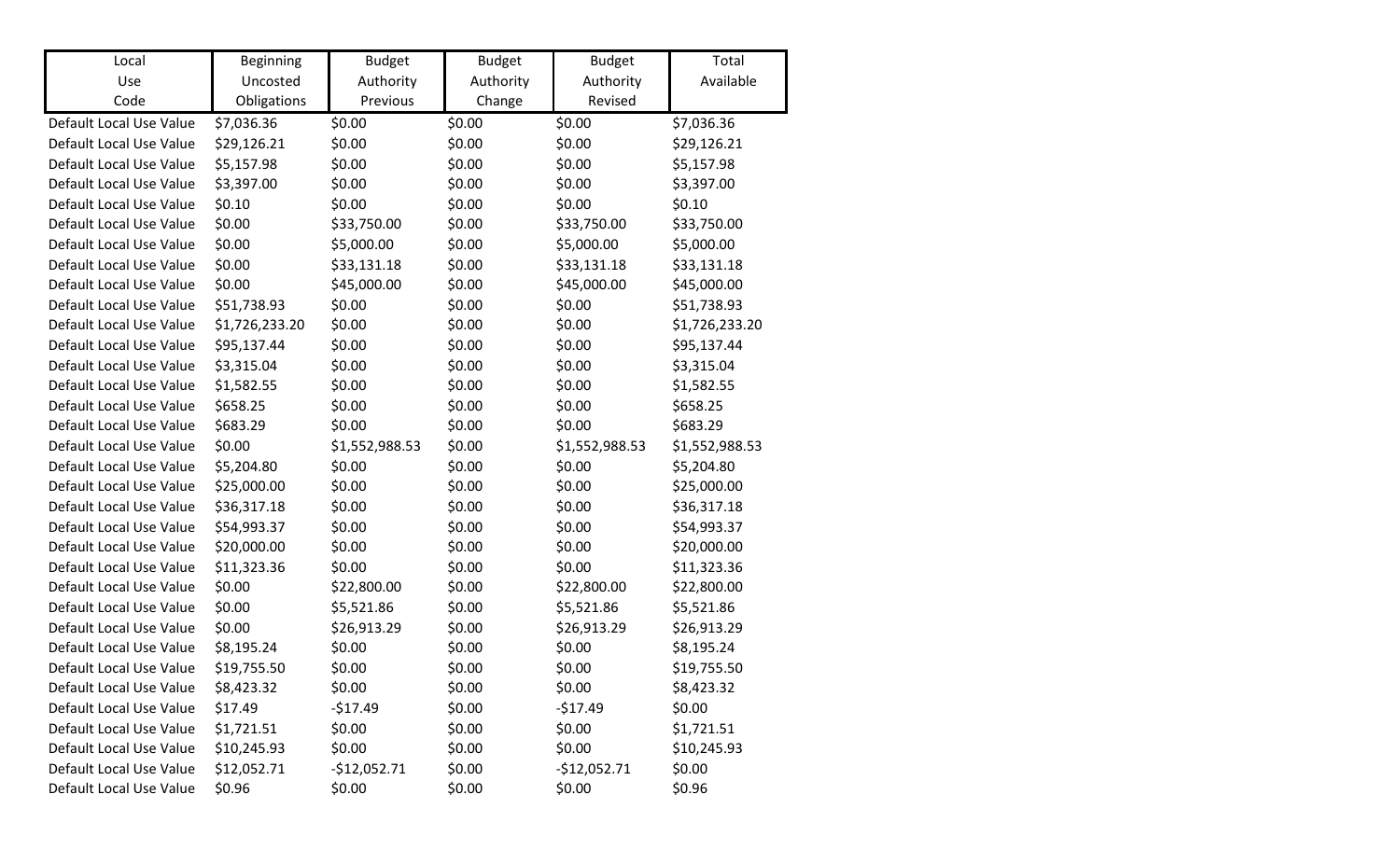| Local Use Code | Beginning Uncosted Obligations | Budget Authority Previous | Budget Authority Change | Budget Authority Revised | Total Available |
|---|---|---|---|---|---|
| Default Local Use Value | $7,036.36 | $0.00 | $0.00 | $0.00 | $7,036.36 |
| Default Local Use Value | $29,126.21 | $0.00 | $0.00 | $0.00 | $29,126.21 |
| Default Local Use Value | $5,157.98 | $0.00 | $0.00 | $0.00 | $5,157.98 |
| Default Local Use Value | $3,397.00 | $0.00 | $0.00 | $0.00 | $3,397.00 |
| Default Local Use Value | $0.10 | $0.00 | $0.00 | $0.00 | $0.10 |
| Default Local Use Value | $0.00 | $33,750.00 | $0.00 | $33,750.00 | $33,750.00 |
| Default Local Use Value | $0.00 | $5,000.00 | $0.00 | $5,000.00 | $5,000.00 |
| Default Local Use Value | $0.00 | $33,131.18 | $0.00 | $33,131.18 | $33,131.18 |
| Default Local Use Value | $0.00 | $45,000.00 | $0.00 | $45,000.00 | $45,000.00 |
| Default Local Use Value | $51,738.93 | $0.00 | $0.00 | $0.00 | $51,738.93 |
| Default Local Use Value | $1,726,233.20 | $0.00 | $0.00 | $0.00 | $1,726,233.20 |
| Default Local Use Value | $95,137.44 | $0.00 | $0.00 | $0.00 | $95,137.44 |
| Default Local Use Value | $3,315.04 | $0.00 | $0.00 | $0.00 | $3,315.04 |
| Default Local Use Value | $1,582.55 | $0.00 | $0.00 | $0.00 | $1,582.55 |
| Default Local Use Value | $658.25 | $0.00 | $0.00 | $0.00 | $658.25 |
| Default Local Use Value | $683.29 | $0.00 | $0.00 | $0.00 | $683.29 |
| Default Local Use Value | $0.00 | $1,552,988.53 | $0.00 | $1,552,988.53 | $1,552,988.53 |
| Default Local Use Value | $5,204.80 | $0.00 | $0.00 | $0.00 | $5,204.80 |
| Default Local Use Value | $25,000.00 | $0.00 | $0.00 | $0.00 | $25,000.00 |
| Default Local Use Value | $36,317.18 | $0.00 | $0.00 | $0.00 | $36,317.18 |
| Default Local Use Value | $54,993.37 | $0.00 | $0.00 | $0.00 | $54,993.37 |
| Default Local Use Value | $20,000.00 | $0.00 | $0.00 | $0.00 | $20,000.00 |
| Default Local Use Value | $11,323.36 | $0.00 | $0.00 | $0.00 | $11,323.36 |
| Default Local Use Value | $0.00 | $22,800.00 | $0.00 | $22,800.00 | $22,800.00 |
| Default Local Use Value | $0.00 | $5,521.86 | $0.00 | $5,521.86 | $5,521.86 |
| Default Local Use Value | $0.00 | $26,913.29 | $0.00 | $26,913.29 | $26,913.29 |
| Default Local Use Value | $8,195.24 | $0.00 | $0.00 | $0.00 | $8,195.24 |
| Default Local Use Value | $19,755.50 | $0.00 | $0.00 | $0.00 | $19,755.50 |
| Default Local Use Value | $8,423.32 | $0.00 | $0.00 | $0.00 | $8,423.32 |
| Default Local Use Value | $17.49 | -$17.49 | $0.00 | -$17.49 | $0.00 |
| Default Local Use Value | $1,721.51 | $0.00 | $0.00 | $0.00 | $1,721.51 |
| Default Local Use Value | $10,245.93 | $0.00 | $0.00 | $0.00 | $10,245.93 |
| Default Local Use Value | $12,052.71 | -$12,052.71 | $0.00 | -$12,052.71 | $0.00 |
| Default Local Use Value | $0.96 | $0.00 | $0.00 | $0.00 | $0.96 |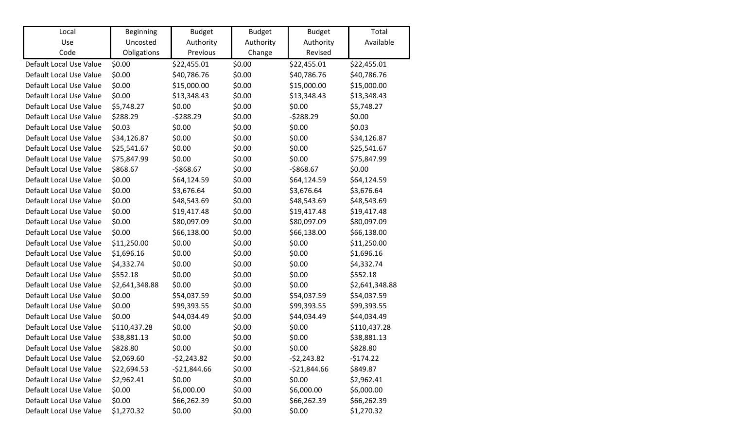| Local Use Code | Beginning Uncosted Obligations | Budget Authority Previous | Budget Authority Change | Budget Authority Revised | Total Available |
|---|---|---|---|---|---|
| Default Local Use Value | $0.00 | $22,455.01 | $0.00 | $22,455.01 | $22,455.01 |
| Default Local Use Value | $0.00 | $40,786.76 | $0.00 | $40,786.76 | $40,786.76 |
| Default Local Use Value | $0.00 | $15,000.00 | $0.00 | $15,000.00 | $15,000.00 |
| Default Local Use Value | $0.00 | $13,348.43 | $0.00 | $13,348.43 | $13,348.43 |
| Default Local Use Value | $5,748.27 | $0.00 | $0.00 | $0.00 | $5,748.27 |
| Default Local Use Value | $288.29 | -$288.29 | $0.00 | -$288.29 | $0.00 |
| Default Local Use Value | $0.03 | $0.00 | $0.00 | $0.00 | $0.03 |
| Default Local Use Value | $34,126.87 | $0.00 | $0.00 | $0.00 | $34,126.87 |
| Default Local Use Value | $25,541.67 | $0.00 | $0.00 | $0.00 | $25,541.67 |
| Default Local Use Value | $75,847.99 | $0.00 | $0.00 | $0.00 | $75,847.99 |
| Default Local Use Value | $868.67 | -$868.67 | $0.00 | -$868.67 | $0.00 |
| Default Local Use Value | $0.00 | $64,124.59 | $0.00 | $64,124.59 | $64,124.59 |
| Default Local Use Value | $0.00 | $3,676.64 | $0.00 | $3,676.64 | $3,676.64 |
| Default Local Use Value | $0.00 | $48,543.69 | $0.00 | $48,543.69 | $48,543.69 |
| Default Local Use Value | $0.00 | $19,417.48 | $0.00 | $19,417.48 | $19,417.48 |
| Default Local Use Value | $0.00 | $80,097.09 | $0.00 | $80,097.09 | $80,097.09 |
| Default Local Use Value | $0.00 | $66,138.00 | $0.00 | $66,138.00 | $66,138.00 |
| Default Local Use Value | $11,250.00 | $0.00 | $0.00 | $0.00 | $11,250.00 |
| Default Local Use Value | $1,696.16 | $0.00 | $0.00 | $0.00 | $1,696.16 |
| Default Local Use Value | $4,332.74 | $0.00 | $0.00 | $0.00 | $4,332.74 |
| Default Local Use Value | $552.18 | $0.00 | $0.00 | $0.00 | $552.18 |
| Default Local Use Value | $2,641,348.88 | $0.00 | $0.00 | $0.00 | $2,641,348.88 |
| Default Local Use Value | $0.00 | $54,037.59 | $0.00 | $54,037.59 | $54,037.59 |
| Default Local Use Value | $0.00 | $99,393.55 | $0.00 | $99,393.55 | $99,393.55 |
| Default Local Use Value | $0.00 | $44,034.49 | $0.00 | $44,034.49 | $44,034.49 |
| Default Local Use Value | $110,437.28 | $0.00 | $0.00 | $0.00 | $110,437.28 |
| Default Local Use Value | $38,881.13 | $0.00 | $0.00 | $0.00 | $38,881.13 |
| Default Local Use Value | $828.80 | $0.00 | $0.00 | $0.00 | $828.80 |
| Default Local Use Value | $2,069.60 | -$2,243.82 | $0.00 | -$2,243.82 | -$174.22 |
| Default Local Use Value | $22,694.53 | -$21,844.66 | $0.00 | -$21,844.66 | $849.87 |
| Default Local Use Value | $2,962.41 | $0.00 | $0.00 | $0.00 | $2,962.41 |
| Default Local Use Value | $0.00 | $6,000.00 | $0.00 | $6,000.00 | $6,000.00 |
| Default Local Use Value | $0.00 | $66,262.39 | $0.00 | $66,262.39 | $66,262.39 |
| Default Local Use Value | $1,270.32 | $0.00 | $0.00 | $0.00 | $1,270.32 |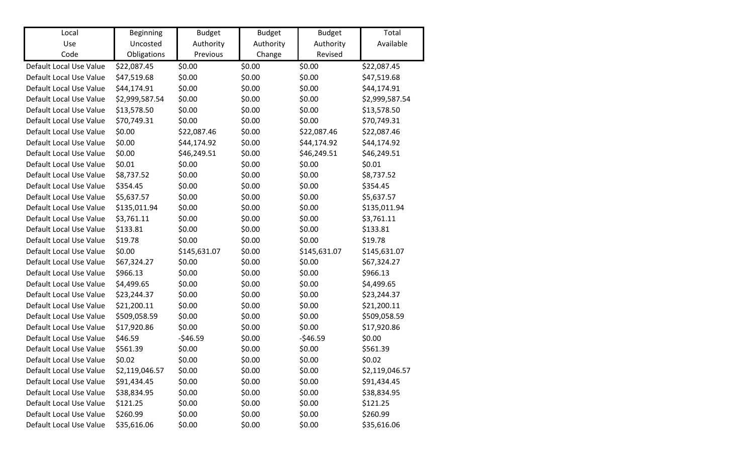| Local Use Code | Beginning Uncosted Obligations | Budget Authority Previous | Budget Authority Change | Budget Authority Revised | Total Available |
|---|---|---|---|---|---|
| Default Local Use Value | $22,087.45 | $0.00 | $0.00 | $0.00 | $22,087.45 |
| Default Local Use Value | $47,519.68 | $0.00 | $0.00 | $0.00 | $47,519.68 |
| Default Local Use Value | $44,174.91 | $0.00 | $0.00 | $0.00 | $44,174.91 |
| Default Local Use Value | $2,999,587.54 | $0.00 | $0.00 | $0.00 | $2,999,587.54 |
| Default Local Use Value | $13,578.50 | $0.00 | $0.00 | $0.00 | $13,578.50 |
| Default Local Use Value | $70,749.31 | $0.00 | $0.00 | $0.00 | $70,749.31 |
| Default Local Use Value | $0.00 | $22,087.46 | $0.00 | $22,087.46 | $22,087.46 |
| Default Local Use Value | $0.00 | $44,174.92 | $0.00 | $44,174.92 | $44,174.92 |
| Default Local Use Value | $0.00 | $46,249.51 | $0.00 | $46,249.51 | $46,249.51 |
| Default Local Use Value | $0.01 | $0.00 | $0.00 | $0.00 | $0.01 |
| Default Local Use Value | $8,737.52 | $0.00 | $0.00 | $0.00 | $8,737.52 |
| Default Local Use Value | $354.45 | $0.00 | $0.00 | $0.00 | $354.45 |
| Default Local Use Value | $5,637.57 | $0.00 | $0.00 | $0.00 | $5,637.57 |
| Default Local Use Value | $135,011.94 | $0.00 | $0.00 | $0.00 | $135,011.94 |
| Default Local Use Value | $3,761.11 | $0.00 | $0.00 | $0.00 | $3,761.11 |
| Default Local Use Value | $133.81 | $0.00 | $0.00 | $0.00 | $133.81 |
| Default Local Use Value | $19.78 | $0.00 | $0.00 | $0.00 | $19.78 |
| Default Local Use Value | $0.00 | $145,631.07 | $0.00 | $145,631.07 | $145,631.07 |
| Default Local Use Value | $67,324.27 | $0.00 | $0.00 | $0.00 | $67,324.27 |
| Default Local Use Value | $966.13 | $0.00 | $0.00 | $0.00 | $966.13 |
| Default Local Use Value | $4,499.65 | $0.00 | $0.00 | $0.00 | $4,499.65 |
| Default Local Use Value | $23,244.37 | $0.00 | $0.00 | $0.00 | $23,244.37 |
| Default Local Use Value | $21,200.11 | $0.00 | $0.00 | $0.00 | $21,200.11 |
| Default Local Use Value | $509,058.59 | $0.00 | $0.00 | $0.00 | $509,058.59 |
| Default Local Use Value | $17,920.86 | $0.00 | $0.00 | $0.00 | $17,920.86 |
| Default Local Use Value | $46.59 | -$46.59 | $0.00 | -$46.59 | $0.00 |
| Default Local Use Value | $561.39 | $0.00 | $0.00 | $0.00 | $561.39 |
| Default Local Use Value | $0.02 | $0.00 | $0.00 | $0.00 | $0.02 |
| Default Local Use Value | $2,119,046.57 | $0.00 | $0.00 | $0.00 | $2,119,046.57 |
| Default Local Use Value | $91,434.45 | $0.00 | $0.00 | $0.00 | $91,434.45 |
| Default Local Use Value | $38,834.95 | $0.00 | $0.00 | $0.00 | $38,834.95 |
| Default Local Use Value | $121.25 | $0.00 | $0.00 | $0.00 | $121.25 |
| Default Local Use Value | $260.99 | $0.00 | $0.00 | $0.00 | $260.99 |
| Default Local Use Value | $35,616.06 | $0.00 | $0.00 | $0.00 | $35,616.06 |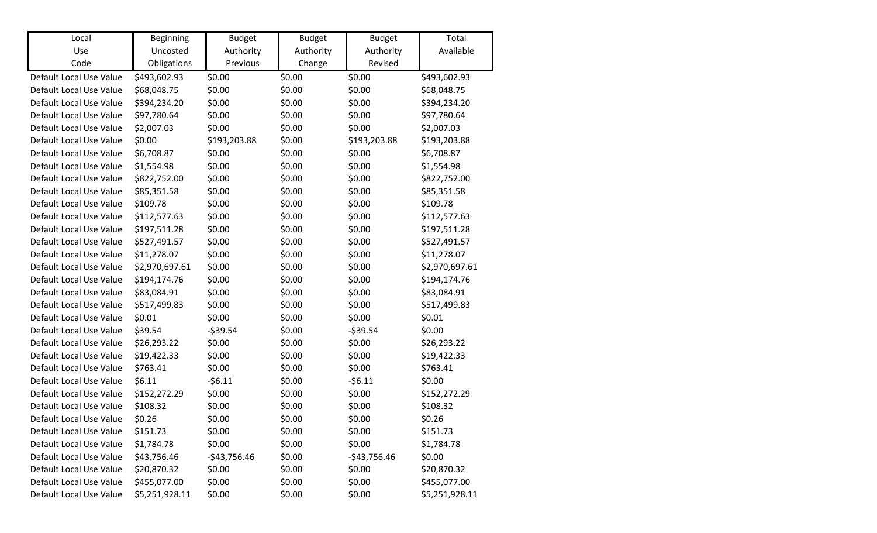| Local Use Code | Beginning Uncosted Obligations | Budget Authority Previous | Budget Authority Change | Budget Authority Revised | Total Available |
|---|---|---|---|---|---|
| Default Local Use Value | $493,602.93 | $0.00 | $0.00 | $0.00 | $493,602.93 |
| Default Local Use Value | $68,048.75 | $0.00 | $0.00 | $0.00 | $68,048.75 |
| Default Local Use Value | $394,234.20 | $0.00 | $0.00 | $0.00 | $394,234.20 |
| Default Local Use Value | $97,780.64 | $0.00 | $0.00 | $0.00 | $97,780.64 |
| Default Local Use Value | $2,007.03 | $0.00 | $0.00 | $0.00 | $2,007.03 |
| Default Local Use Value | $0.00 | $193,203.88 | $0.00 | $193,203.88 | $193,203.88 |
| Default Local Use Value | $6,708.87 | $0.00 | $0.00 | $0.00 | $6,708.87 |
| Default Local Use Value | $1,554.98 | $0.00 | $0.00 | $0.00 | $1,554.98 |
| Default Local Use Value | $822,752.00 | $0.00 | $0.00 | $0.00 | $822,752.00 |
| Default Local Use Value | $85,351.58 | $0.00 | $0.00 | $0.00 | $85,351.58 |
| Default Local Use Value | $109.78 | $0.00 | $0.00 | $0.00 | $109.78 |
| Default Local Use Value | $112,577.63 | $0.00 | $0.00 | $0.00 | $112,577.63 |
| Default Local Use Value | $197,511.28 | $0.00 | $0.00 | $0.00 | $197,511.28 |
| Default Local Use Value | $527,491.57 | $0.00 | $0.00 | $0.00 | $527,491.57 |
| Default Local Use Value | $11,278.07 | $0.00 | $0.00 | $0.00 | $11,278.07 |
| Default Local Use Value | $2,970,697.61 | $0.00 | $0.00 | $0.00 | $2,970,697.61 |
| Default Local Use Value | $194,174.76 | $0.00 | $0.00 | $0.00 | $194,174.76 |
| Default Local Use Value | $83,084.91 | $0.00 | $0.00 | $0.00 | $83,084.91 |
| Default Local Use Value | $517,499.83 | $0.00 | $0.00 | $0.00 | $517,499.83 |
| Default Local Use Value | $0.01 | $0.00 | $0.00 | $0.00 | $0.01 |
| Default Local Use Value | $39.54 | -$39.54 | $0.00 | -$39.54 | $0.00 |
| Default Local Use Value | $26,293.22 | $0.00 | $0.00 | $0.00 | $26,293.22 |
| Default Local Use Value | $19,422.33 | $0.00 | $0.00 | $0.00 | $19,422.33 |
| Default Local Use Value | $763.41 | $0.00 | $0.00 | $0.00 | $763.41 |
| Default Local Use Value | $6.11 | -$6.11 | $0.00 | -$6.11 | $0.00 |
| Default Local Use Value | $152,272.29 | $0.00 | $0.00 | $0.00 | $152,272.29 |
| Default Local Use Value | $108.32 | $0.00 | $0.00 | $0.00 | $108.32 |
| Default Local Use Value | $0.26 | $0.00 | $0.00 | $0.00 | $0.26 |
| Default Local Use Value | $151.73 | $0.00 | $0.00 | $0.00 | $151.73 |
| Default Local Use Value | $1,784.78 | $0.00 | $0.00 | $0.00 | $1,784.78 |
| Default Local Use Value | $43,756.46 | -$43,756.46 | $0.00 | -$43,756.46 | $0.00 |
| Default Local Use Value | $20,870.32 | $0.00 | $0.00 | $0.00 | $20,870.32 |
| Default Local Use Value | $455,077.00 | $0.00 | $0.00 | $0.00 | $455,077.00 |
| Default Local Use Value | $5,251,928.11 | $0.00 | $0.00 | $0.00 | $5,251,928.11 |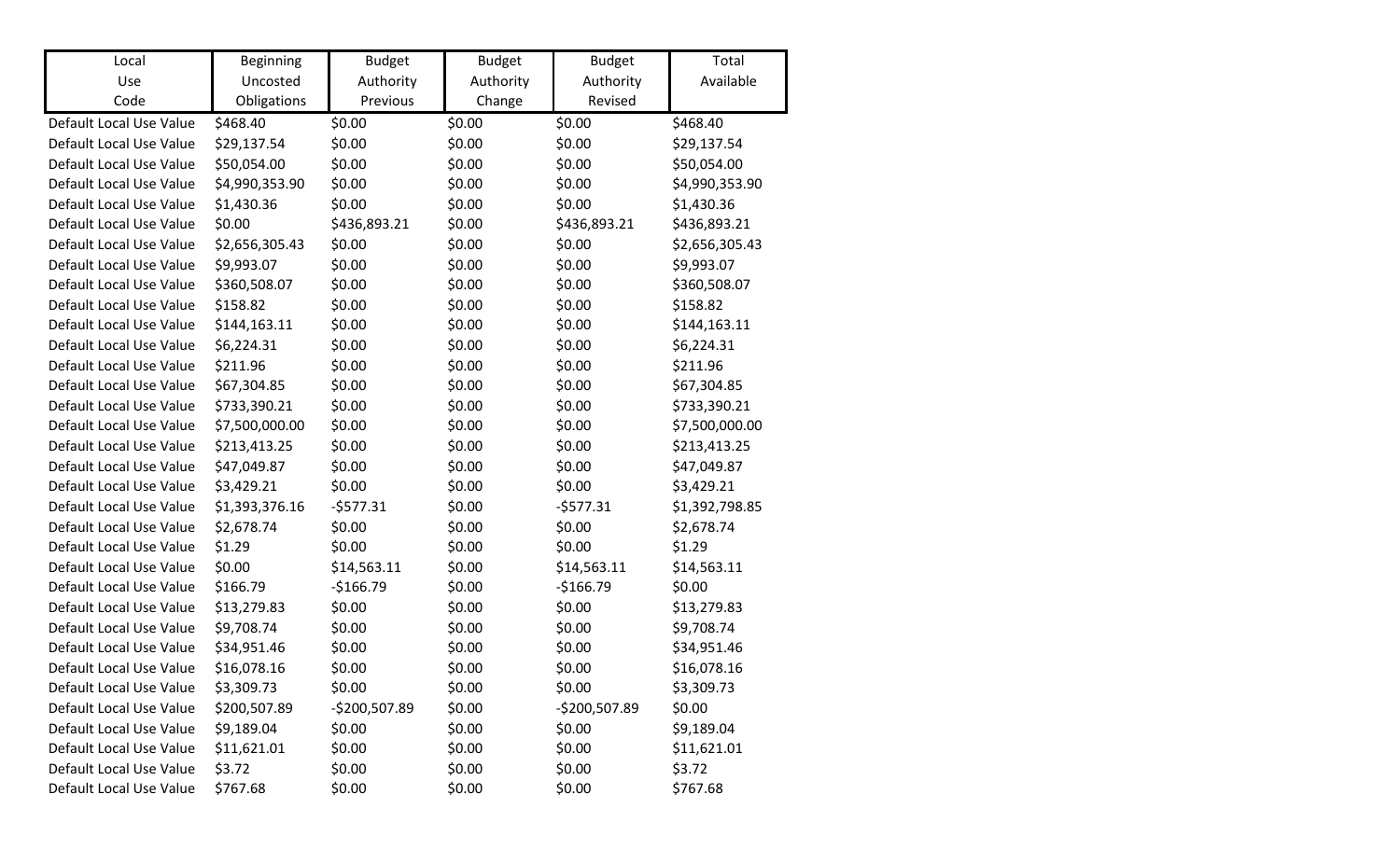| Local Use Code | Beginning Uncosted Obligations | Budget Authority Previous | Budget Authority Change | Budget Authority Revised | Total Available |
|---|---|---|---|---|---|
| Default Local Use Value | $468.40 | $0.00 | $0.00 | $0.00 | $468.40 |
| Default Local Use Value | $29,137.54 | $0.00 | $0.00 | $0.00 | $29,137.54 |
| Default Local Use Value | $50,054.00 | $0.00 | $0.00 | $0.00 | $50,054.00 |
| Default Local Use Value | $4,990,353.90 | $0.00 | $0.00 | $0.00 | $4,990,353.90 |
| Default Local Use Value | $1,430.36 | $0.00 | $0.00 | $0.00 | $1,430.36 |
| Default Local Use Value | $0.00 | $436,893.21 | $0.00 | $436,893.21 | $436,893.21 |
| Default Local Use Value | $2,656,305.43 | $0.00 | $0.00 | $0.00 | $2,656,305.43 |
| Default Local Use Value | $9,993.07 | $0.00 | $0.00 | $0.00 | $9,993.07 |
| Default Local Use Value | $360,508.07 | $0.00 | $0.00 | $0.00 | $360,508.07 |
| Default Local Use Value | $158.82 | $0.00 | $0.00 | $0.00 | $158.82 |
| Default Local Use Value | $144,163.11 | $0.00 | $0.00 | $0.00 | $144,163.11 |
| Default Local Use Value | $6,224.31 | $0.00 | $0.00 | $0.00 | $6,224.31 |
| Default Local Use Value | $211.96 | $0.00 | $0.00 | $0.00 | $211.96 |
| Default Local Use Value | $67,304.85 | $0.00 | $0.00 | $0.00 | $67,304.85 |
| Default Local Use Value | $733,390.21 | $0.00 | $0.00 | $0.00 | $733,390.21 |
| Default Local Use Value | $7,500,000.00 | $0.00 | $0.00 | $0.00 | $7,500,000.00 |
| Default Local Use Value | $213,413.25 | $0.00 | $0.00 | $0.00 | $213,413.25 |
| Default Local Use Value | $47,049.87 | $0.00 | $0.00 | $0.00 | $47,049.87 |
| Default Local Use Value | $3,429.21 | $0.00 | $0.00 | $0.00 | $3,429.21 |
| Default Local Use Value | $1,393,376.16 | -$577.31 | $0.00 | -$577.31 | $1,392,798.85 |
| Default Local Use Value | $2,678.74 | $0.00 | $0.00 | $0.00 | $2,678.74 |
| Default Local Use Value | $1.29 | $0.00 | $0.00 | $0.00 | $1.29 |
| Default Local Use Value | $0.00 | $14,563.11 | $0.00 | $14,563.11 | $14,563.11 |
| Default Local Use Value | $166.79 | -$166.79 | $0.00 | -$166.79 | $0.00 |
| Default Local Use Value | $13,279.83 | $0.00 | $0.00 | $0.00 | $13,279.83 |
| Default Local Use Value | $9,708.74 | $0.00 | $0.00 | $0.00 | $9,708.74 |
| Default Local Use Value | $34,951.46 | $0.00 | $0.00 | $0.00 | $34,951.46 |
| Default Local Use Value | $16,078.16 | $0.00 | $0.00 | $0.00 | $16,078.16 |
| Default Local Use Value | $3,309.73 | $0.00 | $0.00 | $0.00 | $3,309.73 |
| Default Local Use Value | $200,507.89 | -$200,507.89 | $0.00 | -$200,507.89 | $0.00 |
| Default Local Use Value | $9,189.04 | $0.00 | $0.00 | $0.00 | $9,189.04 |
| Default Local Use Value | $11,621.01 | $0.00 | $0.00 | $0.00 | $11,621.01 |
| Default Local Use Value | $3.72 | $0.00 | $0.00 | $0.00 | $3.72 |
| Default Local Use Value | $767.68 | $0.00 | $0.00 | $0.00 | $767.68 |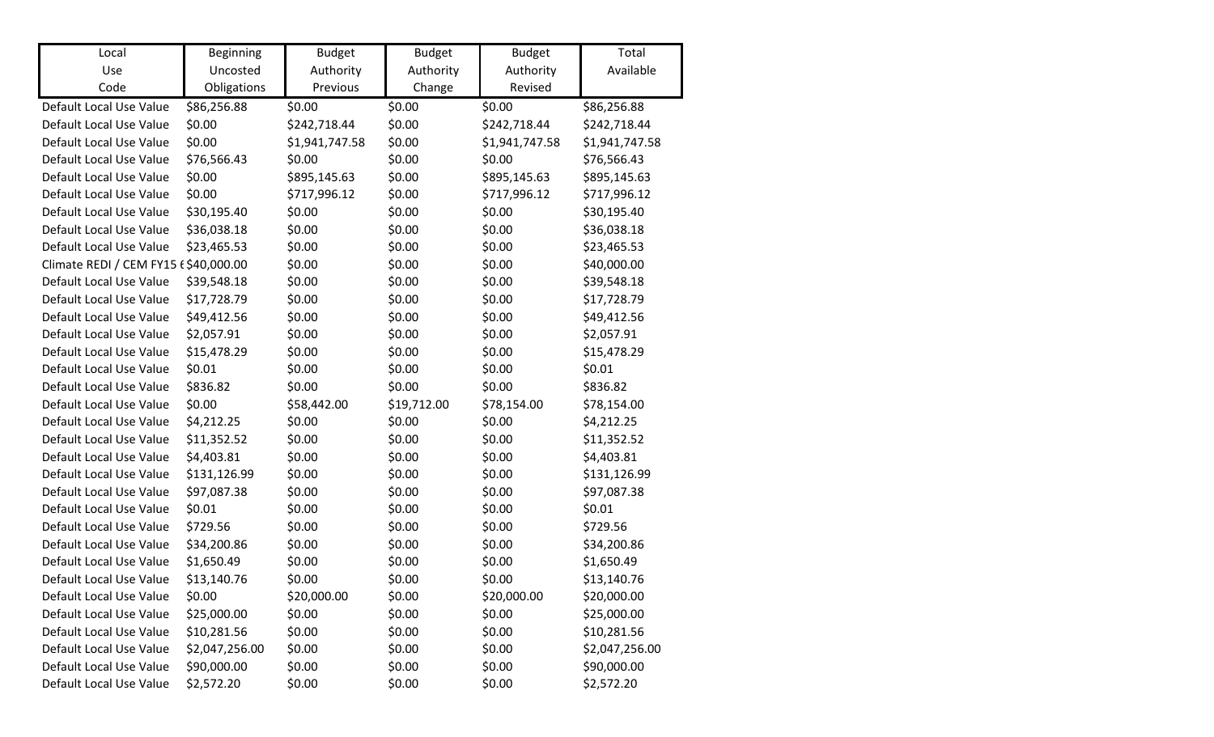| Local Use Code | Beginning Uncosted Obligations | Budget Authority Previous | Budget Authority Change | Budget Authority Revised | Total Available |
|---|---|---|---|---|---|
| Default Local Use Value | $86,256.88 | $0.00 | $0.00 | $0.00 | $86,256.88 |
| Default Local Use Value | $0.00 | $242,718.44 | $0.00 | $242,718.44 | $242,718.44 |
| Default Local Use Value | $0.00 | $1,941,747.58 | $0.00 | $1,941,747.58 | $1,941,747.58 |
| Default Local Use Value | $76,566.43 | $0.00 | $0.00 | $0.00 | $76,566.43 |
| Default Local Use Value | $0.00 | $895,145.63 | $0.00 | $895,145.63 | $895,145.63 |
| Default Local Use Value | $0.00 | $717,996.12 | $0.00 | $717,996.12 | $717,996.12 |
| Default Local Use Value | $30,195.40 | $0.00 | $0.00 | $0.00 | $30,195.40 |
| Default Local Use Value | $36,038.18 | $0.00 | $0.00 | $0.00 | $36,038.18 |
| Default Local Use Value | $23,465.53 | $0.00 | $0.00 | $0.00 | $23,465.53 |
| Climate REDI / CEM FY15 ( | $40,000.00 | $0.00 | $0.00 | $0.00 | $40,000.00 |
| Default Local Use Value | $39,548.18 | $0.00 | $0.00 | $0.00 | $39,548.18 |
| Default Local Use Value | $17,728.79 | $0.00 | $0.00 | $0.00 | $17,728.79 |
| Default Local Use Value | $49,412.56 | $0.00 | $0.00 | $0.00 | $49,412.56 |
| Default Local Use Value | $2,057.91 | $0.00 | $0.00 | $0.00 | $2,057.91 |
| Default Local Use Value | $15,478.29 | $0.00 | $0.00 | $0.00 | $15,478.29 |
| Default Local Use Value | $0.01 | $0.00 | $0.00 | $0.00 | $0.01 |
| Default Local Use Value | $836.82 | $0.00 | $0.00 | $0.00 | $836.82 |
| Default Local Use Value | $0.00 | $58,442.00 | $19,712.00 | $78,154.00 | $78,154.00 |
| Default Local Use Value | $4,212.25 | $0.00 | $0.00 | $0.00 | $4,212.25 |
| Default Local Use Value | $11,352.52 | $0.00 | $0.00 | $0.00 | $11,352.52 |
| Default Local Use Value | $4,403.81 | $0.00 | $0.00 | $0.00 | $4,403.81 |
| Default Local Use Value | $131,126.99 | $0.00 | $0.00 | $0.00 | $131,126.99 |
| Default Local Use Value | $97,087.38 | $0.00 | $0.00 | $0.00 | $97,087.38 |
| Default Local Use Value | $0.01 | $0.00 | $0.00 | $0.00 | $0.01 |
| Default Local Use Value | $729.56 | $0.00 | $0.00 | $0.00 | $729.56 |
| Default Local Use Value | $34,200.86 | $0.00 | $0.00 | $0.00 | $34,200.86 |
| Default Local Use Value | $1,650.49 | $0.00 | $0.00 | $0.00 | $1,650.49 |
| Default Local Use Value | $13,140.76 | $0.00 | $0.00 | $0.00 | $13,140.76 |
| Default Local Use Value | $0.00 | $20,000.00 | $0.00 | $20,000.00 | $20,000.00 |
| Default Local Use Value | $25,000.00 | $0.00 | $0.00 | $0.00 | $25,000.00 |
| Default Local Use Value | $10,281.56 | $0.00 | $0.00 | $0.00 | $10,281.56 |
| Default Local Use Value | $2,047,256.00 | $0.00 | $0.00 | $0.00 | $2,047,256.00 |
| Default Local Use Value | $90,000.00 | $0.00 | $0.00 | $0.00 | $90,000.00 |
| Default Local Use Value | $2,572.20 | $0.00 | $0.00 | $0.00 | $2,572.20 |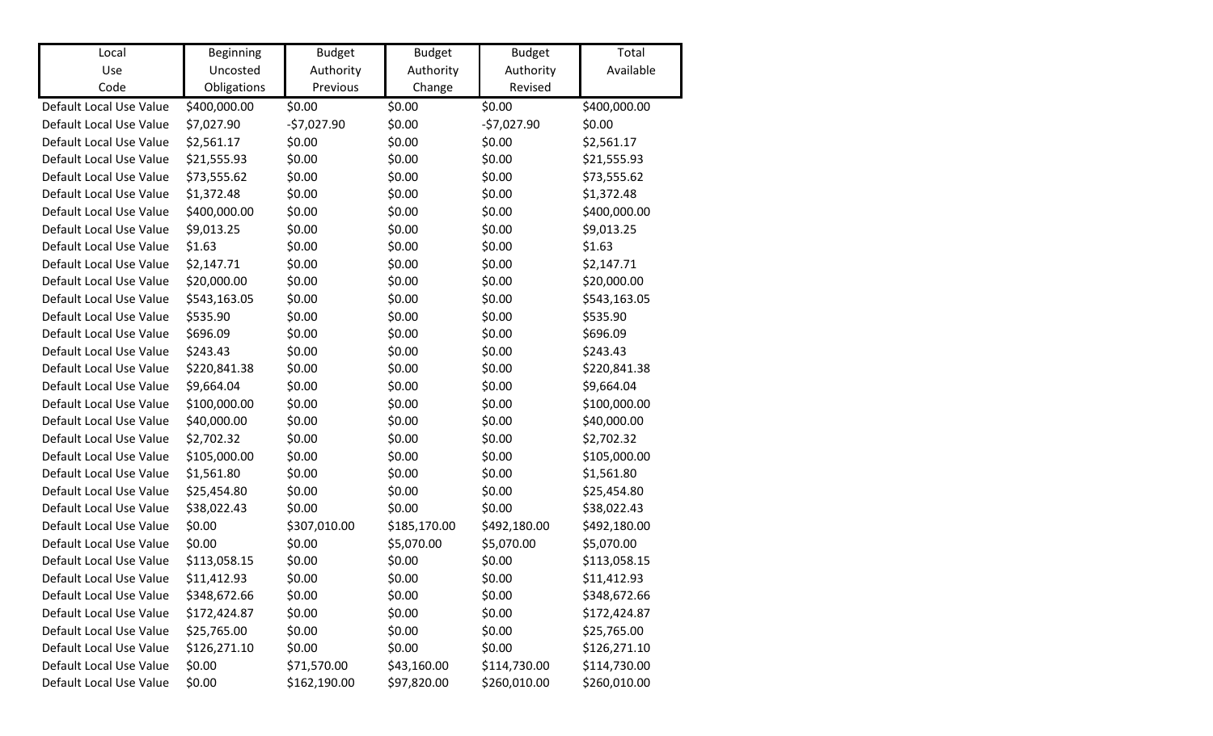| Local Use Code | Beginning Uncosted Obligations | Budget Authority Previous | Budget Authority Change | Budget Authority Revised | Total Available |
|---|---|---|---|---|---|
| Default Local Use Value | $400,000.00 | $0.00 | $0.00 | $0.00 | $400,000.00 |
| Default Local Use Value | $7,027.90 | -$7,027.90 | $0.00 | -$7,027.90 | $0.00 |
| Default Local Use Value | $2,561.17 | $0.00 | $0.00 | $0.00 | $2,561.17 |
| Default Local Use Value | $21,555.93 | $0.00 | $0.00 | $0.00 | $21,555.93 |
| Default Local Use Value | $73,555.62 | $0.00 | $0.00 | $0.00 | $73,555.62 |
| Default Local Use Value | $1,372.48 | $0.00 | $0.00 | $0.00 | $1,372.48 |
| Default Local Use Value | $400,000.00 | $0.00 | $0.00 | $0.00 | $400,000.00 |
| Default Local Use Value | $9,013.25 | $0.00 | $0.00 | $0.00 | $9,013.25 |
| Default Local Use Value | $1.63 | $0.00 | $0.00 | $0.00 | $1.63 |
| Default Local Use Value | $2,147.71 | $0.00 | $0.00 | $0.00 | $2,147.71 |
| Default Local Use Value | $20,000.00 | $0.00 | $0.00 | $0.00 | $20,000.00 |
| Default Local Use Value | $543,163.05 | $0.00 | $0.00 | $0.00 | $543,163.05 |
| Default Local Use Value | $535.90 | $0.00 | $0.00 | $0.00 | $535.90 |
| Default Local Use Value | $696.09 | $0.00 | $0.00 | $0.00 | $696.09 |
| Default Local Use Value | $243.43 | $0.00 | $0.00 | $0.00 | $243.43 |
| Default Local Use Value | $220,841.38 | $0.00 | $0.00 | $0.00 | $220,841.38 |
| Default Local Use Value | $9,664.04 | $0.00 | $0.00 | $0.00 | $9,664.04 |
| Default Local Use Value | $100,000.00 | $0.00 | $0.00 | $0.00 | $100,000.00 |
| Default Local Use Value | $40,000.00 | $0.00 | $0.00 | $0.00 | $40,000.00 |
| Default Local Use Value | $2,702.32 | $0.00 | $0.00 | $0.00 | $2,702.32 |
| Default Local Use Value | $105,000.00 | $0.00 | $0.00 | $0.00 | $105,000.00 |
| Default Local Use Value | $1,561.80 | $0.00 | $0.00 | $0.00 | $1,561.80 |
| Default Local Use Value | $25,454.80 | $0.00 | $0.00 | $0.00 | $25,454.80 |
| Default Local Use Value | $38,022.43 | $0.00 | $0.00 | $0.00 | $38,022.43 |
| Default Local Use Value | $0.00 | $307,010.00 | $185,170.00 | $492,180.00 | $492,180.00 |
| Default Local Use Value | $0.00 | $0.00 | $5,070.00 | $5,070.00 | $5,070.00 |
| Default Local Use Value | $113,058.15 | $0.00 | $0.00 | $0.00 | $113,058.15 |
| Default Local Use Value | $11,412.93 | $0.00 | $0.00 | $0.00 | $11,412.93 |
| Default Local Use Value | $348,672.66 | $0.00 | $0.00 | $0.00 | $348,672.66 |
| Default Local Use Value | $172,424.87 | $0.00 | $0.00 | $0.00 | $172,424.87 |
| Default Local Use Value | $25,765.00 | $0.00 | $0.00 | $0.00 | $25,765.00 |
| Default Local Use Value | $126,271.10 | $0.00 | $0.00 | $0.00 | $126,271.10 |
| Default Local Use Value | $0.00 | $71,570.00 | $43,160.00 | $114,730.00 | $114,730.00 |
| Default Local Use Value | $0.00 | $162,190.00 | $97,820.00 | $260,010.00 | $260,010.00 |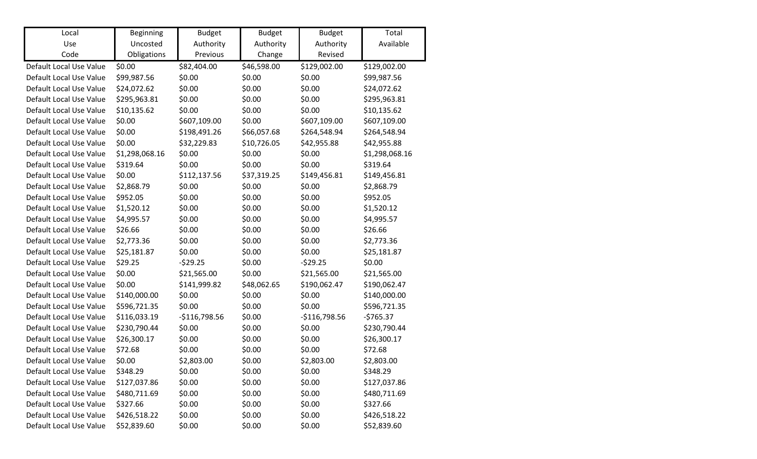| Local Use Code | Beginning Uncosted Obligations | Budget Authority Previous | Budget Authority Change | Budget Authority Revised | Total Available |
|---|---|---|---|---|---|
| Default Local Use Value | $0.00 | $82,404.00 | $46,598.00 | $129,002.00 | $129,002.00 |
| Default Local Use Value | $99,987.56 | $0.00 | $0.00 | $0.00 | $99,987.56 |
| Default Local Use Value | $24,072.62 | $0.00 | $0.00 | $0.00 | $24,072.62 |
| Default Local Use Value | $295,963.81 | $0.00 | $0.00 | $0.00 | $295,963.81 |
| Default Local Use Value | $10,135.62 | $0.00 | $0.00 | $0.00 | $10,135.62 |
| Default Local Use Value | $0.00 | $607,109.00 | $0.00 | $607,109.00 | $607,109.00 |
| Default Local Use Value | $0.00 | $198,491.26 | $66,057.68 | $264,548.94 | $264,548.94 |
| Default Local Use Value | $0.00 | $32,229.83 | $10,726.05 | $42,955.88 | $42,955.88 |
| Default Local Use Value | $1,298,068.16 | $0.00 | $0.00 | $0.00 | $1,298,068.16 |
| Default Local Use Value | $319.64 | $0.00 | $0.00 | $0.00 | $319.64 |
| Default Local Use Value | $0.00 | $112,137.56 | $37,319.25 | $149,456.81 | $149,456.81 |
| Default Local Use Value | $2,868.79 | $0.00 | $0.00 | $0.00 | $2,868.79 |
| Default Local Use Value | $952.05 | $0.00 | $0.00 | $0.00 | $952.05 |
| Default Local Use Value | $1,520.12 | $0.00 | $0.00 | $0.00 | $1,520.12 |
| Default Local Use Value | $4,995.57 | $0.00 | $0.00 | $0.00 | $4,995.57 |
| Default Local Use Value | $26.66 | $0.00 | $0.00 | $0.00 | $26.66 |
| Default Local Use Value | $2,773.36 | $0.00 | $0.00 | $0.00 | $2,773.36 |
| Default Local Use Value | $25,181.87 | $0.00 | $0.00 | $0.00 | $25,181.87 |
| Default Local Use Value | $29.25 | -$29.25 | $0.00 | -$29.25 | $0.00 |
| Default Local Use Value | $0.00 | $21,565.00 | $0.00 | $21,565.00 | $21,565.00 |
| Default Local Use Value | $0.00 | $141,999.82 | $48,062.65 | $190,062.47 | $190,062.47 |
| Default Local Use Value | $140,000.00 | $0.00 | $0.00 | $0.00 | $140,000.00 |
| Default Local Use Value | $596,721.35 | $0.00 | $0.00 | $0.00 | $596,721.35 |
| Default Local Use Value | $116,033.19 | -$116,798.56 | $0.00 | -$116,798.56 | -$765.37 |
| Default Local Use Value | $230,790.44 | $0.00 | $0.00 | $0.00 | $230,790.44 |
| Default Local Use Value | $26,300.17 | $0.00 | $0.00 | $0.00 | $26,300.17 |
| Default Local Use Value | $72.68 | $0.00 | $0.00 | $0.00 | $72.68 |
| Default Local Use Value | $0.00 | $2,803.00 | $0.00 | $2,803.00 | $2,803.00 |
| Default Local Use Value | $348.29 | $0.00 | $0.00 | $0.00 | $348.29 |
| Default Local Use Value | $127,037.86 | $0.00 | $0.00 | $0.00 | $127,037.86 |
| Default Local Use Value | $480,711.69 | $0.00 | $0.00 | $0.00 | $480,711.69 |
| Default Local Use Value | $327.66 | $0.00 | $0.00 | $0.00 | $327.66 |
| Default Local Use Value | $426,518.22 | $0.00 | $0.00 | $0.00 | $426,518.22 |
| Default Local Use Value | $52,839.60 | $0.00 | $0.00 | $0.00 | $52,839.60 |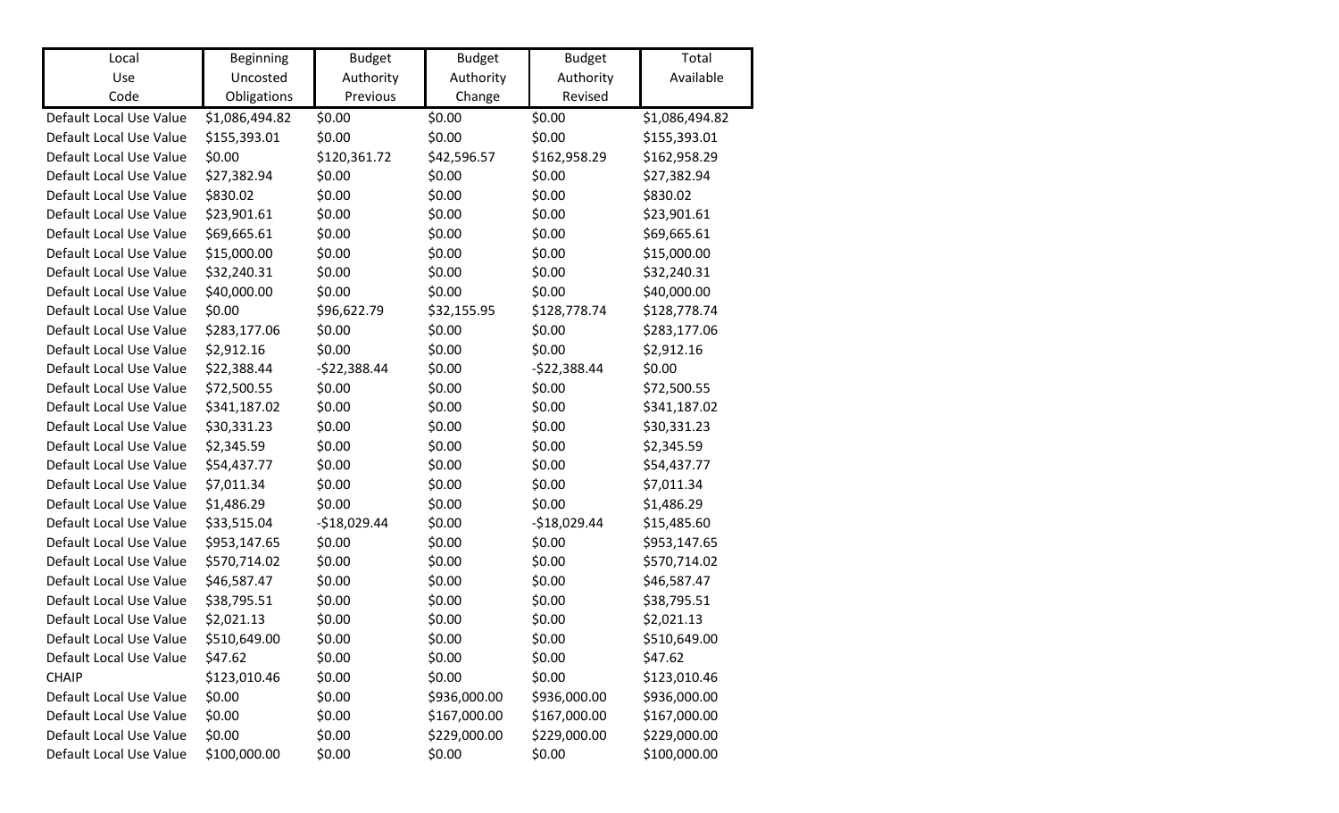| Local Use Code | Beginning Uncosted Obligations | Budget Authority Previous | Budget Authority Change | Budget Authority Revised | Total Available |
|---|---|---|---|---|---|
| Default Local Use Value | $1,086,494.82 | $0.00 | $0.00 | $0.00 | $1,086,494.82 |
| Default Local Use Value | $155,393.01 | $0.00 | $0.00 | $0.00 | $155,393.01 |
| Default Local Use Value | $0.00 | $120,361.72 | $42,596.57 | $162,958.29 | $162,958.29 |
| Default Local Use Value | $27,382.94 | $0.00 | $0.00 | $0.00 | $27,382.94 |
| Default Local Use Value | $830.02 | $0.00 | $0.00 | $0.00 | $830.02 |
| Default Local Use Value | $23,901.61 | $0.00 | $0.00 | $0.00 | $23,901.61 |
| Default Local Use Value | $69,665.61 | $0.00 | $0.00 | $0.00 | $69,665.61 |
| Default Local Use Value | $15,000.00 | $0.00 | $0.00 | $0.00 | $15,000.00 |
| Default Local Use Value | $32,240.31 | $0.00 | $0.00 | $0.00 | $32,240.31 |
| Default Local Use Value | $40,000.00 | $0.00 | $0.00 | $0.00 | $40,000.00 |
| Default Local Use Value | $0.00 | $96,622.79 | $32,155.95 | $128,778.74 | $128,778.74 |
| Default Local Use Value | $283,177.06 | $0.00 | $0.00 | $0.00 | $283,177.06 |
| Default Local Use Value | $2,912.16 | $0.00 | $0.00 | $0.00 | $2,912.16 |
| Default Local Use Value | $22,388.44 | -$22,388.44 | $0.00 | -$22,388.44 | $0.00 |
| Default Local Use Value | $72,500.55 | $0.00 | $0.00 | $0.00 | $72,500.55 |
| Default Local Use Value | $341,187.02 | $0.00 | $0.00 | $0.00 | $341,187.02 |
| Default Local Use Value | $30,331.23 | $0.00 | $0.00 | $0.00 | $30,331.23 |
| Default Local Use Value | $2,345.59 | $0.00 | $0.00 | $0.00 | $2,345.59 |
| Default Local Use Value | $54,437.77 | $0.00 | $0.00 | $0.00 | $54,437.77 |
| Default Local Use Value | $7,011.34 | $0.00 | $0.00 | $0.00 | $7,011.34 |
| Default Local Use Value | $1,486.29 | $0.00 | $0.00 | $0.00 | $1,486.29 |
| Default Local Use Value | $33,515.04 | -$18,029.44 | $0.00 | -$18,029.44 | $15,485.60 |
| Default Local Use Value | $953,147.65 | $0.00 | $0.00 | $0.00 | $953,147.65 |
| Default Local Use Value | $570,714.02 | $0.00 | $0.00 | $0.00 | $570,714.02 |
| Default Local Use Value | $46,587.47 | $0.00 | $0.00 | $0.00 | $46,587.47 |
| Default Local Use Value | $38,795.51 | $0.00 | $0.00 | $0.00 | $38,795.51 |
| Default Local Use Value | $2,021.13 | $0.00 | $0.00 | $0.00 | $2,021.13 |
| Default Local Use Value | $510,649.00 | $0.00 | $0.00 | $0.00 | $510,649.00 |
| Default Local Use Value | $47.62 | $0.00 | $0.00 | $0.00 | $47.62 |
| CHAIP | $123,010.46 | $0.00 | $0.00 | $0.00 | $123,010.46 |
| Default Local Use Value | $0.00 | $0.00 | $936,000.00 | $936,000.00 | $936,000.00 |
| Default Local Use Value | $0.00 | $0.00 | $167,000.00 | $167,000.00 | $167,000.00 |
| Default Local Use Value | $0.00 | $0.00 | $229,000.00 | $229,000.00 | $229,000.00 |
| Default Local Use Value | $100,000.00 | $0.00 | $0.00 | $0.00 | $100,000.00 |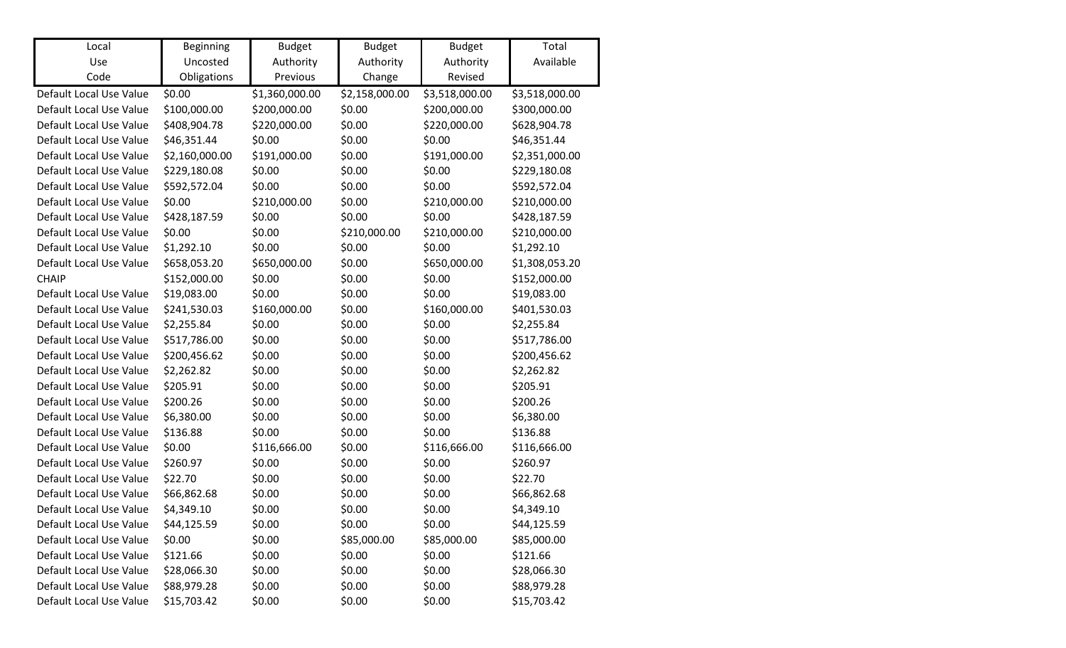| Local Use Code | Beginning Uncosted Obligations | Budget Authority Previous | Budget Authority Change | Budget Authority Revised | Total Available |
|---|---|---|---|---|---|
| Default Local Use Value | $0.00 | $1,360,000.00 | $2,158,000.00 | $3,518,000.00 | $3,518,000.00 |
| Default Local Use Value | $100,000.00 | $200,000.00 | $0.00 | $200,000.00 | $300,000.00 |
| Default Local Use Value | $408,904.78 | $220,000.00 | $0.00 | $220,000.00 | $628,904.78 |
| Default Local Use Value | $46,351.44 | $0.00 | $0.00 | $0.00 | $46,351.44 |
| Default Local Use Value | $2,160,000.00 | $191,000.00 | $0.00 | $191,000.00 | $2,351,000.00 |
| Default Local Use Value | $229,180.08 | $0.00 | $0.00 | $0.00 | $229,180.08 |
| Default Local Use Value | $592,572.04 | $0.00 | $0.00 | $0.00 | $592,572.04 |
| Default Local Use Value | $0.00 | $210,000.00 | $0.00 | $210,000.00 | $210,000.00 |
| Default Local Use Value | $428,187.59 | $0.00 | $0.00 | $0.00 | $428,187.59 |
| Default Local Use Value | $0.00 | $0.00 | $210,000.00 | $210,000.00 | $210,000.00 |
| Default Local Use Value | $1,292.10 | $0.00 | $0.00 | $0.00 | $1,292.10 |
| Default Local Use Value | $658,053.20 | $650,000.00 | $0.00 | $650,000.00 | $1,308,053.20 |
| CHAIP | $152,000.00 | $0.00 | $0.00 | $0.00 | $152,000.00 |
| Default Local Use Value | $19,083.00 | $0.00 | $0.00 | $0.00 | $19,083.00 |
| Default Local Use Value | $241,530.03 | $160,000.00 | $0.00 | $160,000.00 | $401,530.03 |
| Default Local Use Value | $2,255.84 | $0.00 | $0.00 | $0.00 | $2,255.84 |
| Default Local Use Value | $517,786.00 | $0.00 | $0.00 | $0.00 | $517,786.00 |
| Default Local Use Value | $200,456.62 | $0.00 | $0.00 | $0.00 | $200,456.62 |
| Default Local Use Value | $2,262.82 | $0.00 | $0.00 | $0.00 | $2,262.82 |
| Default Local Use Value | $205.91 | $0.00 | $0.00 | $0.00 | $205.91 |
| Default Local Use Value | $200.26 | $0.00 | $0.00 | $0.00 | $200.26 |
| Default Local Use Value | $6,380.00 | $0.00 | $0.00 | $0.00 | $6,380.00 |
| Default Local Use Value | $136.88 | $0.00 | $0.00 | $0.00 | $136.88 |
| Default Local Use Value | $0.00 | $116,666.00 | $0.00 | $116,666.00 | $116,666.00 |
| Default Local Use Value | $260.97 | $0.00 | $0.00 | $0.00 | $260.97 |
| Default Local Use Value | $22.70 | $0.00 | $0.00 | $0.00 | $22.70 |
| Default Local Use Value | $66,862.68 | $0.00 | $0.00 | $0.00 | $66,862.68 |
| Default Local Use Value | $4,349.10 | $0.00 | $0.00 | $0.00 | $4,349.10 |
| Default Local Use Value | $44,125.59 | $0.00 | $0.00 | $0.00 | $44,125.59 |
| Default Local Use Value | $0.00 | $0.00 | $85,000.00 | $85,000.00 | $85,000.00 |
| Default Local Use Value | $121.66 | $0.00 | $0.00 | $0.00 | $121.66 |
| Default Local Use Value | $28,066.30 | $0.00 | $0.00 | $0.00 | $28,066.30 |
| Default Local Use Value | $88,979.28 | $0.00 | $0.00 | $0.00 | $88,979.28 |
| Default Local Use Value | $15,703.42 | $0.00 | $0.00 | $0.00 | $15,703.42 |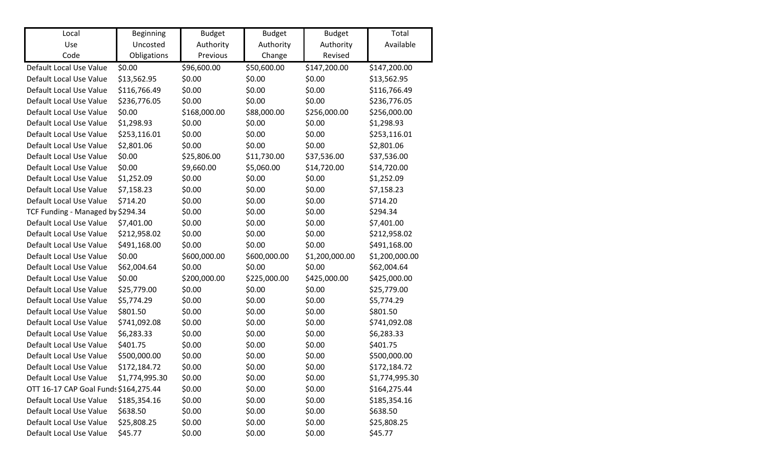| Local Use Code | Beginning Uncosted Obligations | Budget Authority Previous | Budget Authority Change | Budget Authority Revised | Total Available |
|---|---|---|---|---|---|
| Default Local Use Value | $0.00 | $96,600.00 | $50,600.00 | $147,200.00 | $147,200.00 |
| Default Local Use Value | $13,562.95 | $0.00 | $0.00 | $0.00 | $13,562.95 |
| Default Local Use Value | $116,766.49 | $0.00 | $0.00 | $0.00 | $116,766.49 |
| Default Local Use Value | $236,776.05 | $0.00 | $0.00 | $0.00 | $236,776.05 |
| Default Local Use Value | $0.00 | $168,000.00 | $88,000.00 | $256,000.00 | $256,000.00 |
| Default Local Use Value | $1,298.93 | $0.00 | $0.00 | $0.00 | $1,298.93 |
| Default Local Use Value | $253,116.01 | $0.00 | $0.00 | $0.00 | $253,116.01 |
| Default Local Use Value | $2,801.06 | $0.00 | $0.00 | $0.00 | $2,801.06 |
| Default Local Use Value | $0.00 | $25,806.00 | $11,730.00 | $37,536.00 | $37,536.00 |
| Default Local Use Value | $0.00 | $9,660.00 | $5,060.00 | $14,720.00 | $14,720.00 |
| Default Local Use Value | $1,252.09 | $0.00 | $0.00 | $0.00 | $1,252.09 |
| Default Local Use Value | $7,158.23 | $0.00 | $0.00 | $0.00 | $7,158.23 |
| Default Local Use Value | $714.20 | $0.00 | $0.00 | $0.00 | $714.20 |
| TCF Funding - Managed by | $294.34 | $0.00 | $0.00 | $0.00 | $294.34 |
| Default Local Use Value | $7,401.00 | $0.00 | $0.00 | $0.00 | $7,401.00 |
| Default Local Use Value | $212,958.02 | $0.00 | $0.00 | $0.00 | $212,958.02 |
| Default Local Use Value | $491,168.00 | $0.00 | $0.00 | $0.00 | $491,168.00 |
| Default Local Use Value | $0.00 | $600,000.00 | $600,000.00 | $1,200,000.00 | $1,200,000.00 |
| Default Local Use Value | $62,004.64 | $0.00 | $0.00 | $0.00 | $62,004.64 |
| Default Local Use Value | $0.00 | $200,000.00 | $225,000.00 | $425,000.00 | $425,000.00 |
| Default Local Use Value | $25,779.00 | $0.00 | $0.00 | $0.00 | $25,779.00 |
| Default Local Use Value | $5,774.29 | $0.00 | $0.00 | $0.00 | $5,774.29 |
| Default Local Use Value | $801.50 | $0.00 | $0.00 | $0.00 | $801.50 |
| Default Local Use Value | $741,092.08 | $0.00 | $0.00 | $0.00 | $741,092.08 |
| Default Local Use Value | $6,283.33 | $0.00 | $0.00 | $0.00 | $6,283.33 |
| Default Local Use Value | $401.75 | $0.00 | $0.00 | $0.00 | $401.75 |
| Default Local Use Value | $500,000.00 | $0.00 | $0.00 | $0.00 | $500,000.00 |
| Default Local Use Value | $172,184.72 | $0.00 | $0.00 | $0.00 | $172,184.72 |
| Default Local Use Value | $1,774,995.30 | $0.00 | $0.00 | $0.00 | $1,774,995.30 |
| OTT 16-17 CAP Goal Funds | $164,275.44 | $0.00 | $0.00 | $0.00 | $164,275.44 |
| Default Local Use Value | $185,354.16 | $0.00 | $0.00 | $0.00 | $185,354.16 |
| Default Local Use Value | $638.50 | $0.00 | $0.00 | $0.00 | $638.50 |
| Default Local Use Value | $25,808.25 | $0.00 | $0.00 | $0.00 | $25,808.25 |
| Default Local Use Value | $45.77 | $0.00 | $0.00 | $0.00 | $45.77 |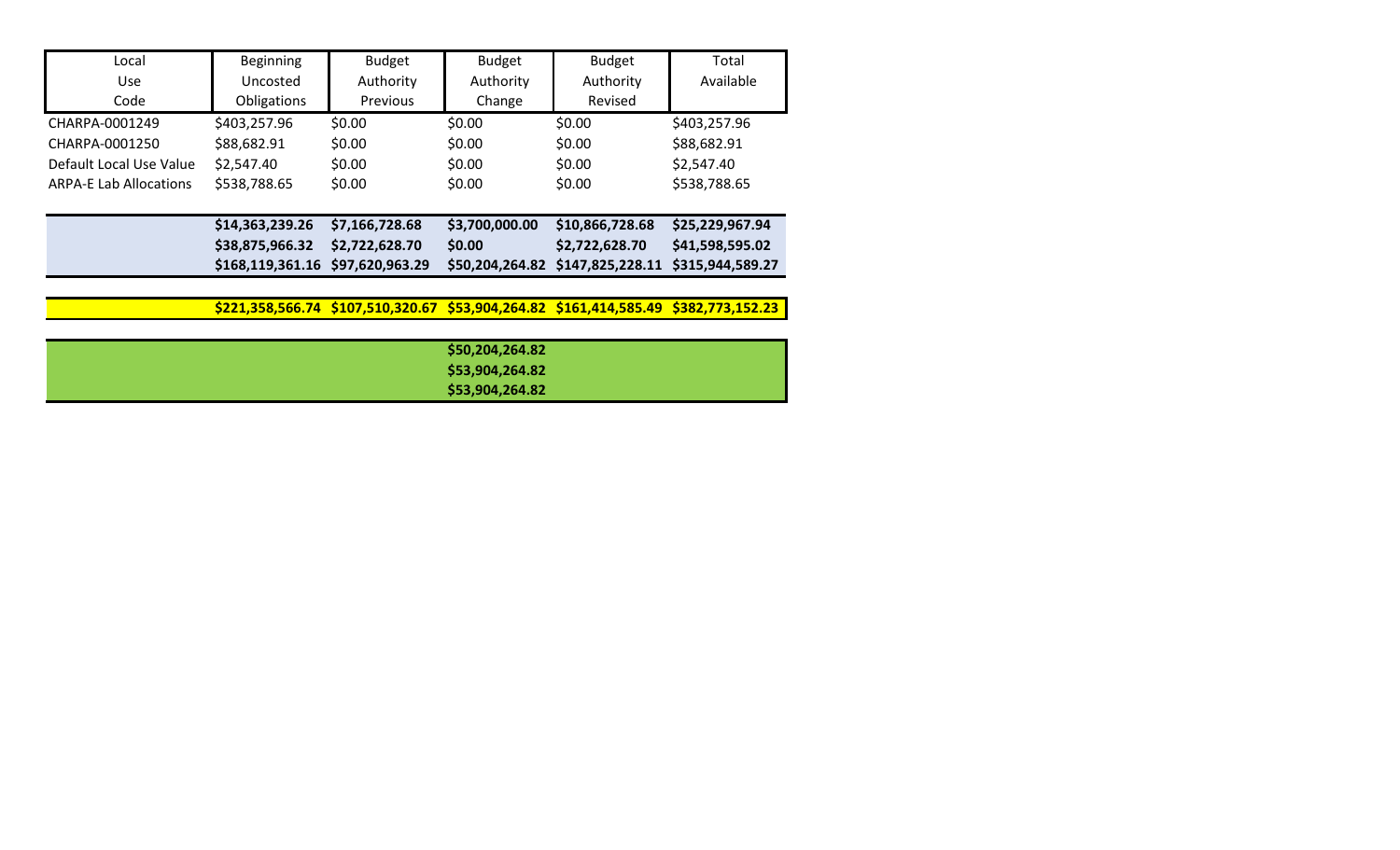| Local Use Code | Beginning Uncosted Obligations | Budget Authority Previous | Budget Authority Change | Budget Authority Revised | Total Available |
|---|---|---|---|---|---|
| CHARPA-0001249 | $403,257.96 | $0.00 | $0.00 | $0.00 | $403,257.96 |
| CHARPA-0001250 | $88,682.91 | $0.00 | $0.00 | $0.00 | $88,682.91 |
| Default Local Use Value | $2,547.40 | $0.00 | $0.00 | $0.00 | $2,547.40 |
| ARPA-E Lab Allocations | $538,788.65 | $0.00 | $0.00 | $0.00 | $538,788.65 |
| | **$14,363,239.26** | **$7,166,728.68** | **$3,700,000.00** | **$10,866,728.68** | **$25,229,967.94** |
| | **$38,875,966.32** | **$2,722,628.70** | **$0.00** | **$2,722,628.70** | **$41,598,595.02** |
| | **$168,119,361.16** | **$97,620,963.29** | **$50,204,264.82** | **$147,825,228.11** | **$315,944,589.27** |
| | **$221,358,566.74** | **$107,510,320.67** | **$53,904,264.82** | **$161,414,585.49** | **$382,773,152.23** |
| | | | **$50,204,264.82** | | |
| | | | **$53,904,264.82** | | |
| | | | **$53,904,264.82** | | |